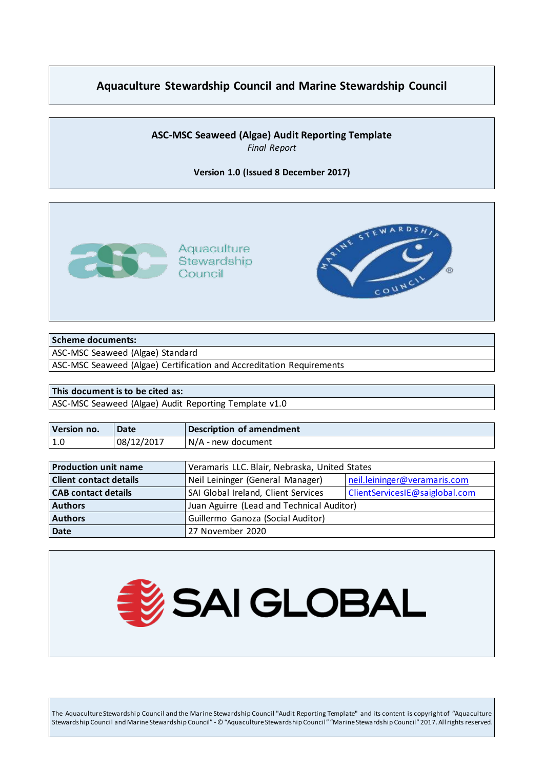# Aquaculture Stewardship Council and Marine Stewardship Council

## ASC-MSC Seaweed (Algae) Audit Reporting Template

*Final Report*

**Version 1.0 (Issued 8 December 2017)**

| **Scheme documents:** |
|---|
| ASC-MSC Seaweed (Algae) Standard |
| ASC-MSC Seaweed (Algae) Certification and Accreditation Requirements |

| **This document is to be cited as:** |
|---|
| ASC-MSC Seaweed (Algae) Audit Reporting Template v1.0 |

| **Version no.** | **Date** | **Description of amendment** |
|---|---|---|
| 1.0 | 08/12/2017 | N/A - new document |

| | | |
|---|---|---|
| **Production unit name** | Veramaris LLC. Blair, Nebraska, United States | |
| **Client contact details** | Neil Leininger (General Manager) | neil.leininger@veramaris.com |
| **CAB contact details** | SAI Global Ireland, Client Services | ClientServicesIE@saiglobal.com |
| **Authors** | Juan Aguirre (Lead and Technical Auditor) | |
| **Authors** | Guillermo Ganoza (Social Auditor) | |
| **Date** | 27 November 2020 | |

SAI GLOBAL

The Aquaculture Stewardship Council and the Marine Stewardship Council "Audit Reporting Template" and its content is copyright of "Aquaculture Stewardship Council and Marine Stewardship Council" - © "Aquaculture Stewardship Council" "Marine Stewardship Council" 2017. All rights reserved.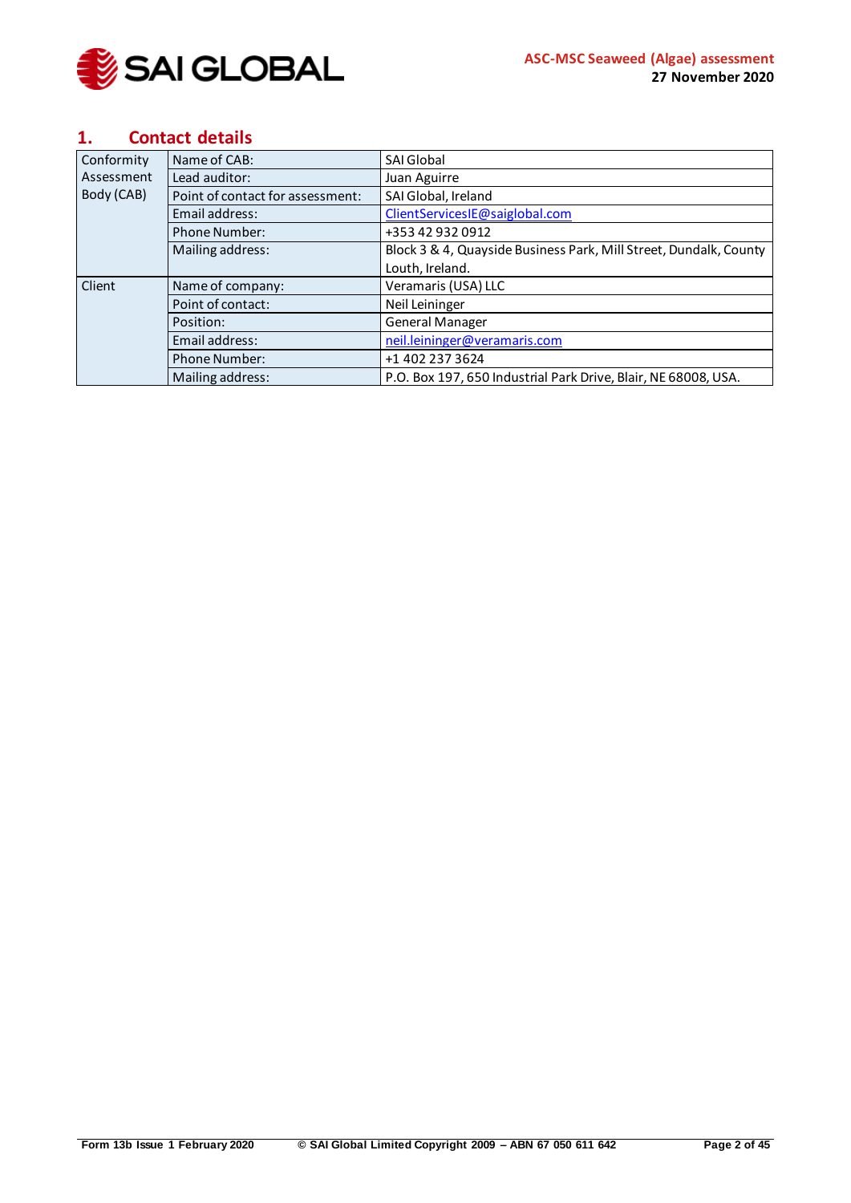## 1. Contact details

| | | |
|---|---|---|
| Conformity Assessment Body (CAB) | Name of CAB: | SAI Global |
| | Lead auditor: | Juan Aguirre |
| | Point of contact for assessment: | SAI Global, Ireland |
| | Email address: | ClientServicesIE@saiglobal.com |
| | Phone Number: | +353 42 932 0912 |
| | Mailing address: | Block 3 & 4, Quayside Business Park, Mill Street, Dundalk, County Louth, Ireland. |
| Client | Name of company: | Veramaris (USA) LLC |
| | Point of contact: | Neil Leininger |
| | Position: | General Manager |
| | Email address: | neil.leininger@veramaris.com |
| | Phone Number: | +1 402 237 3624 |
| | Mailing address: | P.O. Box 197, 650 Industrial Park Drive, Blair, NE 68008, USA. |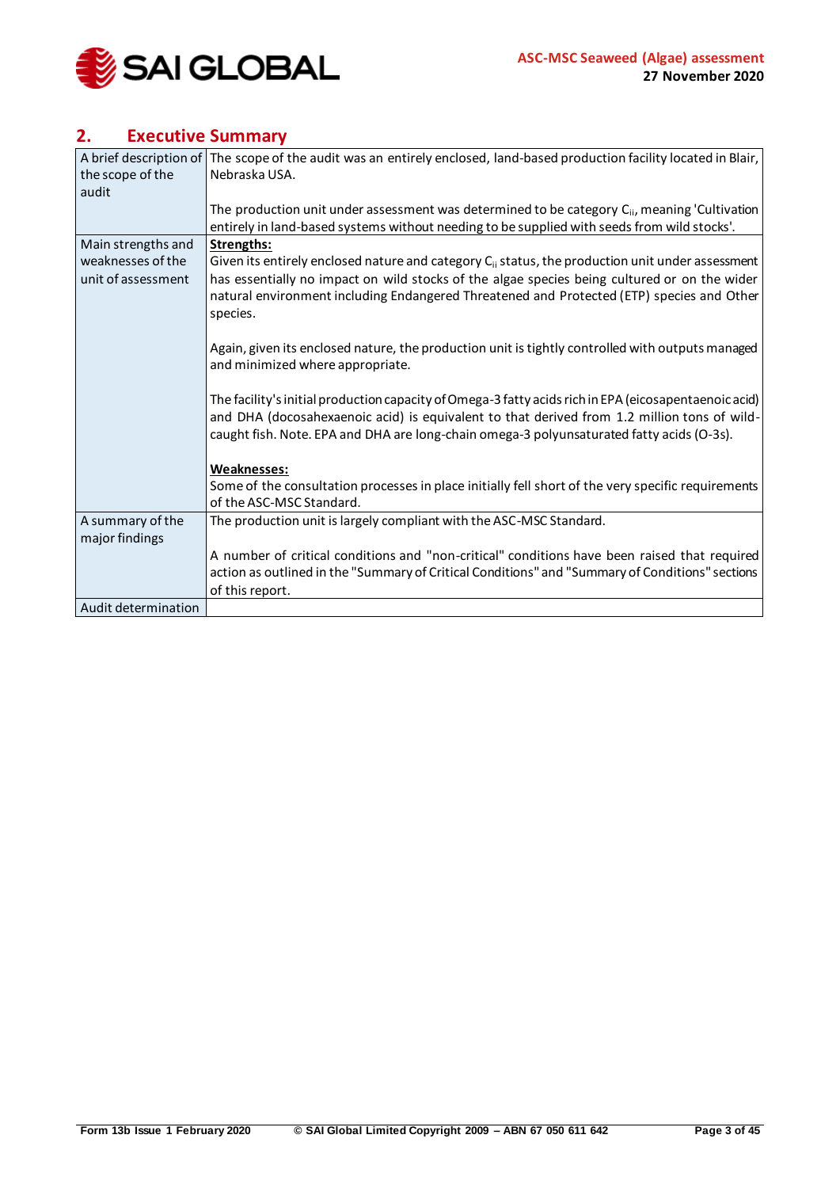## 2. Executive Summary

| | |
|---|---|
| A brief description of the scope of the audit | The scope of the audit was an entirely enclosed, land-based production facility located in Blair, Nebraska USA.<br><br>The production unit under assessment was determined to be category $C_{ii}$, meaning 'Cultivation entirely in land-based systems without needing to be supplied with seeds from wild stocks'. |
| Main strengths and weaknesses of the unit of assessment | **Strengths:**<br>Given its entirely enclosed nature and category $C_{ii}$ status, the production unit under assessment has essentially no impact on wild stocks of the algae species being cultured or on the wider natural environment including Endangered Threatened and Protected (ETP) species and Other species.<br><br>Again, given its enclosed nature, the production unit is tightly controlled with outputs managed and minimized where appropriate.<br><br>The facility's initial production capacity of Omega-3 fatty acids rich in EPA (eicosapentaenoic acid) and DHA (docosahexaenoic acid) is equivalent to that derived from 1.2 million tons of wild-caught fish. Note. EPA and DHA are long-chain omega-3 polyunsaturated fatty acids (O-3s).<br><br>**Weaknesses:**<br>Some of the consultation processes in place initially fell short of the very specific requirements of the ASC-MSC Standard. |
| A summary of the major findings | The production unit is largely compliant with the ASC-MSC Standard.<br><br>A number of critical conditions and "non-critical" conditions have been raised that required action as outlined in the "Summary of Critical Conditions" and "Summary of Conditions" sections of this report. |
| Audit determination | |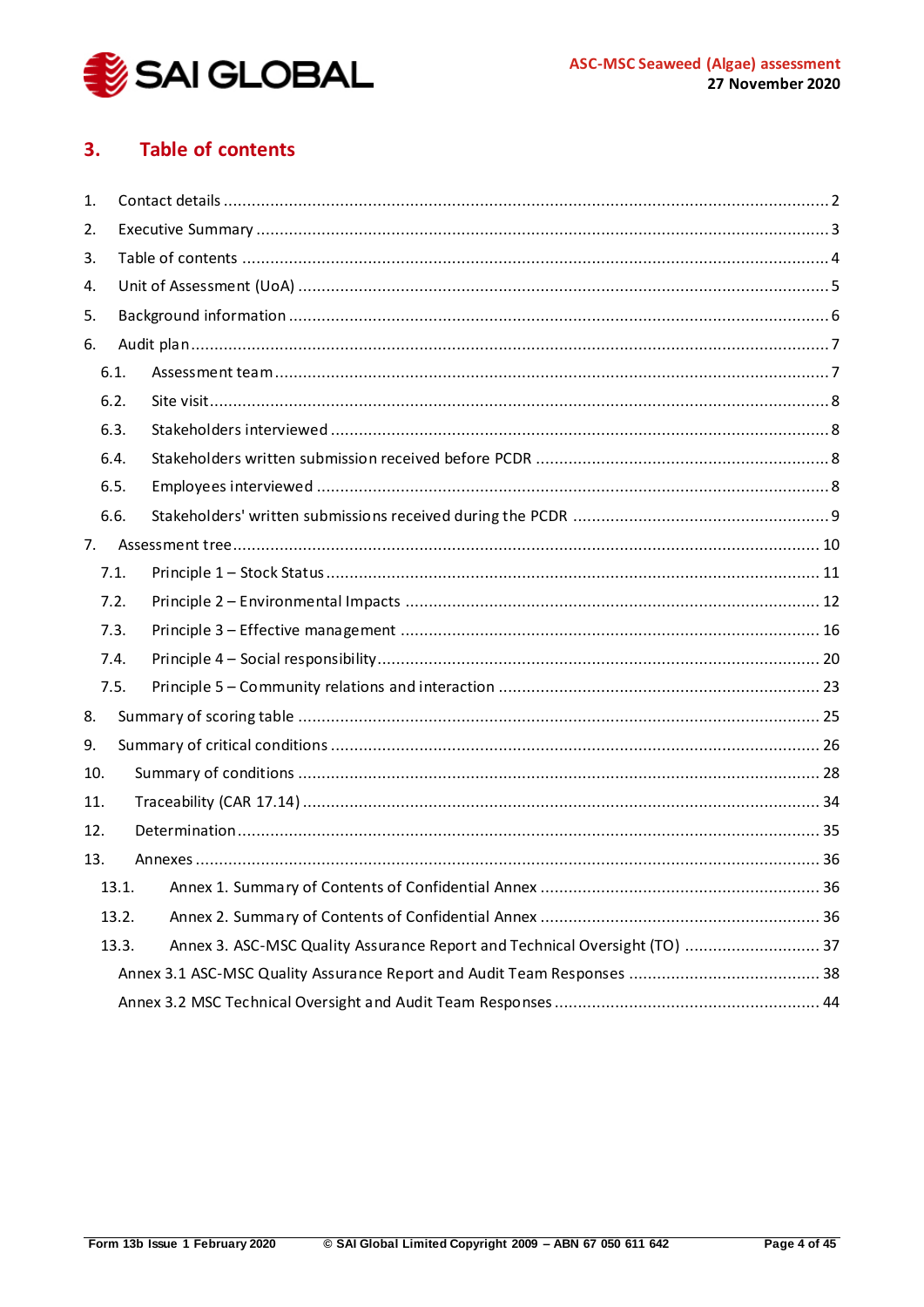## 3. Table of contents

1. Contact details ... 2
2. Executive Summary ... 3
3. Table of contents ... 4
4. Unit of Assessment (UoA) ... 5
5. Background information ... 6
6. Audit plan ... 7
   - 6.1. Assessment team ... 7
   - 6.2. Site visit ... 8
   - 6.3. Stakeholders interviewed ... 8
   - 6.4. Stakeholders written submission received before PCDR ... 8
   - 6.5. Employees interviewed ... 8
   - 6.6. Stakeholders' written submissions received during the PCDR ... 9
7. Assessment tree ... 10
   - 7.1. Principle 1 – Stock Status ... 11
   - 7.2. Principle 2 – Environmental Impacts ... 12
   - 7.3. Principle 3 – Effective management ... 16
   - 7.4. Principle 4 – Social responsibility ... 20
   - 7.5. Principle 5 – Community relations and interaction ... 23
8. Summary of scoring table ... 25
9. Summary of critical conditions ... 26
10. Summary of conditions ... 28
11. Traceability (CAR 17.14) ... 34
12. Determination ... 35
13. Annexes ... 36
    - 13.1. Annex 1. Summary of Contents of Confidential Annex ... 36
    - 13.2. Annex 2. Summary of Contents of Confidential Annex ... 36
    - 13.3. Annex 3. ASC-MSC Quality Assurance Report and Technical Oversight (TO) ... 37
    - Annex 3.1 ASC-MSC Quality Assurance Report and Audit Team Responses ... 38
    - Annex 3.2 MSC Technical Oversight and Audit Team Responses ... 44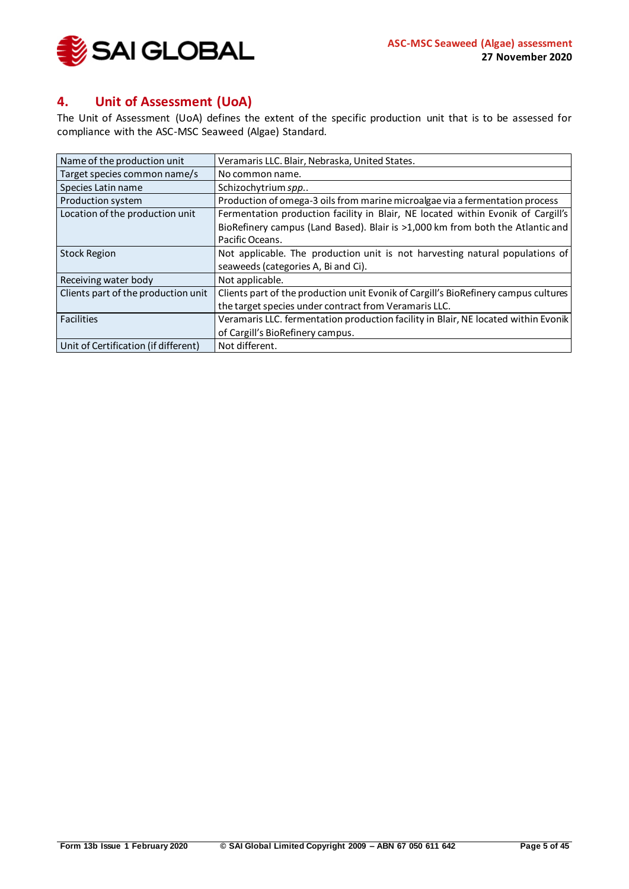## 4. Unit of Assessment (UoA)

The Unit of Assessment (UoA) defines the extent of the specific production unit that is to be assessed for compliance with the ASC-MSC Seaweed (Algae) Standard.

| | |
|---|---|
| Name of the production unit | Veramaris LLC. Blair, Nebraska, United States. |
| Target species common name/s | No common name. |
| Species Latin name | Schizochytrium *spp.*. |
| Production system | Production of omega-3 oils from marine microalgae via a fermentation process |
| Location of the production unit | Fermentation production facility in Blair, NE located within Evonik of Cargill's BioRefinery campus (Land Based). Blair is >1,000 km from both the Atlantic and Pacific Oceans. |
| Stock Region | Not applicable. The production unit is not harvesting natural populations of seaweeds (categories A, Bi and Ci). |
| Receiving water body | Not applicable. |
| Clients part of the production unit | Clients part of the production unit Evonik of Cargill's BioRefinery campus cultures the target species under contract from Veramaris LLC. |
| Facilities | Veramaris LLC. fermentation production facility in Blair, NE located within Evonik of Cargill's BioRefinery campus. |
| Unit of Certification (if different) | Not different. |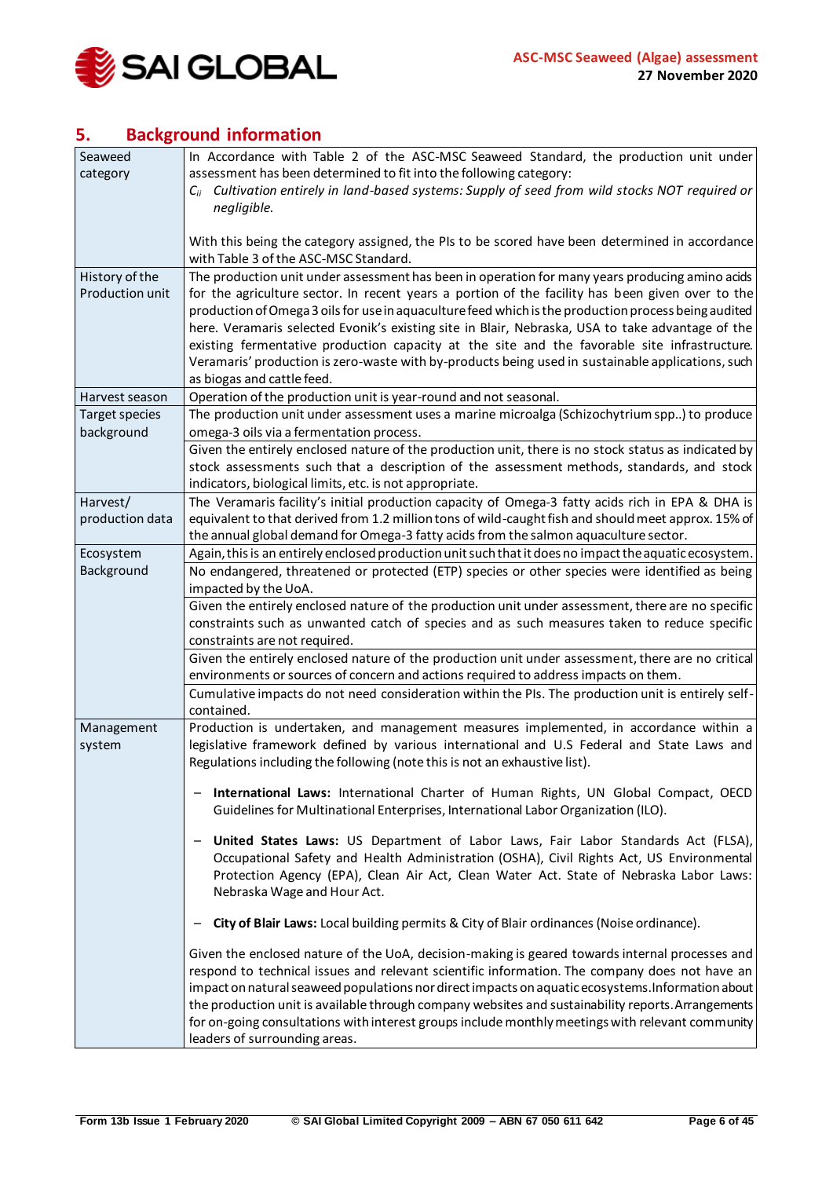## 5. Background information

| | |
|---|---|
| Seaweed category | In Accordance with Table 2 of the ASC-MSC Seaweed Standard, the production unit under assessment has been determined to fit into the following category:<br>$C_{ii}$ *Cultivation entirely in land-based systems: Supply of seed from wild stocks NOT required or negligible.*<br><br>With this being the category assigned, the PIs to be scored have been determined in accordance with Table 3 of the ASC-MSC Standard. |
| History of the Production unit | The production unit under assessment has been in operation for many years producing amino acids for the agriculture sector. In recent years a portion of the facility has been given over to the production of Omega 3 oils for use in aquaculture feed which is the production process being audited here. Veramaris selected Evonik's existing site in Blair, Nebraska, USA to take advantage of the existing fermentative production capacity at the site and the favorable site infrastructure. Veramaris' production is zero-waste with by-products being used in sustainable applications, such as biogas and cattle feed. |
| Harvest season | Operation of the production unit is year-round and not seasonal. |
| Target species background | The production unit under assessment uses a marine microalga (Schizochytrium spp..) to produce omega-3 oils via a fermentation process. |
| | Given the entirely enclosed nature of the production unit, there is no stock status as indicated by stock assessments such that a description of the assessment methods, standards, and stock indicators, biological limits, etc. is not appropriate. |
| Harvest/ production data | The Veramaris facility's initial production capacity of Omega-3 fatty acids rich in EPA & DHA is equivalent to that derived from 1.2 million tons of wild-caught fish and should meet approx. 15% of the annual global demand for Omega-3 fatty acids from the salmon aquaculture sector. |
| Ecosystem Background | Again, this is an entirely enclosed production unit such that it does no impact the aquatic ecosystem. |
| | No endangered, threatened or protected (ETP) species or other species were identified as being impacted by the UoA. |
| | Given the entirely enclosed nature of the production unit under assessment, there are no specific constraints such as unwanted catch of species and as such measures taken to reduce specific constraints are not required. |
| | Given the entirely enclosed nature of the production unit under assessment, there are no critical environments or sources of concern and actions required to address impacts on them. |
| | Cumulative impacts do not need consideration within the PIs. The production unit is entirely self-contained. |
| Management system | Production is undertaken, and management measures implemented, in accordance within a legislative framework defined by various international and U.S Federal and State Laws and Regulations including the following (note this is not an exhaustive list).<br><br>– **International Laws:** International Charter of Human Rights, UN Global Compact, OECD Guidelines for Multinational Enterprises, International Labor Organization (ILO).<br><br>– **United States Laws:** US Department of Labor Laws, Fair Labor Standards Act (FLSA), Occupational Safety and Health Administration (OSHA), Civil Rights Act, US Environmental Protection Agency (EPA), Clean Air Act, Clean Water Act. State of Nebraska Labor Laws: Nebraska Wage and Hour Act.<br><br>– **City of Blair Laws:** Local building permits & City of Blair ordinances (Noise ordinance).<br><br>Given the enclosed nature of the UoA, decision-making is geared towards internal processes and respond to technical issues and relevant scientific information. The company does not have an impact on natural seaweed populations nor direct impacts on aquatic ecosystems. Information about the production unit is available through company websites and sustainability reports. Arrangements for on-going consultations with interest groups include monthly meetings with relevant community leaders of surrounding areas. |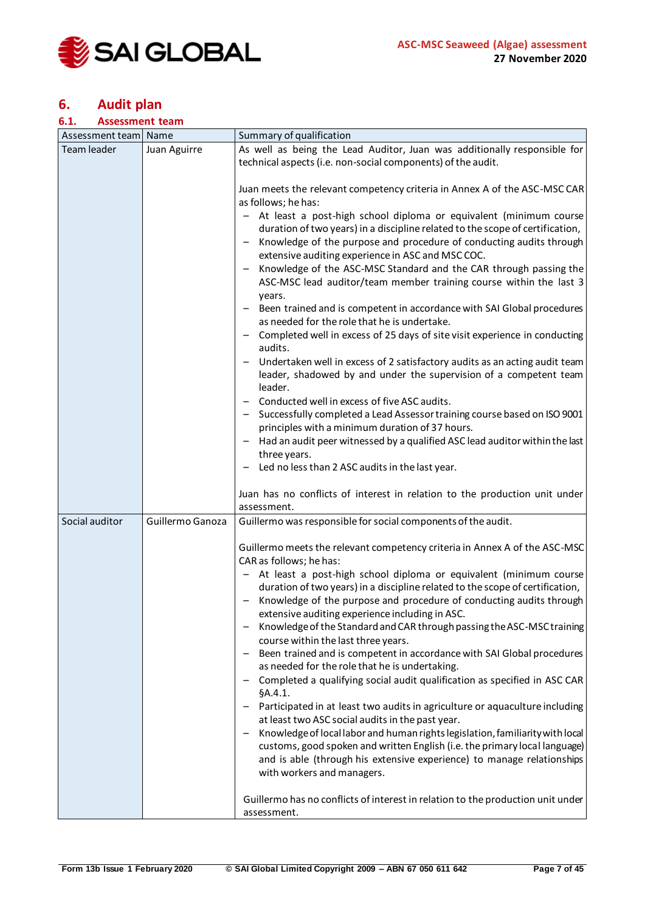# 6. Audit plan

## 6.1. Assessment team

| Assessment team | Name | Summary of qualification |
|---|---|---|
| Team leader | Juan Aguirre | As well as being the Lead Auditor, Juan was additionally responsible for technical aspects (i.e. non-social components) of the audit.<br><br>Juan meets the relevant competency criteria in Annex A of the ASC-MSC CAR as follows; he has:<br>– At least a post-high school diploma or equivalent (minimum course duration of two years) in a discipline related to the scope of certification,<br>– Knowledge of the purpose and procedure of conducting audits through extensive auditing experience in ASC and MSC COC.<br>– Knowledge of the ASC-MSC Standard and the CAR through passing the ASC-MSC lead auditor/team member training course within the last 3 years.<br>– Been trained and is competent in accordance with SAI Global procedures as needed for the role that he is undertake.<br>– Completed well in excess of 25 days of site visit experience in conducting audits.<br>– Undertaken well in excess of 2 satisfactory audits as an acting audit team leader, shadowed by and under the supervision of a competent team leader.<br>– Conducted well in excess of five ASC audits.<br>– Successfully completed a Lead Assessor training course based on ISO 9001 principles with a minimum duration of 37 hours.<br>– Had an audit peer witnessed by a qualified ASC lead auditor within the last three years.<br>– Led no less than 2 ASC audits in the last year.<br><br>Juan has no conflicts of interest in relation to the production unit under assessment. |
| Social auditor | Guillermo Ganoza | Guillermo was responsible for social components of the audit.<br><br>Guillermo meets the relevant competency criteria in Annex A of the ASC-MSC CAR as follows; he has:<br>– At least a post-high school diploma or equivalent (minimum course duration of two years) in a discipline related to the scope of certification,<br>– Knowledge of the purpose and procedure of conducting audits through extensive auditing experience including in ASC.<br>– Knowledge of the Standard and CAR through passing the ASC-MSC training course within the last three years.<br>– Been trained and is competent in accordance with SAI Global procedures as needed for the role that he is undertaking.<br>– Completed a qualifying social audit qualification as specified in ASC CAR §A.4.1.<br>– Participated in at least two audits in agriculture or aquaculture including at least two ASC social audits in the past year.<br>– Knowledge of local labor and human rights legislation, familiarity with local customs, good spoken and written English (i.e. the primary local language) and is able (through his extensive experience) to manage relationships with workers and managers.<br><br>Guillermo has no conflicts of interest in relation to the production unit under assessment. |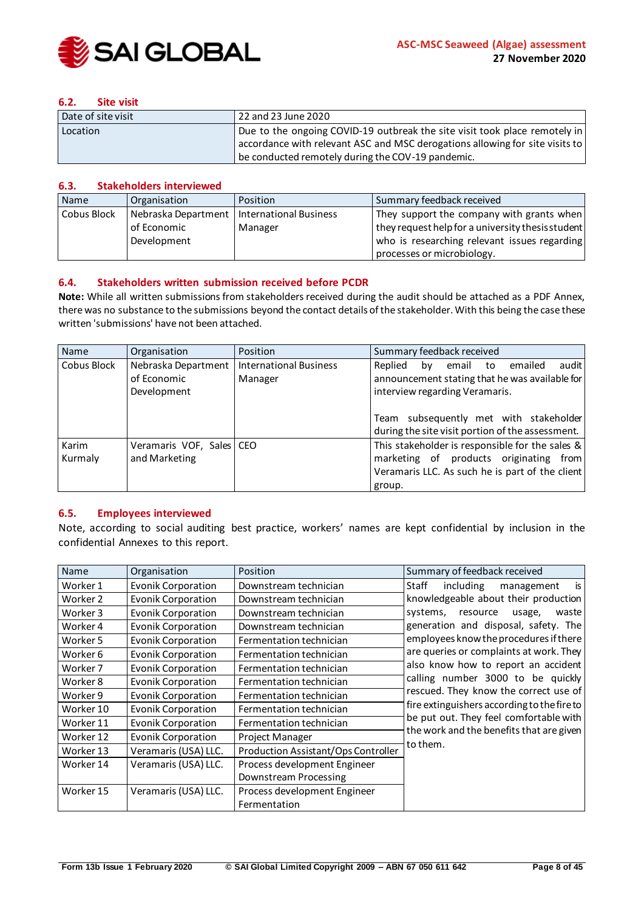## 6.2. Site visit

| | |
|---|---|
| Date of site visit | 22 and 23 June 2020 |
| Location | Due to the ongoing COVID-19 outbreak the site visit took place remotely in accordance with relevant ASC and MSC derogations allowing for site visits to be conducted remotely during the COV-19 pandemic. |

## 6.3. Stakeholders interviewed

| Name | Organisation | Position | Summary feedback received |
|---|---|---|---|
| Cobus Block | Nebraska Department of Economic Development | International Business Manager | They support the company with grants when they request help for a university thesis student who is researching relevant issues regarding processes or microbiology. |

## 6.4. Stakeholders written submission received before PCDR

**Note:** While all written submissions from stakeholders received during the audit should be attached as a PDF Annex, there was no substance to the submissions beyond the contact details of the stakeholder. With this being the case these written 'submissions' have not been attached.

| Name | Organisation | Position | Summary feedback received |
|---|---|---|---|
| Cobus Block | Nebraska Department of Economic Development | International Business Manager | Replied by email to emailed audit announcement stating that he was available for interview regarding Veramaris.<br><br>Team subsequently met with stakeholder during the site visit portion of the assessment. |
| Karim Kurmaly | Veramaris VOF, Sales and Marketing | CEO | This stakeholder is responsible for the sales & marketing of products originating from Veramaris LLC. As such he is part of the client group. |

## 6.5. Employees interviewed

Note, according to social auditing best practice, workers' names are kept confidential by inclusion in the confidential Annexes to this report.

| Name | Organisation | Position | Summary of feedback received |
|---|---|---|---|
| Worker 1 | Evonik Corporation | Downstream technician | Staff including management is knowledgeable about their production systems, resource usage, waste generation and disposal, safety. The employees know the procedures if there are queries or complaints at work. They also know how to report an accident calling number 3000 to be quickly rescued. They know the correct use of fire extinguishers according to the fire to be put out. They feel comfortable with the work and the benefits that are given to them. |
| Worker 2 | Evonik Corporation | Downstream technician | |
| Worker 3 | Evonik Corporation | Downstream technician | |
| Worker 4 | Evonik Corporation | Downstream technician | |
| Worker 5 | Evonik Corporation | Fermentation technician | |
| Worker 6 | Evonik Corporation | Fermentation technician | |
| Worker 7 | Evonik Corporation | Fermentation technician | |
| Worker 8 | Evonik Corporation | Fermentation technician | |
| Worker 9 | Evonik Corporation | Fermentation technician | |
| Worker 10 | Evonik Corporation | Fermentation technician | |
| Worker 11 | Evonik Corporation | Fermentation technician | |
| Worker 12 | Evonik Corporation | Project Manager | |
| Worker 13 | Veramaris (USA) LLC. | Production Assistant/Ops Controller | |
| Worker 14 | Veramaris (USA) LLC. | Process development Engineer Downstream Processing | |
| Worker 15 | Veramaris (USA) LLC. | Process development Engineer Fermentation | |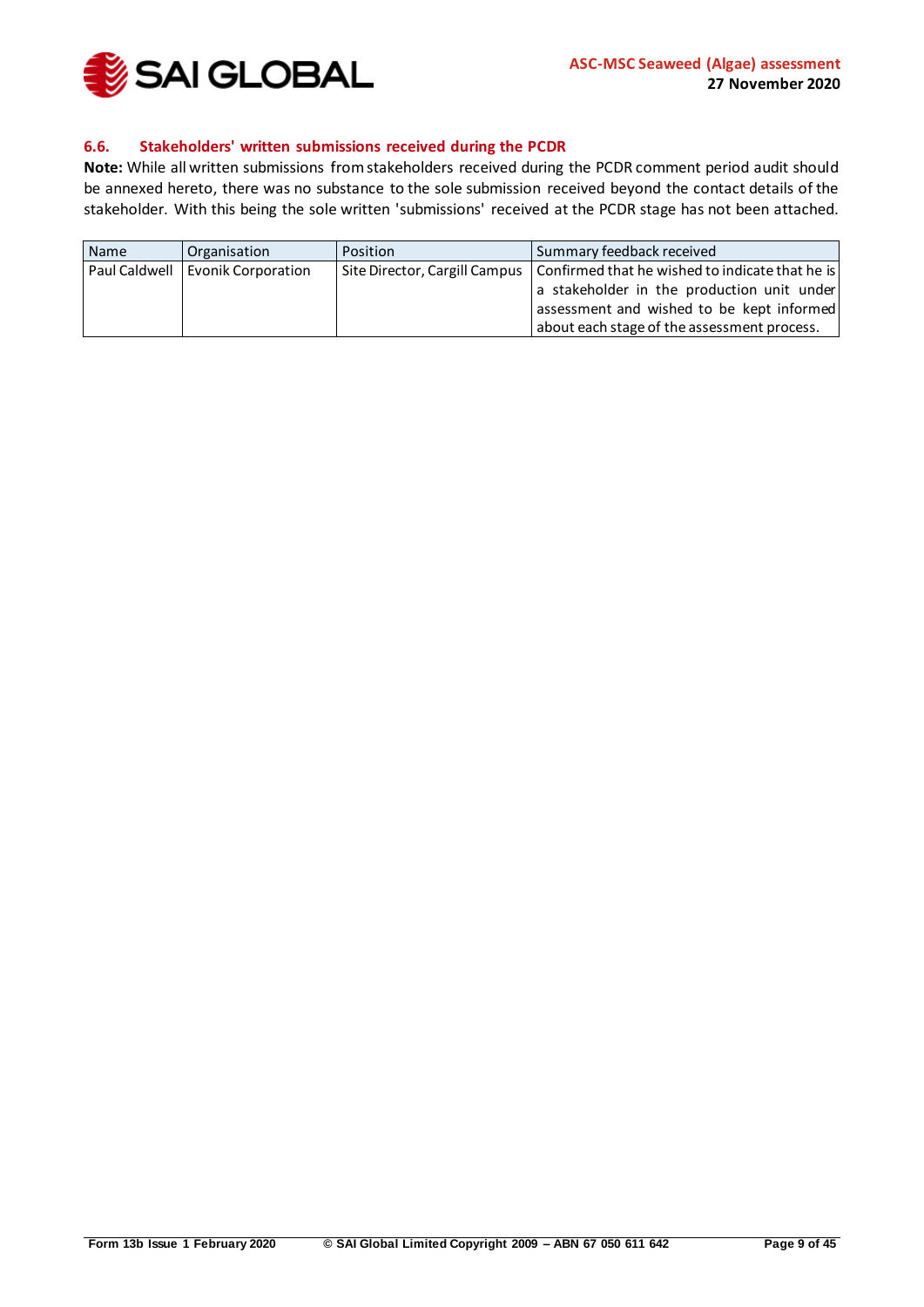### 6.6. Stakeholders' written submissions received during the PCDR

**Note:** While all written submissions from stakeholders received during the PCDR comment period audit should be annexed hereto, there was no substance to the sole submission received beyond the contact details of the stakeholder. With this being the sole written 'submissions' received at the PCDR stage has not been attached.

| Name | Organisation | Position | Summary feedback received |
|---|---|---|---|
| Paul Caldwell | Evonik Corporation | Site Director, Cargill Campus | Confirmed that he wished to indicate that he is a stakeholder in the production unit under assessment and wished to be kept informed about each stage of the assessment process. |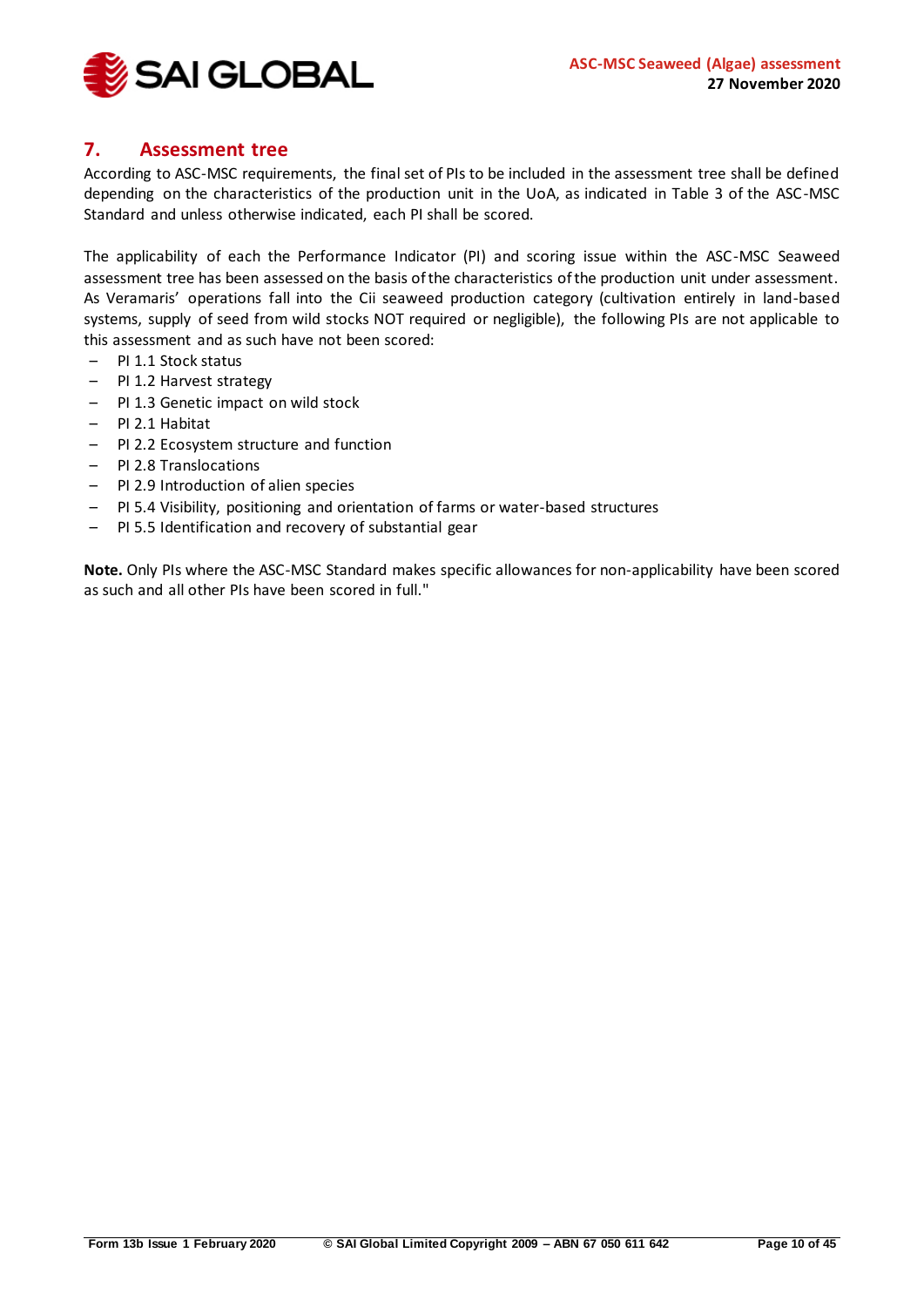## 7. Assessment tree

According to ASC-MSC requirements, the final set of PIs to be included in the assessment tree shall be defined depending on the characteristics of the production unit in the UoA, as indicated in Table 3 of the ASC-MSC Standard and unless otherwise indicated, each PI shall be scored.

The applicability of each the Performance Indicator (PI) and scoring issue within the ASC-MSC Seaweed assessment tree has been assessed on the basis of the characteristics of the production unit under assessment. As Veramaris' operations fall into the Cii seaweed production category (cultivation entirely in land-based systems, supply of seed from wild stocks NOT required or negligible), the following PIs are not applicable to this assessment and as such have not been scored:

- PI 1.1 Stock status
- PI 1.2 Harvest strategy
- PI 1.3 Genetic impact on wild stock
- PI 2.1 Habitat
- PI 2.2 Ecosystem structure and function
- PI 2.8 Translocations
- PI 2.9 Introduction of alien species
- PI 5.4 Visibility, positioning and orientation of farms or water-based structures
- PI 5.5 Identification and recovery of substantial gear

**Note.** Only PIs where the ASC-MSC Standard makes specific allowances for non-applicability have been scored as such and all other PIs have been scored in full."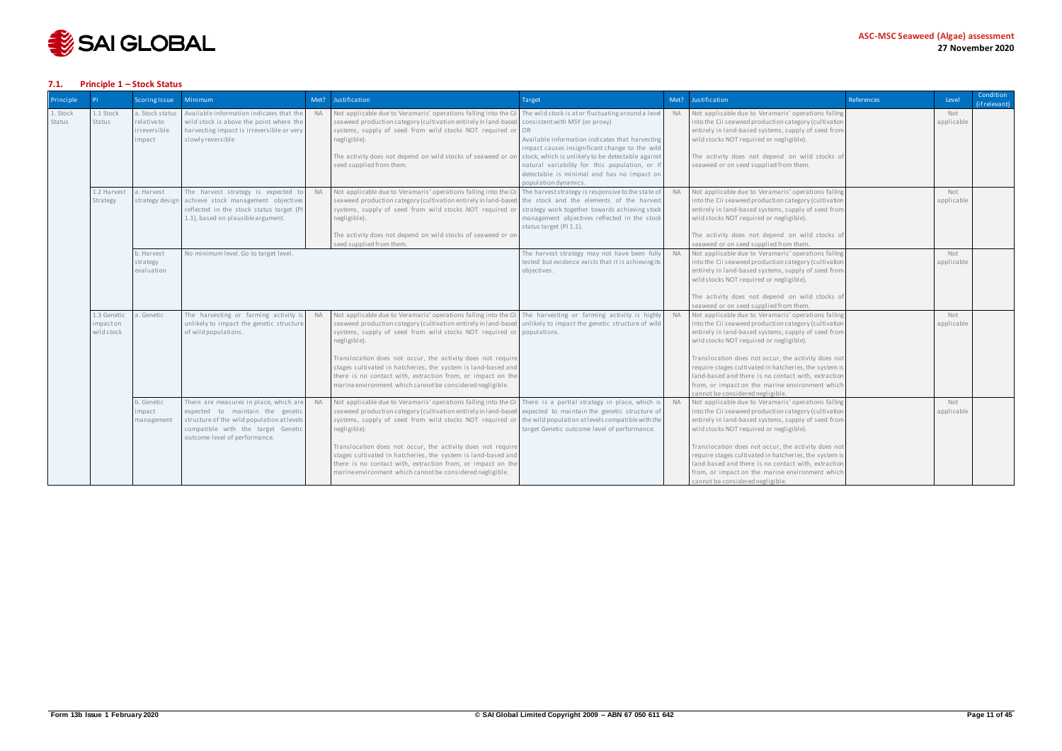### 7.1. Principle 1 – Stock Status

| Principle | PI | Scoring Issue | Minimum | Met? | Justification | Target | Met? | Justification | References | Level | Condition (if relevant) |
|---|---|---|---|---|---|---|---|---|---|---|---|
| 1. Stock Status | 1.1 Stock Status | a. Stock status relative to irreversible impact | Available information indicates that the wild stock is above the point where the harvesting impact is irreversible or very slowly reversible | NA | Not applicable due to Veramaris' operations falling into the Cii seaweed production category (cultivation entirely in land-based systems, supply of seed from wild stocks NOT required or negligible).<br><br>The activity does not depend on wild stocks of seaweed or on seed supplied from them. | The wild stock is at or fluctuating around a level consistent with MSY (or proxy)<br>OR<br>Available information indicates that harvesting impact causes insignificant change to the wild stock, which is unlikely to be detectable against natural variability for this population, or if detectable is minimal and has no impact on population dynamics. | NA | Not applicable due to Veramaris' operations falling into the Cii seaweed production category (cultivation entirely in land-based systems, supply of seed from wild stocks NOT required or negligible).<br><br>The activity does not depend on wild stocks of seaweed or on seed supplied from them. | | Not applicable | |
| | 1.2 Harvest Strategy | a. Harvest strategy design | The harvest strategy is expected to achieve stock management objectives reflected in the stock status target (PI 1.1), based on plausible argument. | NA | Not applicable due to Veramaris' operations falling into the Cii seaweed production category (cultivation entirely in land-based systems, supply of seed from wild stocks NOT required or negligible).<br><br>The activity does not depend on wild stocks of seaweed or on seed supplied from them. | The harvest strategy is responsive to the state of the stock and the elements of the harvest strategy work together towards achieving stock management objectives reflected in the stock status target (PI 1.1). | NA | Not applicable due to Veramaris' operations falling into the Cii seaweed production category (cultivation entirely in land-based systems, supply of seed from wild stocks NOT required or negligible).<br><br>The activity does not depend on wild stocks of seaweed or on seed supplied from them. | | Not applicable | |
| | | b. Harvest strategy evaluation | No minimum level. Go to target level. | | | The harvest strategy may not have been fully tested but evidence exists that it is achieving its objectives. | NA | Not applicable due to Veramaris' operations falling into the Cii seaweed production category (cultivation entirely in land-based systems, supply of seed from wild stocks NOT required or negligible).<br><br>The activity does not depend on wild stocks of seaweed or on seed supplied from them. | | Not applicable | |
| | 1.3 Genetic impact on wild stock | a. Genetic | The harvesting or farming activity is unlikely to impact the genetic structure of wild populations. | NA | Not applicable due to Veramaris' operations falling into the Cii seaweed production category (cultivation entirely in land-based systems, supply of seed from wild stocks NOT required or negligible).<br><br>Translocation does not occur, the activity does not require stages cultivated in hatcheries, the system is land-based and there is no contact with, extraction from, or impact on the marine environment which cannot be considered negligible. | The harvesting or farming activity is highly unlikely to impact the genetic structure of wild populations. | NA | Not applicable due to Veramaris' operations falling into the Cii seaweed production category (cultivation entirely in land-based systems, supply of seed from wild stocks NOT required or negligible).<br><br>Translocation does not occur, the activity does not require stages cultivated in hatcheries, the system is land-based and there is no contact with, extraction from, or impact on the marine environment which cannot be considered negligible. | | Not applicable | |
| | | b. Genetic impact management | There are measures in place, which are expected to maintain the genetic structure of the wild population at levels compatible with the target Genetic outcome level of performance. | NA | Not applicable due to Veramaris' operations falling into the Cii seaweed production category (cultivation entirely in land-based systems, supply of seed from wild stocks NOT required or negligible).<br><br>Translocation does not occur, the activity does not require stages cultivated in hatcheries, the system is land-based and there is no contact with, extraction from, or impact on the marine environment which cannot be considered negligible. | There is a partial strategy in place, which is expected to maintain the genetic structure of the wild population at levels compatible with the target Genetic outcome level of performance. | NA | Not applicable due to Veramaris' operations falling into the Cii seaweed production category (cultivation entirely in land-based systems, supply of seed from wild stocks NOT required or negligible).<br><br>Translocation does not occur, the activity does not require stages cultivated in hatcheries, the system is land-based and there is no contact with, extraction from, or impact on the marine environment which cannot be considered negligible. | | Not applicable | |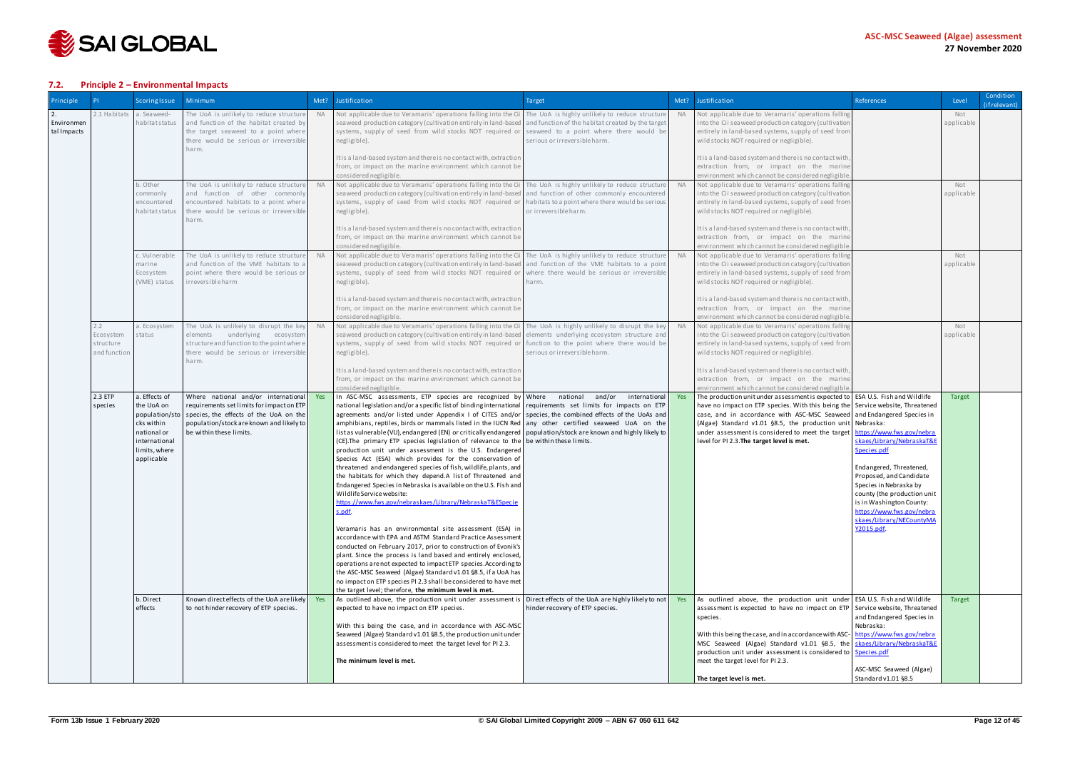## 7.2. Principle 2 – Environmental Impacts

| Principle | PI | Scoring Issue | Minimum | Met? | Justification | Target | Met? | Justification | References | Level | Condition (if relevant) |
|---|---|---|---|---|---|---|---|---|---|---|---|
| 2. Environmental Impacts | 2.1 Habitats | a. Seaweed-habitat status | The UoA is unlikely to reduce structure and function of the habitat created by the target seaweed to a point where there would be serious or irreversible harm. | NA | Not applicable due to Veramaris' operations falling into the Cii seaweed production category (cultivation entirely in land-based systems, supply of seed from wild stocks NOT required or negligible).<br><br>It is a land-based system and there is no contact with, extraction from, or impact on the marine environment which cannot be considered negligible. | The UoA is highly unlikely to reduce structure and function of the habitat created by the target seaweed to a point where there would be serious or irreversible harm. | NA | Not applicable due to Veramaris' operations falling into the Cii seaweed production category (cultivation entirely in land-based systems, supply of seed from wild stocks NOT required or negligible).<br><br>It is a land-based system and there is no contact with, extraction from, or impact on the marine environment which cannot be considered negligible. | | Not applicable | |
| | | b. Other commonly encountered habitat status | The UoA is unlikely to reduce structure and function of other commonly encountered habitats to a point where there would be serious or irreversible harm. | NA | Not applicable due to Veramaris' operations falling into the Cii seaweed production category (cultivation entirely in land-based systems, supply of seed from wild stocks NOT required or negligible).<br><br>It is a land-based system and there is no contact with, extraction from, or impact on the marine environment which cannot be considered negligible. | The UoA is highly unlikely to reduce structure and function of other commonly encountered habitats to a point where there would be serious or irreversible harm. | NA | Not applicable due to Veramaris' operations falling into the Cii seaweed production category (cultivation entirely in land-based systems, supply of seed from wild stocks NOT required or negligible).<br><br>It is a land-based system and there is no contact with, extraction from, or impact on the marine environment which cannot be considered negligible. | | Not applicable | |
| | | c. Vulnerable marine Ecosystem (VME) status | The UoA is unlikely to reduce structure and function of the VME habitats to a point where there would be serious or irreversible harm | NA | Not applicable due to Veramaris' operations falling into the Cii seaweed production category (cultivation entirely in land-based systems, supply of seed from wild stocks NOT required or negligible).<br><br>It is a land-based system and there is no contact with, extraction from, or impact on the marine environment which cannot be considered negligible. | The UoA is highly unlikely to reduce structure and function of the VME habitats to a point where there would be serious or irreversible harm. | NA | Not applicable due to Veramaris' operations falling into the Cii seaweed production category (cultivation entirely in land-based systems, supply of seed from wild stocks NOT required or negligible).<br><br>It is a land-based system and there is no contact with, extraction from, or impact on the marine environment which cannot be considered negligible. | | Not applicable | |
| | 2.2 Ecosystem structure and function | a. Ecosystem status | The UoA is unlikely to disrupt the key elements underlying ecosystem structure and function to the point where there would be serious or irreversible harm. | NA | Not applicable due to Veramaris' operations falling into the Cii seaweed production category (cultivation entirely in land-based systems, supply of seed from wild stocks NOT required or negligible).<br><br>It is a land-based system and there is no contact with, extraction from, or impact on the marine environment which cannot be considered negligible. | The UoA is highly unlikely to disrupt the key elements underlying ecosystem structure and function to the point where there would be serious or irreversible harm. | NA | Not applicable due to Veramaris' operations falling into the Cii seaweed production category (cultivation entirely in land-based systems, supply of seed from wild stocks NOT required or negligible).<br><br>It is a land-based system and there is no contact with, extraction from, or impact on the marine environment which cannot be considered negligible. | | Not applicable | |
| | 2.3 ETP species | a. Effects of the UoA on population/stocks within national or international limits, where applicable | Where national and/or international requirements set limits for impact on ETP species, the effects of the UoA on the population/stock are known and likely to be within these limits. | Yes | In ASC-MSC assessments, ETP species are recognized by national legislation and/or a specific list of binding international agreements and/or listed under Appendix I of CITES and/or amphibians, reptiles, birds or mammals listed in the IUCN Red list as vulnerable (VU), endangered (EN) or critically endangered (CE).The primary ETP species legislation of relevance to the production unit under assessment is the U.S. Endangered Species Act (ESA) which provides for the conservation of threatened and endangered species of fish, wildlife, plants, and the habitats for which they depend.A list of Threatened and Endangered Species in Nebraska is available on the U.S. Fish and Wildlife Service website: [https://www.fws.gov/nebraskaes/Library/NebraskaT&ESpecies.pdf](https://www.fws.gov/nebraskaes/Library/NebraskaT&ESpecies.pdf).<br><br>Veramaris has an environmental site assessment (ESA) in accordance with EPA and ASTM Standard Practice Assessment conducted on February 2017, prior to construction of Evonik's plant. Since the process is land based and entirely enclosed, operations are not expected to impact ETP species.According to the ASC-MSC Seaweed (Algae) Standard v1.01 §8.5, if a UoA has no impact on ETP species PI 2.3 shall be considered to have met the target level; therefore, **the minimum level is met.** | Where national and/or international requirements set limits for impacts on ETP species, the combined effects of the UoAs and any other certified seaweed UoA on the population/stock are known and highly likely to be within these limits. | Yes | The production unit under assessment is expected to have no impact on ETP species. With this being the case, and in accordance with ASC-MSC Seaweed (Algae) Standard v1.01 §8.5, the production unit under assessment is considered to meet the target level for PI 2.3. **The target level is met.** | ESA U.S. Fish and Wildlife Service website, Threatened and Endangered Species in Nebraska: [https://www.fws.gov/nebraskaes/Library/NebraskaT&ESpecies.pdf](https://www.fws.gov/nebraskaes/Library/NebraskaT&ESpecies.pdf)<br><br>Endangered, Threatened, Proposed, and Candidate Species in Nebraska by county (the production unit is in Washington County: [https://www.fws.gov/nebraskaes/Library/NECountyMAY2015.pdf](https://www.fws.gov/nebraskaes/Library/NECountyMAY2015.pdf). | Target | |
| | | b. Direct effects | Known direct effects of the UoA are likely to not hinder recovery of ETP species. | Yes | As outlined above, the production unit under assessment is expected to have no impact on ETP species.<br><br>With this being the case, and in accordance with ASC-MSC Seaweed (Algae) Standard v1.01 §8.5, the production unit under assessment is considered to meet the target level for PI 2.3.<br><br>**The minimum level is met.** | Direct effects of the UoA are highly likely to not hinder recovery of ETP species. | Yes | As outlined above, the production unit under assessment is expected to have no impact on ETP species.<br><br>With this being the case, and in accordance with ASC-MSC Seaweed (Algae) Standard v1.01 §8.5, the production unit under assessment is considered to meet the target level for PI 2.3.<br><br>**The target level is met.** | ESA U.S. Fish and Wildlife Service website, Threatened and Endangered Species in Nebraska: [https://www.fws.gov/nebraskaes/Library/NebraskaT&ESpecies.pdf](https://www.fws.gov/nebraskaes/Library/NebraskaT&ESpecies.pdf)<br><br>ASC-MSC Seaweed (Algae) Standard v1.01 §8.5 | Target | |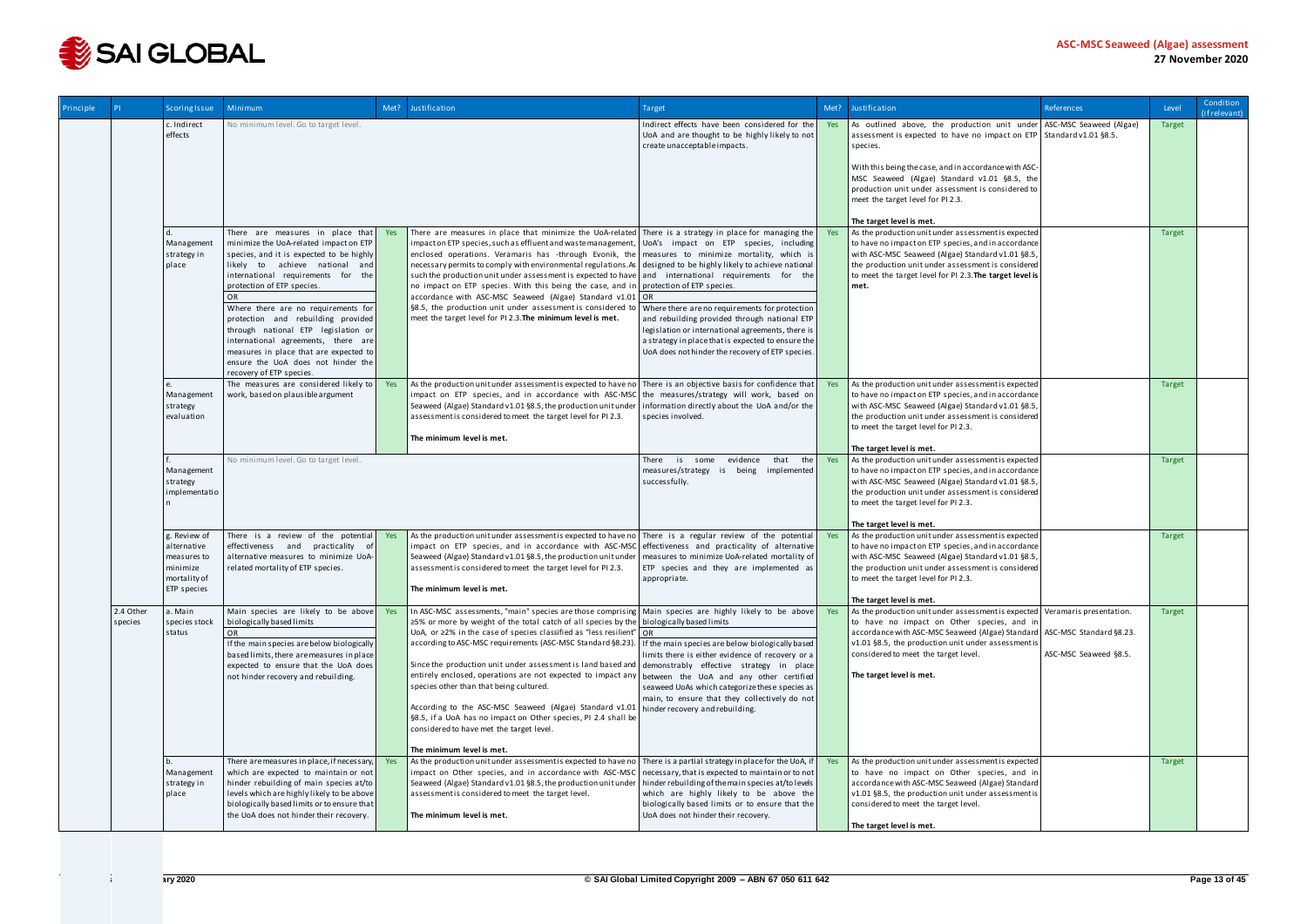| Principle | PI | Scoring Issue | Minimum | Met? | Justification | Target | Met? | Justification | References | Level | Condition (if relevant) |
|---|---|---|---|---|---|---|---|---|---|---|---|
| | | c. Indirect effects | No minimum level. Go to target level. | | | Indirect effects have been considered for the UoA and are thought to be highly likely to not create unacceptable impacts. | Yes | As outlined above, the production unit under assessment is expected to have no impact on ETP species.<br><br>With this being the case, and in accordance with ASC-MSC Seaweed (Algae) Standard v1.01 §8.5, the production unit under assessment is considered to meet the target level for PI 2.3.<br><br>**The target level is met.** | ASC-MSC Seaweed (Algae) Standard v1.01 §8.5. | Target | |
| | | d. Management strategy in place | There are measures in place that minimize the UoA-related impact on ETP species, and it is expected to be highly likely to achieve national and international requirements for the protection of ETP species.<br>OR<br>Where there are no requirements for protection and rebuilding provided through national ETP legislation or international agreements, there are measures in place that are expected to ensure the UoA does not hinder the recovery of ETP species. | Yes | There are measures in place that minimize the UoA-related impact on ETP species, such as effluent and waste management, enclosed operations. Veramaris has -through Evonik, the necessary permits to comply with environmental regulations. As such the production unit under assessment is expected to have no impact on ETP species. With this being the case, and in accordance with ASC-MSC Seaweed (Algae) Standard v1.01 §8.5, the production unit under assessment is considered to meet the target level for PI 2.3. **The minimum level is met.** | There is a strategy in place for managing the UoA's impact on ETP species, including measures to minimize mortality, which is designed to be highly likely to achieve national and international requirements for the protection of ETP species.<br>OR<br>Where there are no requirements for protection and rebuilding provided through national ETP legislation or international agreements, there is a strategy in place that is expected to ensure the UoA does not hinder the recovery of ETP species. | Yes | As the production unit under assessment is expected to have no impact on ETP species, and in accordance with ASC-MSC Seaweed (Algae) Standard v1.01 §8.5, the production unit under assessment is considered to meet the target level for PI 2.3. **The target level is met.** | | Target | |
| | | e. Management strategy evaluation | The measures are considered likely to work, based on plausible argument | Yes | As the production unit under assessment is expected to have no impact on ETP species, and in accordance with ASC-MSC Seaweed (Algae) Standard v1.01 §8.5, the production unit under assessment is considered to meet the target level for PI 2.3.<br><br>**The minimum level is met.** | There is an objective basis for confidence that the measures/strategy will work, based on information directly about the UoA and/or the species involved. | Yes | As the production unit under assessment is expected to have no impact on ETP species, and in accordance with ASC-MSC Seaweed (Algae) Standard v1.01 §8.5, the production unit under assessment is considered to meet the target level for PI 2.3.<br><br>**The target level is met.** | | Target | |
| | | f. Management strategy implementation | No minimum level. Go to target level. | | | There is some evidence that the measures/strategy is being implemented successfully. | Yes | As the production unit under assessment is expected to have no impact on ETP species, and in accordance with ASC-MSC Seaweed (Algae) Standard v1.01 §8.5, the production unit under assessment is considered to meet the target level for PI 2.3.<br><br>**The target level is met.** | | Target | |
| | | g. Review of alternative measures to minimize mortality of ETP species | There is a review of the potential effectiveness and practicality of alternative measures to minimize UoA-related mortality of ETP species. | Yes | As the production unit under assessment is expected to have no impact on ETP species, and in accordance with ASC-MSC Seaweed (Algae) Standard v1.01 §8.5, the production unit under assessment is considered to meet the target level for PI 2.3.<br><br>**The minimum level is met.** | There is a regular review of the potential effectiveness and practicality of alternative measures to minimize UoA-related mortality of ETP species and they are implemented as appropriate. | Yes | As the production unit under assessment is expected to have no impact on ETP species, and in accordance with ASC-MSC Seaweed (Algae) Standard v1.01 §8.5, the production unit under assessment is considered to meet the target level for PI 2.3.<br><br>**The target level is met.** | | Target | |
| | 2.4 Other species | a. Main species stock status | Main species are likely to be above biologically based limits<br>OR<br>If the main species are below biologically based limits, there are measures in place expected to ensure that the UoA does not hinder recovery and rebuilding. | Yes | In ASC-MSC assessments, "main" species are those comprising ≥5% or more by weight of the total catch of all species by the UoA, or ≥2% in the case of species classified as "less resilient" according to ASC-MSC requirements (ASC-MSC Standard §8.23).<br><br>Since the production unit under assessment is land based and entirely enclosed, operations are not expected to impact any species other than that being cultured.<br><br>According to the ASC-MSC Seaweed (Algae) Standard v1.01 §8.5, if a UoA has no impact on Other species, PI 2.4 shall be considered to have met the target level.<br><br>**The minimum level is met.** | Main species are highly likely to be above biologically based limits<br>OR<br>If the main species are below biologically based limits there is either evidence of recovery or a demonstrably effective strategy in place between the UoA and any other certified seaweed UoAs which categorize these species as main, to ensure that they collectively do not hinder recovery and rebuilding. | Yes | As the production unit under assessment is expected to have no impact on Other species, and in accordance with ASC-MSC Seaweed (Algae) Standard v1.01 §8.5, the production unit under assessment is considered to meet the target level.<br><br>**The target level is met.** | Veramaris presentation.<br><br>ASC-MSC Standard §8.23.<br><br>ASC-MSC Seaweed §8.5. | Target | |
| | | b. Management strategy in place | There are measures in place, if necessary, which are expected to maintain or not hinder rebuilding of main species at/to levels which are highly likely to be above biologically based limits or to ensure that the UoA does not hinder their recovery. | Yes | As the production unit under assessment is expected to have no impact on Other species, and in accordance with ASC-MSC Seaweed (Algae) Standard v1.01 §8.5, the production unit under assessment is considered to meet the target level.<br><br>**The minimum level is met.** | There is a partial strategy in place for the UoA, if necessary, that is expected to maintain or to not hinder rebuilding of the main species at/to levels which are highly likely to be above the biologically based limits or to ensure that the UoA does not hinder their recovery. | Yes | As the production unit under assessment is expected to have no impact on Other species, and in accordance with ASC-MSC Seaweed (Algae) Standard v1.01 §8.5, the production unit under assessment is considered to meet the target level.<br><br>**The target level is met.** | | Target | |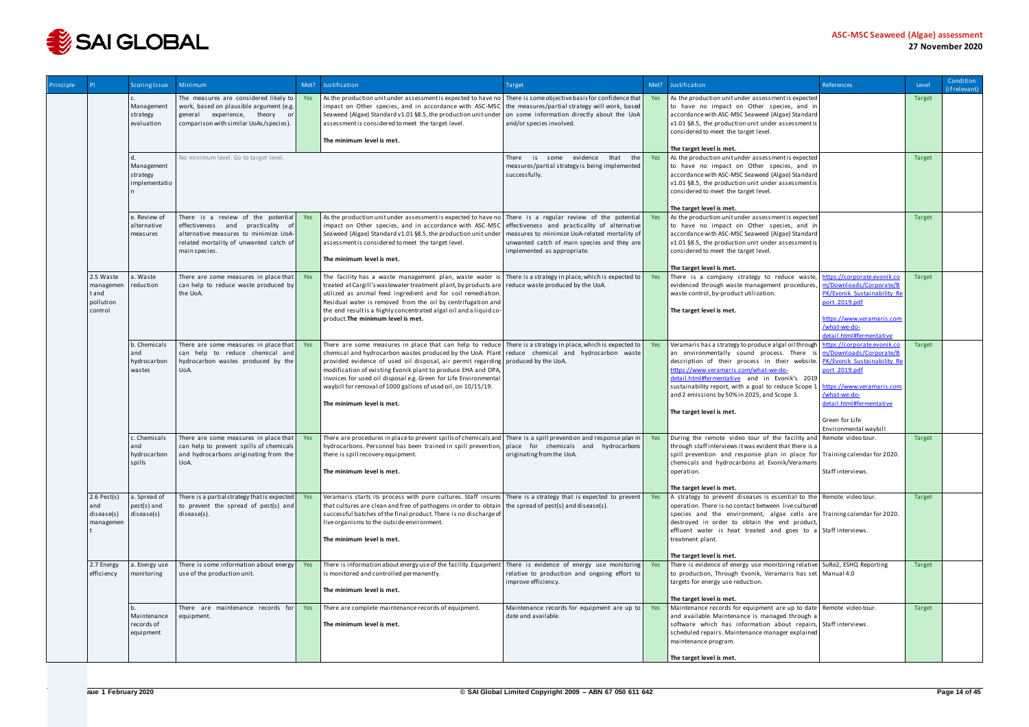| Principle | PI | Scoring Issue | Minimum | Met? | Justification | Target | Met? | Justification | References | Level | Condition (if relevant) |
|---|---|---|---|---|---|---|---|---|---|---|---|
| | | c. Management strategy evaluation | The measures are considered likely to work, based on plausible argument (e.g. general experience, theory or comparison with similar UoAs/species). | Yes | As the production unit under assessment is expected to have no impact on Other species, and in accordance with ASC-MSC Seaweed (Algae) Standard v1.01 §8.5, the production unit under assessment is considered to meet the target level. **The minimum level is met.** | There is some objective basis for confidence that the measures/partial strategy will work, based on some information directly about the UoA and/or species involved. | Yes | As the production unit under assessment is expected to have no impact on Other species, and in accordance with ASC-MSC Seaweed (Algae) Standard v1.01 §8.5, the production unit under assessment is considered to meet the target level. **The target level is met.** | | Target | |
| | | d. Management strategy implementation | No minimum level. Go to target level. | | | There is some evidence that the measures/partial strategy is being implemented successfully. | Yes | As the production unit under assessment is expected to have no impact on Other species, and in accordance with ASC-MSC Seaweed (Algae) Standard v1.01 §8.5, the production unit under assessment is considered to meet the target level. **The target level is met.** | | Target | |
| | | e. Review of alternative measures | There is a review of the potential effectiveness and practicality of alternative measures to minimize UoA-related mortality of unwanted catch of main species. | Yes | As the production unit under assessment is expected to have no impact on Other species, and in accordance with ASC-MSC Seaweed (Algae) Standard v1.01 §8.5, the production unit under assessment is considered to meet the target level. **The minimum level is met.** | There is a regular review of the potential effectiveness and practicality of alternative measures to minimize UoA-related mortality of unwanted catch of main species and they are implemented as appropriate. | Yes | As the production unit under assessment is expected to have no impact on Other species, and in accordance with ASC-MSC Seaweed (Algae) Standard v1.01 §8.5, the production unit under assessment is considered to meet the target level. **The target level is met.** | | Target | |
| | 2.5 Waste management and pollution control | a. Waste reduction | There are some measures in place that can help to reduce waste produced by the UoA. | Yes | The facility has a waste management plan, waste water is treated at Cargill's wastewater treatment plant, by products are utilized as animal feed ingredient and for soil remediation. Residual water is removed from the oil by centrifugation and the end result is a highly concentrated algal oil and a liquid co-product. **The minimum level is met.** | There is a strategy in place, which is expected to reduce waste produced by the UoA. | Yes | There is a company strategy to reduce waste, evidenced through waste management procedures, waste control, by-product utilization. **The target level is met.** | https://corporate.evonik.com/Downloads/Corporate/BPK/Evonik_Sustainability_Report_2019.pdf https://www.veramaris.com/what-we-do-detail.html#fermentative | Target | |
| | | b. Chemicals and hydrocarbon wastes | There are some measures in place that can help to reduce chemical and hydrocarbon wastes produced by the UoA. | Yes | There are some measures in place that can help to reduce chemical and hydrocarbon wastes produced by the UoA. Plant provided evidence of used oil disposal, air permit regarding modification of existing Evonik plant to produce EHA and DPA, invoices for used oil disposal e.g. Green for Life Environmental waybill for removal of 1000 gallons of used oil, on 10/15/19. **The minimum level is met.** | There is a strategy in place, which is expected to reduce chemical and hydrocarbon waste produced by the UoA. | Yes | Veramaris has a strategy to produce algal oil through an environmentally sound process. There is description of their process in their website. Https://www.veramaris.com/what-we-do-detail.html#fermentative and in Evonik's 2019 sustainability report, with a goal to reduce Scope 1 and 2 emissions by 50% in 2025, and Scope 3. **The target level is met.** | https://corporate.evonik.com/Downloads/Corporate/BPK/Evonik_Sustainability_Report_2019.pdf https://www.veramaris.com/what-we-do-detail.html#fermentative Green for Life Environmental waybill | Target | |
| | | c. Chemicals and hydrocarbon spills | There are some measures in place that can help to prevent spills of chemicals and hydrocarbons originating from the UoA. | Yes | There are procedures in place to prevent spills of chemicals and hydrocarbons. Personnel has been trained in spill prevention, there is spill recovery equipment. **The minimum level is met.** | There is a spill prevention and response plan in place for chemicals and hydrocarbons originating from the UoA. | Yes | During the remote video tour of the facility and through staff interviews it was evident that there is a spill prevention and response plan in place for chemicals and hydrocarbons at Evonik/Veramaris operation. **The target level is met.** | Remote video tour. Training calendar for 2020. Staff interviews. | Target | |
| | 2.6 Pest(s) and disease(s) management | a. Spread of pest(s) and disease(s) | There is a partial strategy that is expected to prevent the spread of pest(s) and disease(s). | Yes | Veramaris starts its process with pure cultures. Staff insures that cultures are clean and free of pathogens in order to obtain successful batches of the final product. There is no discharge of live organisms to the outside environment. **The minimum level is met.** | There is a strategy that is expected to prevent the spread of pest(s) and disease(s). | Yes | A strategy to prevent diseases is essential to the operation. There is no contact between live cultured species and the environment, algae cells are destroyed in order to obtain the end product, effluent water is heat treated and goes to a treatment plant. **The target level is met.** | Remote video tour. Training calendar for 2020. Staff interviews. | Target | |
| | 2.7 Energy efficiency | a. Energy use monitoring | There is some information about energy use of the production unit. | Yes | There is information about energy use of the facility. Equipment is monitored and controlled permanently. **The minimum level is met.** | There is evidence of energy use monitoring relative to production and ongoing effort to improve efficiency. | Yes | There is evidence of energy use monitoring relative to production, Through Evonik, Veramaris has set targets for energy use reduction. **The target level is met.** | SuRe2, ESHQ Reporting Manual 4.0 | Target | |
| | | b. Maintenance records of equipment | There are maintenance records for equipment. | Yes | There are complete maintenance records of equipment. **The minimum level is met.** | Maintenance records for equipment are up to date and available. | Yes | Maintenance records for equipment are up to date and available. Maintenance is managed through a software which has information about repairs, scheduled repairs. Maintenance manager explained maintenance program. **The target level is met.** | Remote video tour. Staff interviews. | Target | |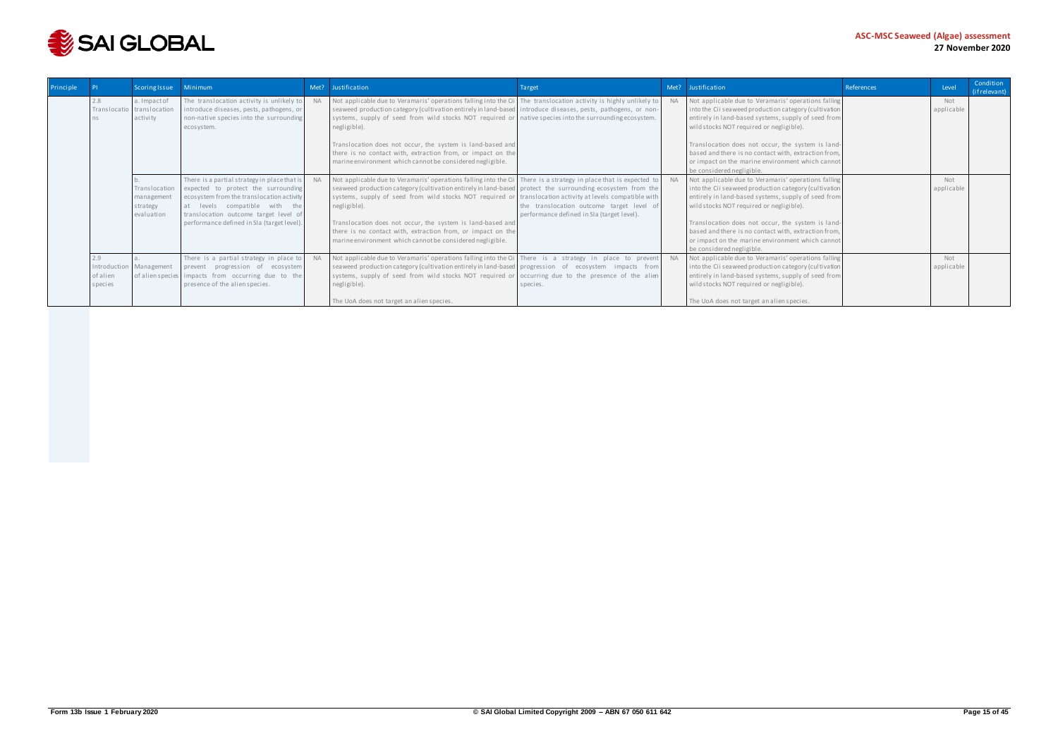| Principle | PI | Scoring Issue | Minimum | Met? | Justification | Target | Met? | Justification | References | Level | Condition (if relevant) |
|---|---|---|---|---|---|---|---|---|---|---|---|
| | 2.8 Translocations | a. Impact of translocation activity | The translocation activity is unlikely to introduce diseases, pests, pathogens, or non-native species into the surrounding ecosystem. | NA | Not applicable due to Veramaris' operations falling into the Cii seaweed production category (cultivation entirely in land-based systems, supply of seed from wild stocks NOT required or negligible).<br><br>Translocation does not occur, the system is land-based and there is no contact with, extraction from, or impact on the marine environment which cannot be considered negligible. | The translocation activity is highly unlikely to introduce diseases, pests, pathogens, or non-native species into the surrounding ecosystem. | NA | Not applicable due to Veramaris' operations falling into the Cii seaweed production category (cultivation entirely in land-based systems, supply of seed from wild stocks NOT required or negligible).<br><br>Translocation does not occur, the system is land-based and there is no contact with, extraction from, or impact on the marine environment which cannot be considered negligible. | | Not applicable | |
| | | b. Translocation management strategy evaluation | There is a partial strategy in place that is expected to protect the surrounding ecosystem from the translocation activity at levels compatible with the translocation outcome target level of performance defined in SIa (target level). | NA | Not applicable due to Veramaris' operations falling into the Cii seaweed production category (cultivation entirely in land-based systems, supply of seed from wild stocks NOT required or negligible).<br><br>Translocation does not occur, the system is land-based and there is no contact with, extraction from, or impact on the marine environment which cannot be considered negligible. | There is a strategy in place that is expected to protect the surrounding ecosystem from the translocation activity at levels compatible with the translocation outcome target level of performance defined in SIa (target level). | NA | Not applicable due to Veramaris' operations falling into the Cii seaweed production category (cultivation entirely in land-based systems, supply of seed from wild stocks NOT required or negligible).<br><br>Translocation does not occur, the system is land-based and there is no contact with, extraction from, or impact on the marine environment which cannot be considered negligible. | | Not applicable | |
| | 2.9 Introduction of alien species | a. Management of alien species | There is a partial strategy in place to prevent progression of ecosystem impacts from occurring due to the presence of the alien species. | NA | Not applicable due to Veramaris' operations falling into the Cii seaweed production category (cultivation entirely in land-based systems, supply of seed from wild stocks NOT required or negligible).<br><br>The UoA does not target an alien species. | There is a strategy in place to prevent progression of ecosystem impacts from occurring due to the presence of the alien species. | NA | Not applicable due to Veramaris' operations falling into the Cii seaweed production category (cultivation entirely in land-based systems, supply of seed from wild stocks NOT required or negligible).<br><br>The UoA does not target an alien species. | | Not applicable | |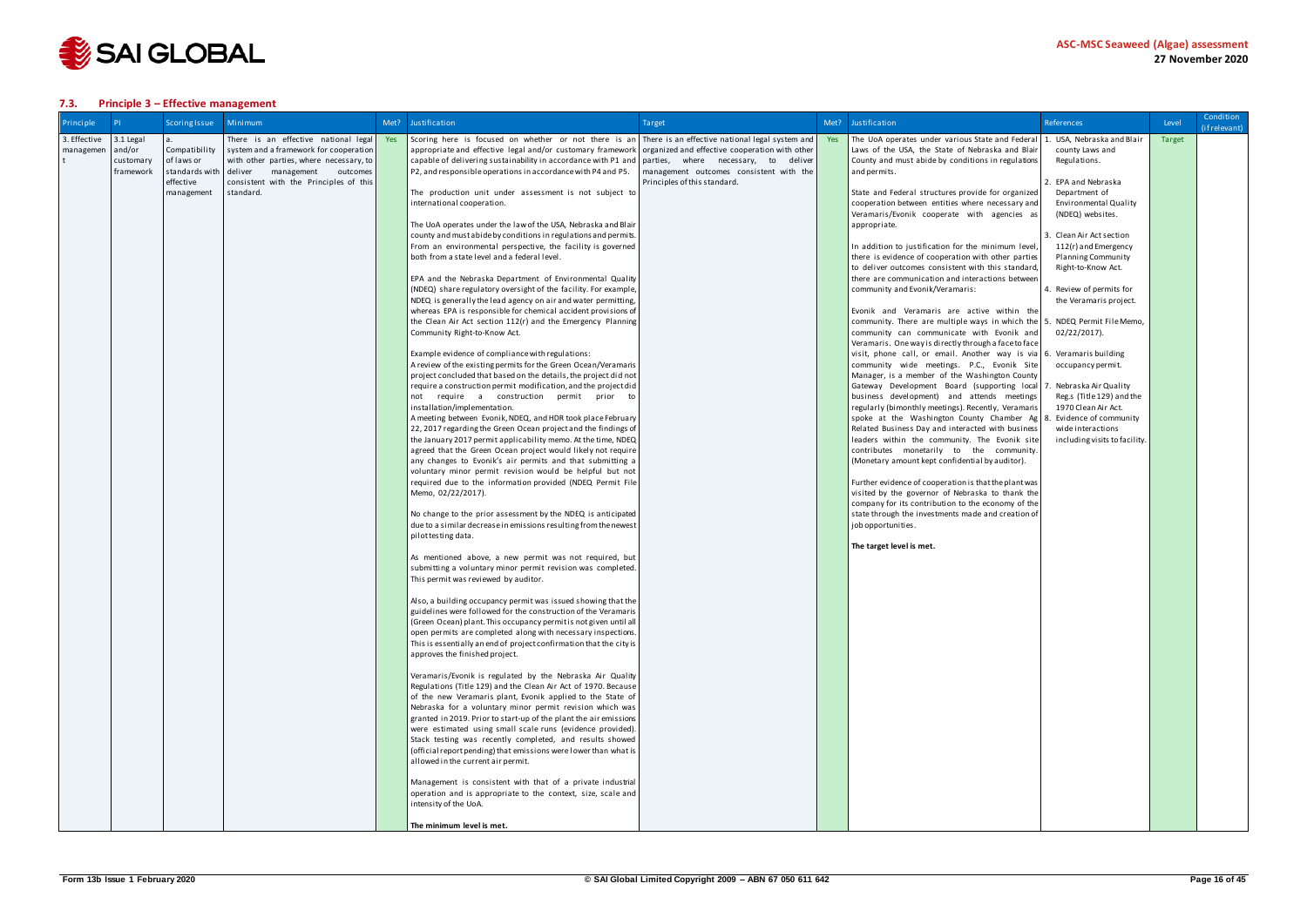## 7.3. Principle 3 – Effective management

| Principle | PI | Scoring Issue | Minimum | Met? | Justification | Target | Met? | Justification | References | Level | Condition (if relevant) |
|---|---|---|---|---|---|---|---|---|---|---|---|
| 3. Effective management | 3.1 Legal and/or customary framework | a. Compatibility of laws or standards with effective management | There is an effective national legal system and a framework for cooperation with other parties, where necessary, to deliver management outcomes consistent with the Principles of this standard. | Yes | Scoring here is focused on whether or not there is an appropriate and effective legal and/or customary framework capable of delivering sustainability in accordance with P1 and P2, and responsible operations in accordance with P4 and P5.<br><br>The production unit under assessment is not subject to international cooperation.<br><br>The UoA operates under the law of the USA, Nebraska and Blair county and must abide by conditions in regulations and permits. From an environmental perspective, the facility is governed both from a state level and a federal level.<br><br>EPA and the Nebraska Department of Environmental Quality (NDEQ) share regulatory oversight of the facility. For example, NDEQ is generally the lead agency on air and water permitting, whereas EPA is responsible for chemical accident provisions of the Clean Air Act section 112(r) and the Emergency Planning Community Right-to-Know Act.<br><br>Example evidence of compliance with regulations:<br>A review of the existing permits for the Green Ocean/Veramaris project concluded that based on the details, the project did not require a construction permit modification, and the project did not require a construction permit prior to installation/implementation.<br>A meeting between Evonik, NDEQ, and HDR took place February 22, 2017 regarding the Green Ocean project and the findings of the January 2017 permit applicability memo. At the time, NDEQ agreed that the Green Ocean project would likely not require any changes to Evonik's air permits and that submitting a voluntary minor permit revision would be helpful but not required due to the information provided (NDEQ Permit File Memo, 02/22/2017).<br><br>No change to the prior assessment by the NDEQ is anticipated due to a similar decrease in emissions resulting from the newest pilot testing data.<br><br>As mentioned above, a new permit was not required, but submitting a voluntary minor permit revision was completed. This permit was reviewed by auditor.<br><br>Also, a building occupancy permit was issued showing that the guidelines were followed for the construction of the Veramaris (Green Ocean) plant. This occupancy permit is not given until all open permits are completed along with necessary inspections. This is essentially an end of project confirmation that the city is approves the finished project.<br><br>Veramaris/Evonik is regulated by the Nebraska Air Quality Regulations (Title 129) and the Clean Air Act of 1970. Because of the new Veramaris plant, Evonik applied to the State of Nebraska for a voluntary minor permit revision which was granted in 2019. Prior to start-up of the plant the air emissions were estimated using small scale runs (evidence provided). Stack testing was recently completed, and results showed (official report pending) that emissions were lower than what is allowed in the current air permit.<br><br>Management is consistent with that of a private industrial operation and is appropriate to the context, size, scale and intensity of the UoA.<br><br>**The minimum level is met.** | There is an effective national legal system and organized and effective cooperation with other parties, where necessary, to deliver management outcomes consistent with the Principles of this standard. | Yes | The UoA operates under various State and Federal Laws of the USA, the State of Nebraska and Blair County and must abide by conditions in regulations and permits.<br><br>State and Federal structures provide for organized cooperation between entities where necessary and Veramaris/Evonik cooperate with agencies as appropriate.<br><br>In addition to justification for the minimum level, there is evidence of cooperation with other parties to deliver outcomes consistent with this standard, there are communication and interactions between community and Evonik/Veramaris:<br><br>Evonik and Veramaris are active within the community. There are multiple ways in which the community can communicate with Evonik and Veramaris. One way is directly through a face to face visit, phone call, or email. Another way is via community wide meetings. P.C., Evonik Site Manager, is a member of the Washington County Gateway Development Board (supporting local business development) and attends meetings regularly (bimonthly meetings). Recently, Veramaris spoke at the Washington County Chamber Ag Related Business Day and interacted with business leaders within the community. The Evonik site contributes monetarily to the community. (Monetary amount kept confidential by auditor).<br><br>Further evidence of cooperation is that the plant was visited by the governor of Nebraska to thank the company for its contribution to the economy of the state through the investments made and creation of job opportunities.<br><br>**The target level is met.** | 1. USA, Nebraska and Blair county Laws and Regulations.<br><br>2. EPA and Nebraska Department of Environmental Quality (NDEQ) websites.<br><br>3. Clean Air Act section 112(r) and Emergency Planning Community Right-to-Know Act.<br><br>4. Review of permits for the Veramaris project.<br><br>5. NDEQ Permit File Memo, 02/22/2017).<br><br>6. Veramaris building occupancy permit.<br><br>7. Nebraska Air Quality Reg.s (Title 129) and the 1970 Clean Air Act.<br><br>8. Evidence of community wide interactions including visits to facility. | Target | |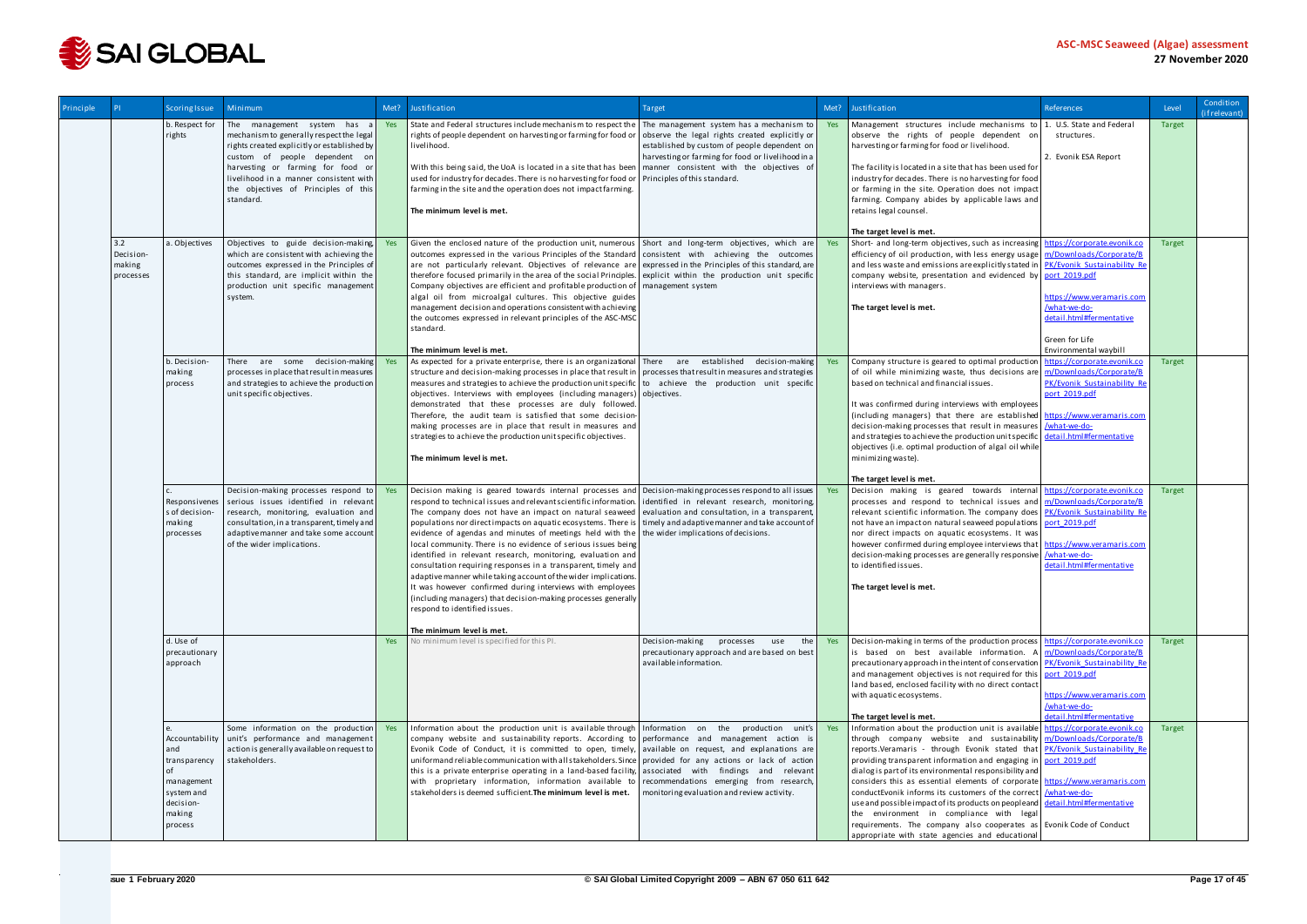| Principle | PI | Scoring Issue | Minimum | Met? | Justification | Target | Met? | Justification | References | Level | Condition (if relevant) |
|---|---|---|---|---|---|---|---|---|---|---|---|
| | | b. Respect for rights | The management system has a mechanism to generally respect the legal rights created explicitly or established by custom of people dependent on harvesting or farming for food or livelihood in a manner consistent with the objectives of Principles of this standard. | Yes | State and Federal structures include mechanism to respect the rights of people dependent on harvesting or farming for food or livelihood.<br><br>With this being said, the UoA is located in a site that has been used for industry for decades. There is no harvesting for food or farming in the site and the operation does not impact farming.<br><br>**The minimum level is met.** | The management system has a mechanism to observe the legal rights created explicitly or established by custom of people dependent on harvesting or farming for food or livelihood in a manner consistent with the objectives of Principles of this standard. | Yes | Management structures include mechanisms to observe the rights of people dependent on harvesting or farming for food or livelihood.<br><br>The facility is located in a site that has been used for industry for decades. There is no harvesting for food or farming in the site. Operation does not impact farming. Company abides by applicable laws and retains legal counsel.<br><br>**The target level is met.** | 1. U.S. State and Federal structures.<br><br>2. Evonik ESA Report | Target | |
| | 3.2 Decision-making processes | a. Objectives | Objectives to guide decision-making, which are consistent with achieving the outcomes expressed in the Principles of this standard, are implicit within the production unit specific management system. | Yes | Given the enclosed nature of the production unit, numerous outcomes expressed in the various Principles of the Standard are not particularly relevant. Objectives of relevance are therefore focused primarily in the area of the social Principles. Company objectives are efficient and profitable production of algal oil from microalgal cultures. This objective guides management decision and operations consistent with achieving the outcomes expressed in relevant principles of the ASC-MSC standard.<br><br>**The minimum level is met.** | Short and long-term objectives, which are consistent with achieving the outcomes expressed in the Principles of this standard, are explicit within the production unit specific management system | Yes | Short- and long-term objectives, such as increasing efficiency of oil production, with less energy usage and less waste and emissions are explicitly stated in company website, presentation and evidenced by interviews with managers.<br><br>**The target level is met.** | https://corporate.evonik.com/Downloads/Corporate/BPK/Evonik_Sustainability_Report_2019.pdf<br><br>https://www.veramaris.com/what-we-do-detail.html#fermentative<br><br>Green for Life<br>Environmental waybill | Target | |
| | | b. Decision-making process | There are some decision-making processes in place that result in measures and strategies to achieve the production unit specific objectives. | Yes | As expected for a private enterprise, there is an organizational structure and decision-making processes in place that result in measures and strategies to achieve the production unit specific objectives. Interviews with employees (including managers) demonstrated that these processes are duly followed. Therefore, the audit team is satisfied that some decision-making processes are in place that result in measures and strategies to achieve the production unit specific objectives.<br><br>**The minimum level is met.** | There are established decision-making processes that result in measures and strategies to achieve the production unit specific objectives. | Yes | Company structure is geared to optimal production of oil while minimizing waste, thus decisions are based on technical and financial issues.<br><br>It was confirmed during interviews with employees (including managers) that there are established decision-making processes that result in measures and strategies to achieve the production unit specific objectives (i.e. optimal production of algal oil while minimizing waste).<br><br>**The target level is met.** | https://corporate.evonik.com/Downloads/Corporate/BPK/Evonik_Sustainability_Report_2019.pdf<br><br>https://www.veramaris.com/what-we-do-detail.html#fermentative | Target | |
| | | c. Responsiveness of decision-making processes | Decision-making processes respond to serious issues identified in relevant research, monitoring, evaluation and consultation, in a transparent, timely and adaptive manner and take some account of the wider implications. | Yes | Decision making is geared towards internal processes and respond to technical issues and relevant scientific information. The company does not have an impact on natural seaweed populations nor direct impacts on aquatic ecosystems. There is evidence of agendas and minutes of meetings held with the local community. There is no evidence of serious issues being identified in relevant research, monitoring, evaluation and consultation requiring responses in a transparent, timely and adaptive manner while taking account of the wider implications. It was however confirmed during interviews with employees (including managers) that decision-making processes generally respond to identified issues.<br><br>**The minimum level is met.** | Decision-making processes respond to all issues identified in relevant research, monitoring, evaluation and consultation, in a transparent, timely and adaptive manner and take account of the wider implications of decisions. | Yes | Decision making is geared towards internal processes and respond to technical issues and relevant scientific information. The company does not have an impact on natural seaweed populations nor direct impacts on aquatic ecosystems. It was however confirmed during employee interviews that decision-making processes are generally responsive to identified issues.<br><br>**The target level is met.** | https://corporate.evonik.com/Downloads/Corporate/BPK/Evonik_Sustainability_Report_2019.pdf<br><br>https://www.veramaris.com/what-we-do-detail.html#fermentative | Target | |
| | | d. Use of precautionary approach | | Yes | No minimum level is specified for this PI. | Decision-making processes use the precautionary approach and are based on best available information. | Yes | Decision-making in terms of the production process is based on best available information. A precautionary approach in the intent of conservation and management objectives is not required for this land based, enclosed facility with no direct contact with aquatic ecosystems.<br><br>**The target level is met.** | https://corporate.evonik.com/Downloads/Corporate/BPK/Evonik_Sustainability_Report_2019.pdf<br><br>https://www.veramaris.com/what-we-do-detail.html#fermentative | Target | |
| | | e. Accountability and transparency of management system and decision-making process | Some information on the production unit's performance and management action is generally available on request to stakeholders. | Yes | Information about the production unit is available through company website and sustainability reports. According to Evonik Code of Conduct, it is committed to open, timely, uniform and reliable communication with all stakeholders. Since this is a private enterprise operating in a land-based facility, with proprietary information, information available to stakeholders is deemed sufficient. **The minimum level is met.** | Information on the production unit's performance and management action is available on request, and explanations are provided for any actions or lack of action associated with findings and relevant recommendations emerging from research, monitoring evaluation and review activity. | Yes | Information about the production unit is available through company website and sustainability reports. Veramaris - through Evonik stated that providing transparent information and engaging in dialog is part of its environmental responsibility and considers this as essential elements of corporate conduct Evonik informs its customers of the correct use and possible impact of its products on people and the environment in compliance with legal requirements. The company also cooperates as appropriate with state agencies and educational | https://corporate.evonik.com/Downloads/Corporate/BPK/Evonik_Sustainability_Report_2019.pdf<br><br>https://www.veramaris.com/what-we-do-detail.html#fermentative<br><br>Evonik Code of Conduct | Target | |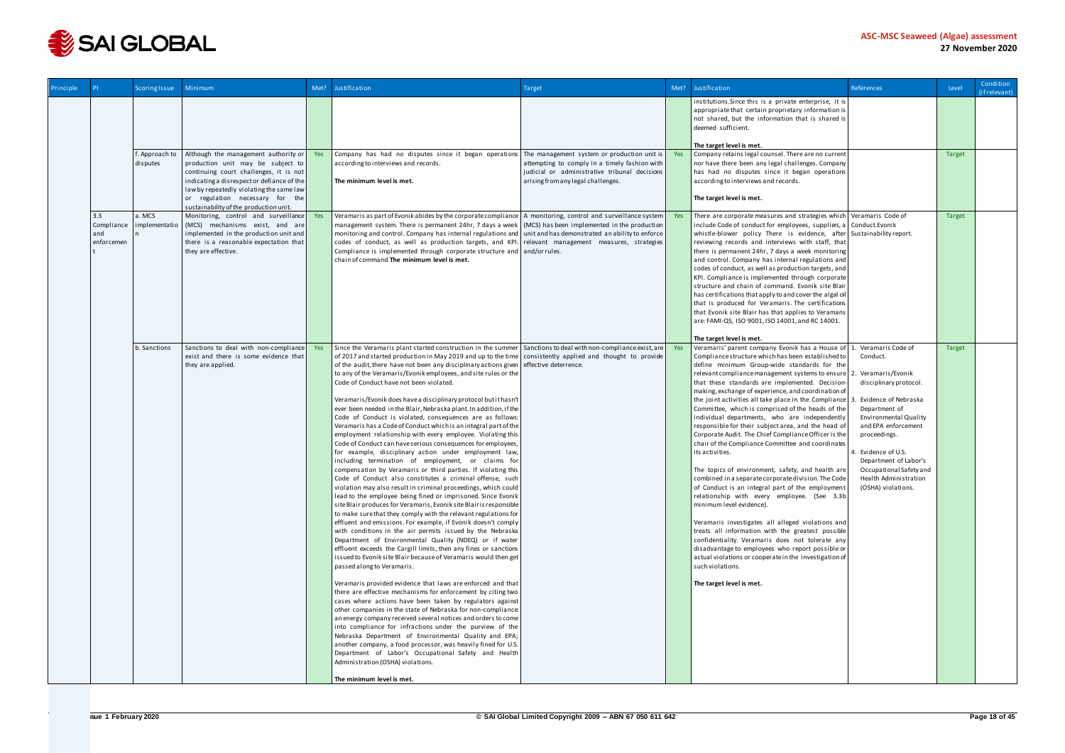| Principle | PI | Scoring Issue | Minimum | Met? | Justification | Target | Met? | Justification | References | Level | Condition (if relevant) |
|---|---|---|---|---|---|---|---|---|---|---|---|
| | | | | | | | | institutions. Since this is a private enterprise, it is appropriate that certain proprietary information is not shared, but the information that is shared is deemed sufficient.<br><br>**The target level is met.** | | | |
| | | f. Approach to disputes | Although the management authority or production unit may be subject to continuing court challenges, it is not indicating a disrespect or defiance of the law by repeatedly violating the same law or regulation necessary for the sustainability of the production unit. | Yes | Company has had no disputes since it began operations according to interviews and records.<br><br>**The minimum level is met.** | The management system or production unit is attempting to comply in a timely fashion with judicial or administrative tribunal decisions arising from any legal challenges. | Yes | Company retains legal counsel. There are no current nor have there been any legal challenges. Company has had no disputes since it began operations according to interviews and records.<br><br>**The target level is met.** | | Target | |
| | 3.3 Compliance and enforcement | a. MCS implementation | Monitoring, control and surveillance (MCS) mechanisms exist, and are implemented in the production unit and there is a reasonable expectation that they are effective. | Yes | Veramaris as part of Evonik abides by the corporate compliance management system. There is permanent 24hr, 7 days a week monitoring and control. Company has internal regulations and codes of conduct, as well as production targets, and KPI. Compliance is implemented through corporate structure and chain of command. **The minimum level is met.** | A monitoring, control and surveillance system (MCS) has been implemented in the production unit and has demonstrated an ability to enforce relevant management measures, strategies and/or rules. | Yes | There are corporate measures and strategies which include Code of conduct for employees, suppliers, a whistle-blower policy There is evidence, after reviewing records and interviews with staff, that there is permanent 24hr, 7 days a week monitoring and control. Company has internal regulations and codes of conduct, as well as production targets, and KPI. Compliance is implemented through corporate structure and chain of command. Evonik site Blair has certifications that apply to and cover the algal oil that is produced for Veramaris. The certifications that Evonik site Blair has that applies to Veramaris are: FAMI-QS, ISO 9001, ISO 14001, and RC 14001.<br><br>**The target level is met.** | Veramaris Code of Conduct. Evonik Sustainability report. | Target | |
| | | b. Sanctions | Sanctions to deal with non-compliance exist and there is some evidence that they are applied. | Yes | Since the Veramaris plant started construction in the summer of 2017 and started production in May 2019 and up to the time of the audit, there have not been any disciplinary actions given to any of the Veramaris/Evonik employees, and site rules or the Code of Conduct have not been violated.<br><br>Veramaris/Evonik does have a disciplinary protocol but it hasn't ever been needed in the Blair, Nebraska plant. In addition, if the Code of Conduct is violated, consequences are as follows: Veramaris has a Code of Conduct which is an integral part of the employment relationship with every employee. Violating this Code of Conduct can have serious consequences for employees, for example, disciplinary action under employment law, including termination of employment, or claims for compensation by Veramaris or third parties. If violating this Code of Conduct also constitutes a criminal offense, such violation may also result in criminal proceedings, which could lead to the employee being fined or imprisoned. Since Evonik site Blair produces for Veramaris, Evonik site Blair is responsible to make sure that they comply with the relevant regulations for effluent and emissions. For example, if Evonik doesn't comply with conditions in the air permits issued by the Nebraska Department of Environmental Quality (NDEQ) or if water effluent exceeds the Cargill limits, then any fines or sanctions issued to Evonik site Blair because of Veramaris would then get passed along to Veramaris.<br><br>Veramaris provided evidence that laws are enforced and that there are effective mechanisms for enforcement by citing two cases where actions have been taken by regulators against other companies in the state of Nebraska for non-compliance: an energy company received several notices and orders to come into compliance for infractions under the purview of the Nebraska Department of Environmental Quality and EPA; another company, a food processor, was heavily fined for U.S. Department of Labor's Occupational Safety and Health Administration (OSHA) violations.<br><br>**The minimum level is met.** | Sanctions to deal with non-compliance exist, are consistently applied and thought to provide effective deterrence. | Yes | Veramaris' parent company Evonik has a House of Compliance structure which has been established to define minimum Group-wide standards for the relevant compliance management systems to ensure that these standards are implemented. Decision-making, exchange of experience, and coordination of the joint activities all take place in the Compliance Committee, which is comprised of the heads of the individual departments, who are independently responsible for their subject area, and the head of Corporate Audit. The Chief Compliance Officer is the chair of the Compliance Committee and coordinates its activities.<br><br>The topics of environment, safety, and health are combined in a separate corporate division. The Code of Conduct is an integral part of the employment relationship with every employee. (See 3.3b minimum level evidence).<br><br>Veramaris investigates all alleged violations and treats all information with the greatest possible confidentiality. Veramaris does not tolerate any disadvantage to employees who report possible or actual violations or cooperate in the investigation of such violations.<br><br>**The target level is met.** | 1. Veramaris Code of Conduct.<br>2. Veramaris/Evonik disciplinary protocol.<br>3. Evidence of Nebraska Department of Environmental Quality and EPA enforcement proceedings.<br>4. Evidence of U.S. Department of Labor's Occupational Safety and Health Administration (OSHA) violations. | Target | |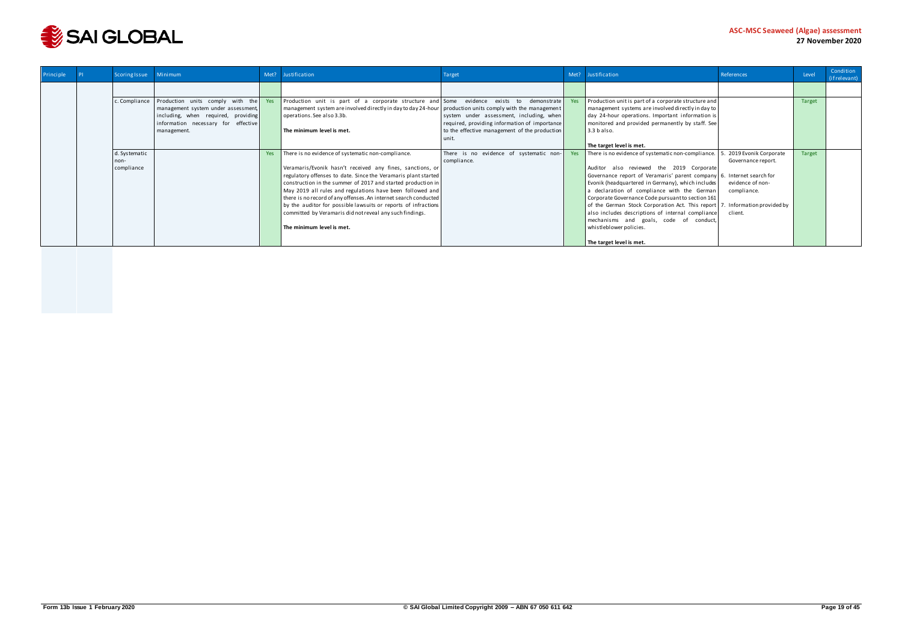| Principle | PI | Scoring Issue | Minimum | Met? | Justification | Target | Met? | Justification | References | Level | Condition (if relevant) |
|---|---|---|---|---|---|---|---|---|---|---|---|
| | | | | | | | | | | | |
| | | c. Compliance | Production units comply with the management system under assessment, including, when required, providing information necessary for effective management. | Yes | Production unit is part of a corporate structure and management system are involved directly in day to day 24-hour operations. See also 3.3b.<br><br>**The minimum level is met.** | Some evidence exists to demonstrate production units comply with the management system under assessment, including, when required, providing information of importance to the effective management of the production unit. | Yes | Production unit is part of a corporate structure and management systems are involved directly in day to day 24-hour operations. Important information is monitored and provided permanently by staff. See 3.3 b also.<br><br>**The target level is met.** | | Target | |
| | | d. Systematic non-compliance | | Yes | There is no evidence of systematic non-compliance.<br><br>Veramaris/Evonik hasn't received any fines, sanctions, or regulatory offenses to date. Since the Veramaris plant started construction in the summer of 2017 and started production in May 2019 all rules and regulations have been followed and there is no record of any offenses. An internet search conducted by the auditor for possible lawsuits or reports of infractions committed by Veramaris did not reveal any such findings.<br><br>**The minimum level is met.** | There is no evidence of systematic non-compliance. | Yes | There is no evidence of systematic non-compliance.<br><br>Auditor also reviewed the 2019 Corporate Governance report of Veramaris' parent company Evonik (headquartered in Germany), which includes a declaration of compliance with the German Corporate Governance Code pursuant to section 161 of the German Stock Corporation Act. This report also includes descriptions of internal compliance mechanisms and goals, code of conduct, whistleblower policies.<br><br>**The target level is met.** | 5. 2019 Evonik Corporate Governance report.<br>6. Internet search for evidence of non-compliance.<br>7. Information provided by client. | Target | |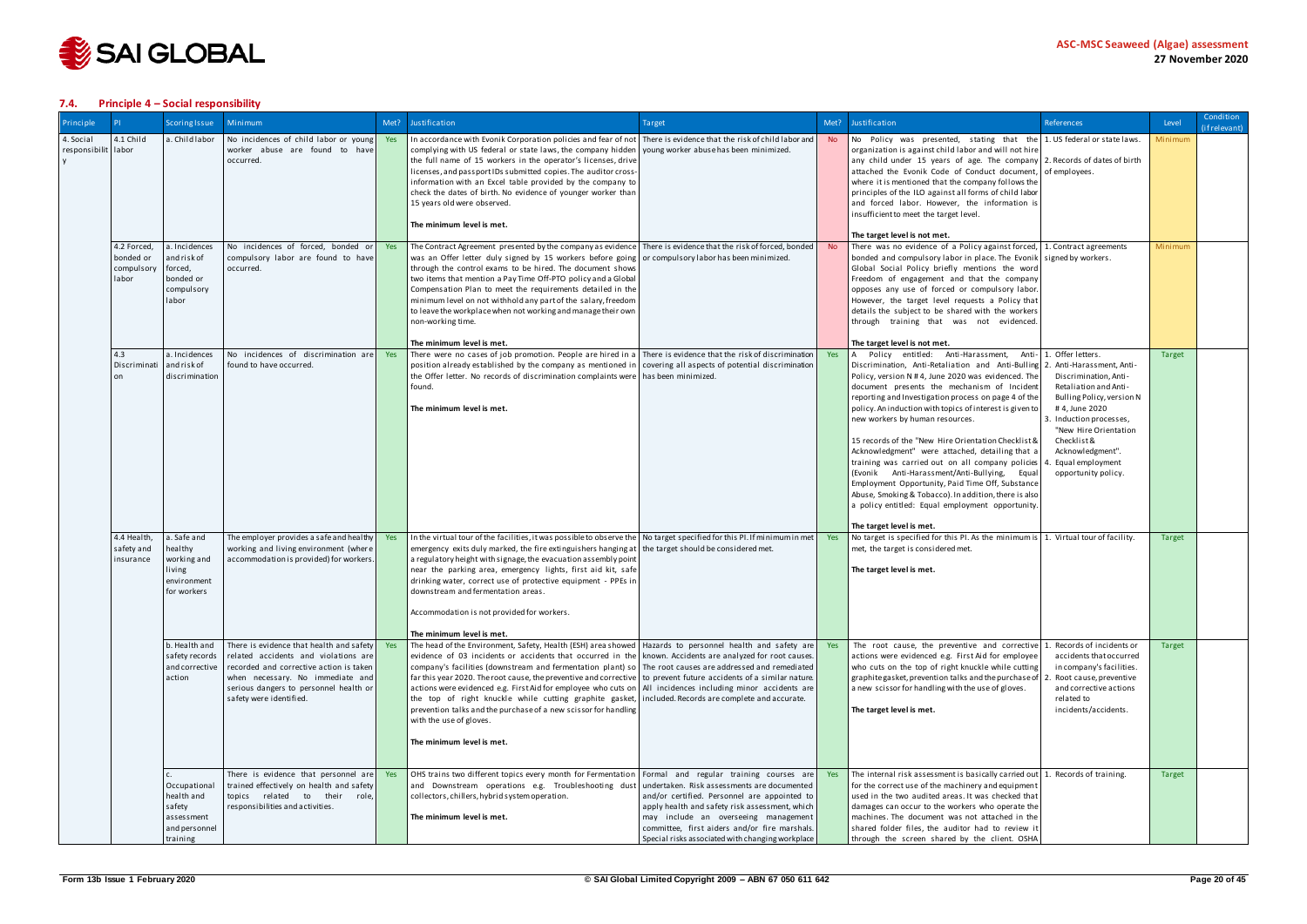### 7.4. Principle 4 – Social responsibility

| Principle | PI | Scoring Issue | Minimum | Met? | Justification | Target | Met? | Justification | References | Level | Condition (if relevant) |
|---|---|---|---|---|---|---|---|---|---|---|---|
| 4. Social responsibility | 4.1 Child labor | a. Child labor | No incidences of child labor or young worker abuse are found to have occurred. | Yes | In accordance with Evonik Corporation policies and fear of not complying with US federal or state laws, the company hidden the full name of 15 workers in the operator's licenses, drive licenses, and passport IDs submitted copies. The auditor cross-information with an Excel table provided by the company to check the dates of birth. No evidence of younger worker than 15 years old were observed.<br><br>**The minimum level is met.** | There is evidence that the risk of child labor and young worker abuse has been minimized. | No | No Policy was presented, stating that the organization is against child labor and will not hire any child under 15 years of age. The company attached the Evonik Code of Conduct document, where it is mentioned that the company follows the principles of the ILO against all forms of child labor and forced labor. However, the information is insufficient to meet the target level.<br><br>**The target level is not met.** | 1. US federal or state laws.<br>2. Records of dates of birth of employees. | Minimum | |
| | 4.2 Forced, bonded or compulsory labor | a. Incidences and risk of forced, bonded or compulsory labor | No incidences of forced, bonded or compulsory labor are found to have occurred. | Yes | The Contract Agreement presented by the company as evidence was an Offer letter duly signed by 15 workers before going through the control exams to be hired. The document shows two items that mention a Pay Time Off-PTO policy and a Global Compensation Plan to meet the requirements detailed in the minimum level on not withhold any part of the salary, freedom to leave the workplace when not working and manage their own non-working time.<br><br>**The minimum level is met.** | There is evidence that the risk of forced, bonded or compulsory labor has been minimized. | No | There was no evidence of a Policy against forced, bonded and compulsory labor in place. The Evonik Global Social Policy briefly mentions the word Freedom of engagement and that the company opposes any use of forced or compulsory labor. However, the target level requests a Policy that details the subject to be shared with the workers through training that was not evidenced.<br><br>**The target level is not met.** | 1. Contract agreements signed by workers. | Minimum | |
| | 4.3 Discrimination | a. Incidences and risk of discrimination | No incidences of discrimination are found to have occurred. | Yes | There were no cases of job promotion. People are hired in a position already established by the company as mentioned in the Offer letter. No records of discrimination complaints were found.<br><br>**The minimum level is met.** | There is evidence that the risk of discrimination covering all aspects of potential discrimination has been minimized. | Yes | A Policy entitled: Anti-Harassment, Anti-Discrimination, Anti-Retaliation and Anti-Bulling Policy, version N # 4, June 2020 was evidenced. The document presents the mechanism of Incident reporting and Investigation process on page 4 of the policy. An induction with topics of interest is given to new workers by human resources.<br><br>15 records of the "New Hire Orientation Checklist & Acknowledgment" were attached, detailing that a training was carried out on all company policies (Evonik Anti-Harassment/Anti-Bullying, Equal Employment Opportunity, Paid Time Off, Substance Abuse, Smoking & Tobacco). In addition, there is also a policy entitled: Equal employment opportunity.<br><br>**The target level is met.** | 1. Offer letters.<br>2. Anti-Harassment, Anti-Discrimination, Anti-Retaliation and Anti-Bulling Policy, version N # 4, June 2020<br>3. Induction processes, "New Hire Orientation Checklist & Acknowledgment".<br>4. Equal employment opportunity policy. | Target | |
| | 4.4 Health, safety and insurance | a. Safe and healthy working and living environment for workers | The employer provides a safe and healthy working and living environment (where accommodation is provided) for workers. | Yes | In the virtual tour of the facilities, it was possible to observe the emergency exits duly marked, the fire extinguishers hanging at a regulatory height with signage, the evacuation assembly point near the parking area, emergency lights, first aid kit, safe drinking water, correct use of protective equipment - PPEs in downstream and fermentation areas.<br><br>Accommodation is not provided for workers.<br><br>**The minimum level is met.** | No target specified for this PI. If minimum in met the target should be considered met. | Yes | No target is specified for this PI. As the minimum is met, the target is considered met.<br><br>**The target level is met.** | 1. Virtual tour of facility. | Target | |
| | | b. Health and safety records and corrective action | There is evidence that health and safety related accidents and violations are recorded and corrective action is taken when necessary. No immediate and serious dangers to personnel health or safety were identified. | Yes | The head of the Environment, Safety, Health (ESH) area showed evidence of 03 incidents or accidents that occurred in the company's facilities (downstream and fermentation plant) so far this year 2020. The root cause, the preventive and corrective actions were evidenced e.g. First Aid for employee who cuts on the top of right knuckle while cutting graphite gasket, prevention talks and the purchase of a new scissor for handling with the use of gloves.<br><br>**The minimum level is met.** | Hazards to personnel health and safety are known. Accidents are analyzed for root causes. The root causes are addressed and remediated to prevent future accidents of a similar nature. All incidences including minor accidents are included. Records are complete and accurate. | Yes | The root cause, the preventive and corrective actions were evidenced e.g. First Aid for employee who cuts on the top of right knuckle while cutting graphite gasket, prevention talks and the purchase of a new scissor for handling with the use of gloves.<br><br>**The target level is met.** | 1. Records of incidents or accidents that occurred in company's facilities.<br>2. Root cause, preventive and corrective actions related to incidents/accidents. | Target | |
| | | c. Occupational health and safety assessment and personnel training | There is evidence that personnel are trained effectively on health and safety topics related to their role, responsibilities and activities. | Yes | OHS trains two different topics every month for Fermentation and Downstream operations e.g. Troubleshooting dust collectors, chillers, hybrid system operation.<br><br>**The minimum level is met.** | Formal and regular training courses are undertaken. Risk assessments are documented and/or certified. Personnel are appointed to apply health and safety risk assessment, which may include an overseeing management committee, first aiders and/or fire marshals. Special risks associated with changing workplace | Yes | The internal risk assessment is basically carried out for the correct use of the machinery and equipment used in the two audited areas. It was checked that damages can occur to the workers who operate the machines. The document was not attached in the shared folder files, the auditor had to review it through the screen shared by the client. OSHA | 1. Records of training. | Target | |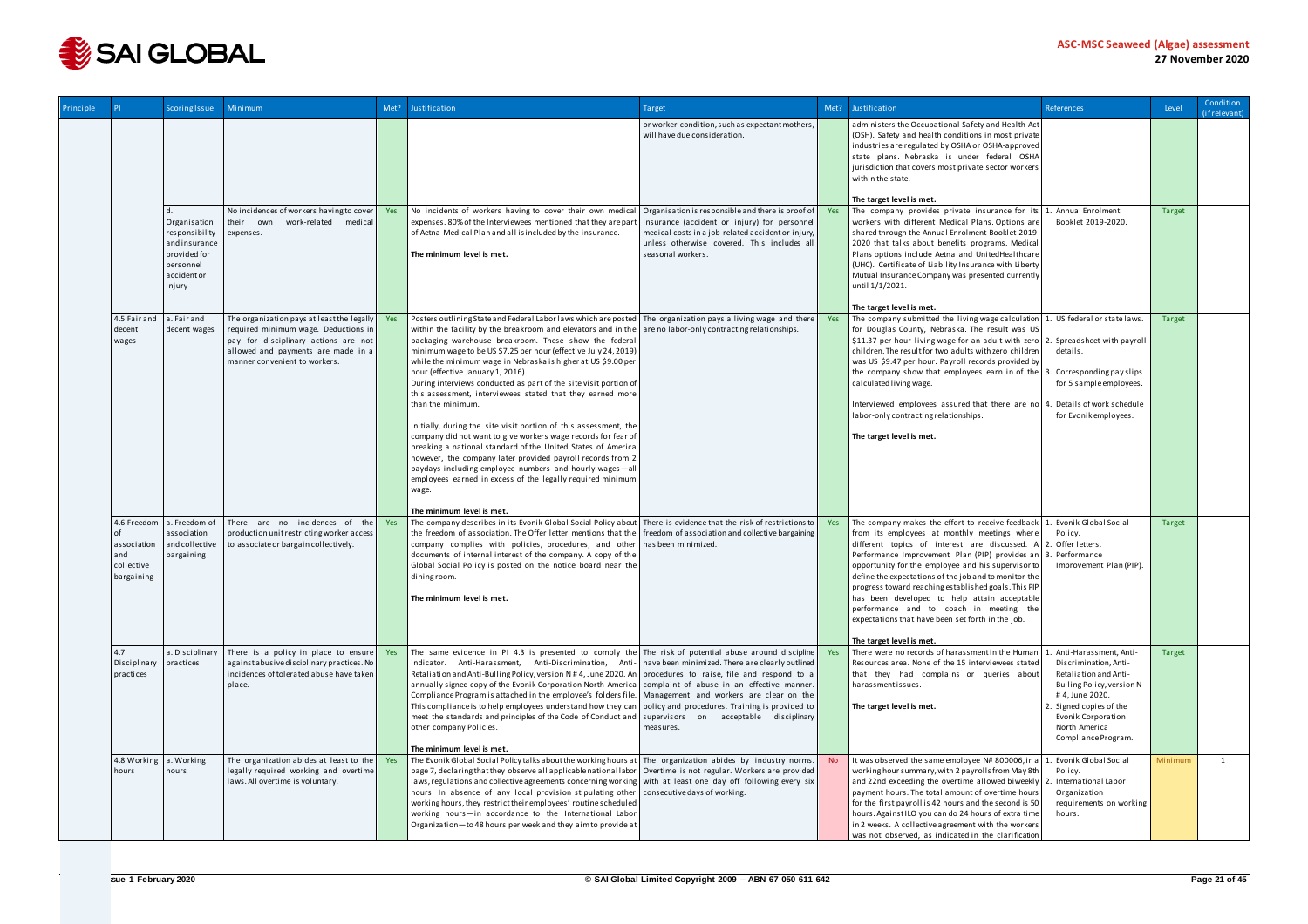| Principle | PI | Scoring Issue | Minimum | Met? | Justification | Target | Met? | Justification | References | Level | Condition (if relevant) |
|---|---|---|---|---|---|---|---|---|---|---|---|
| | | | | | | or worker condition, such as expectant mothers, will have due consideration. | | administers the Occupational Safety and Health Act (OSH). Safety and health conditions in most private industries are regulated by OSHA or OSHA-approved state plans. Nebraska is under federal OSHA jurisdiction that covers most private sector workers within the state. **The target level is met.** | | | |
| | | d. Organisation responsibility and insurance provided for personnel accident or injury | No incidences of workers having to cover their own work-related medical expenses. | Yes | No incidents of workers having to cover their own medical expenses. 80% of the Interviewees mentioned that they are part of Aetna Medical Plan and all is included by the insurance. **The minimum level is met.** | Organisation is responsible and there is proof of insurance (accident or injury) for personnel medical costs in a job-related accident or injury, unless otherwise covered. This includes all seasonal workers. | Yes | The company provides private insurance for its workers with different Medical Plans. Options are shared through the Annual Enrolment Booklet 2019-2020 that talks about benefits programs. Medical Plans options include Aetna and UnitedHealthcare (UHC). Certificate of Liability Insurance with Liberty Mutual Insurance Company was presented currently until 1/1/2021. **The target level is met.** | 1. Annual Enrolment Booklet 2019-2020. | Target | |
| | 4.5 Fair and decent wages | a. Fair and decent wages | The organization pays at least the legally required minimum wage. Deductions in pay for disciplinary actions are not allowed and payments are made in a manner convenient to workers. | Yes | Posters outlining State and Federal Labor laws which are posted within the facility by the breakroom and elevators and in the packaging warehouse breakroom. These show the federal minimum wage to be US $7.25 per hour (effective July 24, 2019) while the minimum wage in Nebraska is higher at US $9.00 per hour (effective January 1, 2016). During interviews conducted as part of the site visit portion of this assessment, interviewees stated that they earned more than the minimum. Initially, during the site visit portion of this assessment, the company did not want to give workers wage records for fear of breaking a national standard of the United States of America however, the company later provided payroll records from 2 paydays including employee numbers and hourly wages—all employees earned in excess of the legally required minimum wage. **The minimum level is met.** | The organization pays a living wage and there are no labor-only contracting relationships. | Yes | The company submitted the living wage calculation for Douglas County, Nebraska. The result was US $11.37 per hour living wage for an adult with zero children. The result for two adults with zero children was US $9.47 per hour. Payroll records provided by the company show that employees earn in of the calculated living wage. Interviewed employees assured that there are no labor-only contracting relationships. **The target level is met.** | 1. US federal or state laws. 2. Spreadsheet with payroll details. 3. Corresponding pay slips for 5 sample employees. 4. Details of work schedule for Evonik employees. | Target | |
| | 4.6 Freedom of association and collective bargaining | a. Freedom of association and collective bargaining | There are no incidences of the production unit restricting worker access to associate or bargain collectively. | Yes | The company describes in its Evonik Global Social Policy about the freedom of association. The Offer letter mentions that the company complies with policies, procedures, and other documents of internal interest of the company. A copy of the Global Social Policy is posted on the notice board near the dining room. **The minimum level is met.** | There is evidence that the risk of restrictions to freedom of association and collective bargaining has been minimized. | Yes | The company makes the effort to receive feedback from its employees at monthly meetings where different topics of interest are discussed. A Performance Improvement Plan (PIP) provides an opportunity for the employee and his supervisor to define the expectations of the job and to monitor the progress toward reaching established goals. This PIP has been developed to help attain acceptable performance and to coach in meeting the expectations that have been set forth in the job. **The target level is met.** | 1. Evonik Global Social Policy. 2. Offer letters. 3. Performance Improvement Plan (PIP). | Target | |
| | 4.7 Disciplinary practices | a. Disciplinary practices | There is a policy in place to ensure against abusive disciplinary practices. No incidences of tolerated abuse have taken place. | Yes | The same evidence in PI 4.3 is presented to comply the indicator. Anti-Harassment, Anti-Discrimination, Anti-Retaliation and Anti-Bulling Policy, version N # 4, June 2020. An annually signed copy of the Evonik Corporation North America Compliance Program is attached in the employee's folders file. This compliance is to help employees understand how they can meet the standards and principles of the Code of Conduct and other company Policies. **The minimum level is met.** | The risk of potential abuse around discipline have been minimized. There are clearly outlined procedures to raise, file and respond to a complaint of abuse in an effective manner. Management and workers are clear on the policy and procedures. Training is provided to supervisors on acceptable disciplinary measures. | Yes | There were no records of harassment in the Human Resources area. None of the 15 interviewees stated that they had complains or queries about harassment issues. **The target level is met.** | 1. Anti-Harassment, Anti-Discrimination, Anti-Retaliation and Anti-Bulling Policy, version N # 4, June 2020. 2. Signed copies of the Evonik Corporation North America Compliance Program. | Target | |
| | 4.8 Working hours | a. Working hours | The organization abides at least to the legally required working and overtime laws. All overtime is voluntary. | Yes | The Evonik Global Social Policy talks about the working hours at page 7, declaring that they observe all applicable national labor laws, regulations and collective agreements concerning working hours. In absence of any local provision stipulating other working hours, they restrict their employees' routine scheduled working hours—in accordance to the International Labor Organization—to 48 hours per week and they aim to provide at | The organization abides by industry norms. Overtime is not regular. Workers are provided with at least one day off following every six consecutive days of working. | No | It was observed the same employee N# 800006, in a working hour summary, with 2 payrolls from May 8th and 22nd exceeding the overtime allowed biweekly payment hours. The total amount of overtime hours for the first payroll is 42 hours and the second is 50 hours. Against ILO you can do 24 hours of extra time in 2 weeks. A collective agreement with the workers was not observed, as indicated in the clarification | 1. Evonik Global Social Policy. 2. International Labor Organization requirements on working hours. | Minimum | 1 |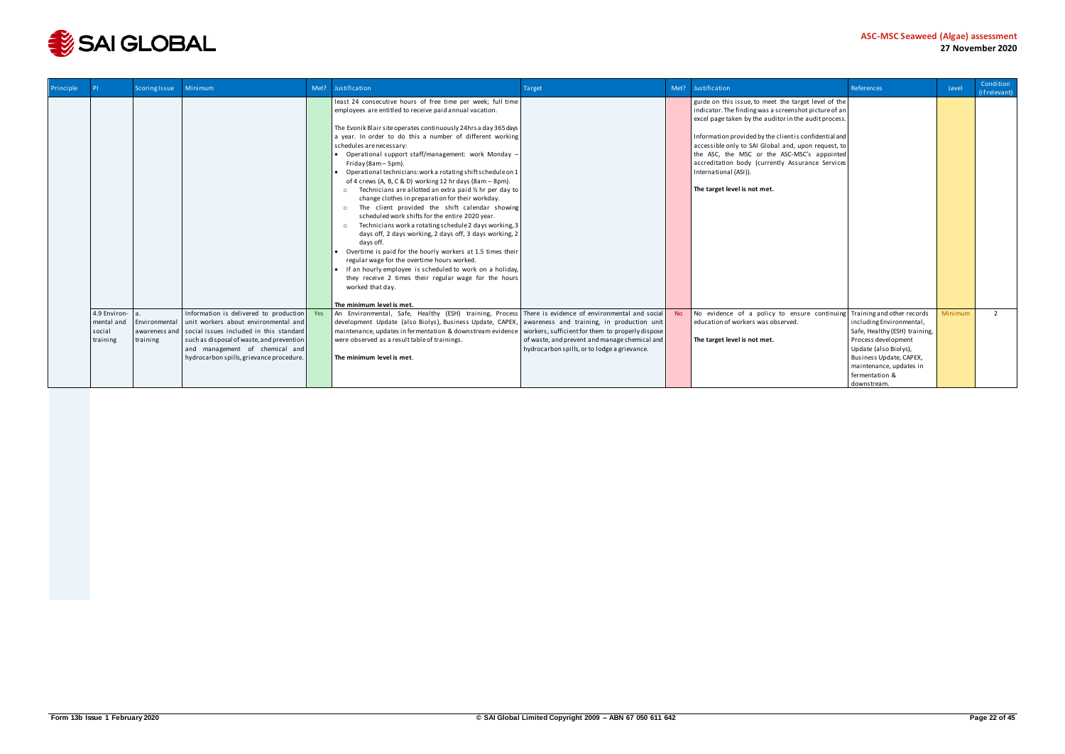| Principle | PI | Scoring Issue | Minimum | Met? | Justification | Target | Met? | Justification | References | Level | Condition (if relevant) |
|---|---|---|---|---|---|---|---|---|---|---|---|
| | | | | | least 24 consecutive hours of free time per week; full time employees are entitled to receive paid annual vacation.<br><br>The Evonik Blair site operates continuously 24hrs a day 365 days a year. In order to do this a number of different working schedules are necessary:<br>• Operational support staff/management: work Monday – Friday (8am – 5pm).<br>• Operational technicians: work a rotating shift schedule on 1 of 4 crews (A, B, C & D) working 12 hr days (8am – 8pm).<br>o Technicians are allotted an extra paid ½ hr per day to change clothes in preparation for their workday.<br>o The client provided the shift calendar showing scheduled work shifts for the entire 2020 year.<br>o Technicians work a rotating schedule 2 days working, 3 days off, 2 days working, 2 days off, 3 days working, 2 days off.<br>• Overtime is paid for the hourly workers at 1.5 times their regular wage for the overtime hours worked.<br>• If an hourly employee is scheduled to work on a holiday, they receive 2 times their regular wage for the hours worked that day.<br><br>**The minimum level is met.** | | | guide on this issue, to meet the target level of the indicator. The finding was a screenshot picture of an excel page taken by the auditor in the audit process.<br><br>Information provided by the client is confidential and accessible only to SAI Global and, upon request, to the ASC, the MSC or the ASC-MSC's appointed accreditation body (currently Assurance Services International (ASI)).<br><br>**The target level is not met.** | | | |
| | 4.9 Environ-mental and social training | a. Environmental awareness and training | Information is delivered to production unit workers about environmental and social issues included in this standard such as disposal of waste, and prevention and management of chemical and hydrocarbon spills, grievance procedure. | Yes | An Environmental, Safe, Healthy (ESH) training, Process development Update (also Biolys), Business Update, CAPEX, maintenance, updates in fermentation & downstream evidence were observed as a result table of trainings.<br><br>**The minimum level is met**. | There is evidence of environmental and social awareness and training, in production unit workers, sufficient for them to properly dispose of waste, and prevent and manage chemical and hydrocarbon spills, or to lodge a grievance. | No | No evidence of a policy to ensure continuing education of workers was observed.<br><br>**The target level is not met.** | Training and other records including Environmental, Safe, Healthy (ESH) training, Process development Update (also Biolys), Business Update, CAPEX, maintenance, updates in fermentation & downstream. | Minimum | 2 |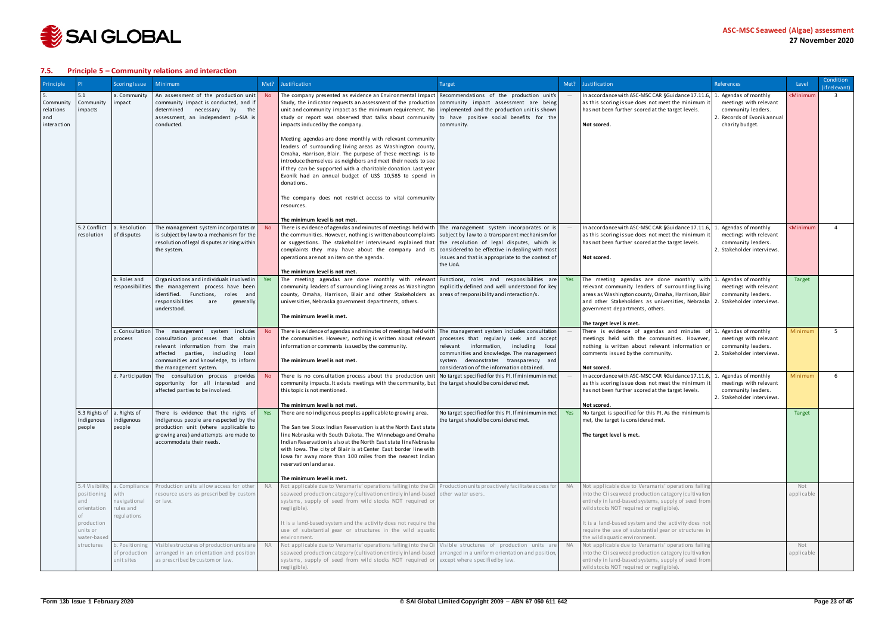## 7.5. Principle 5 – Community relations and interaction

| Principle | PI | Scoring Issue | Minimum | Met? | Justification | Target | Met? | Justification | References | Level | Condition (if relevant) |
|---|---|---|---|---|---|---|---|---|---|---|---|
| 5. Community relations and interaction | 5.1 Community impacts | a. Community impact | An assessment of the production unit community impact is conducted, and if determined necessary by the assessment, an independent p-SIA is conducted. | No | The company presented as evidence an Environmental Impact Study, the indicator requests an assessment of the production unit and community impact as the minimum requirement. No study or report was observed that talks about community impacts induced by the company.<br><br>Meeting agendas are done monthly with relevant community leaders of surrounding living areas as Washington county, Omaha, Harrison, Blair. The purpose of these meetings is to introduce themselves as neighbors and meet their needs to see if they can be supported with a charitable donation. Last year Evonik had an annual budget of US$ 10,585 to spend in donations.<br><br>The company does not restrict access to vital community resources.<br><br>**The minimum level is not met.** | Recommendations of the production unit's community impact assessment are being implemented and the production unit is shown to have positive social benefits for the community. | — | In accordance with ASC-MSC CAR §Guidance 17.11.6, as this scoring issue does not meet the minimum it has not been further scored at the target levels.<br><br>**Not scored.** | 1. Agendas of monthly meetings with relevant community leaders.<br>2. Records of Evonik annual charity budget. | <Minimum | 3 |
| | 5.2 Conflict resolution | a. Resolution of disputes | The management system incorporates or is subject by law to a mechanism for the resolution of legal disputes arising within the system. | No | There is evidence of agendas and minutes of meetings held with the communities. However, nothing is written about complaints or suggestions. The stakeholder interviewed explained that complaints they may have about the company and its operations are not an item on the agenda.<br><br>**The minimum level is not met.** | The management system incorporates or is subject by law to a transparent mechanism for the resolution of legal disputes, which is considered to be effective in dealing with most issues and that is appropriate to the context of the UoA. | — | In accordance with ASC-MSC CAR §Guidance 17.11.6, as this scoring issue does not meet the minimum it has not been further scored at the target levels.<br><br>**Not scored.** | 1. Agendas of monthly meetings with relevant community leaders.<br>2. Stakeholder interviews. | <Minimum | 4 |
| | | b. Roles and responsibilities | Organisations and individuals involved in the management process have been identified. Functions, roles and responsibilities are generally understood. | Yes | The meeting agendas are done monthly with relevant community leaders of surrounding living areas as Washington county, Omaha, Harrison, Blair and other Stakeholders as universities, Nebraska government departments, others.<br><br>**The minimum level is met.** | Functions, roles and responsibilities are explicitly defined and well understood for key areas of responsibility and interaction/s. | Yes | The meeting agendas are done monthly with relevant community leaders of surrounding living areas as Washington county, Omaha, Harrison, Blair and other Stakeholders as universities, Nebraska government departments, others.<br><br>**The target level is met.** | 1. Agendas of monthly meetings with relevant community leaders.<br>2. Stakeholder interviews. | Target | |
| | | c. Consultation process | The management system includes consultation processes that obtain relevant information from the main affected parties, including local communities and knowledge, to inform the management system. | No | There is evidence of agendas and minutes of meetings held with the communities. However, nothing is written about relevant information or comments issued by the community.<br><br>**The minimum level is not met.** | The management system includes consultation processes that regularly seek and accept relevant information, including local communities and knowledge. The management system demonstrates transparency and consideration of the information obtained. | — | There is evidence of agendas and minutes of meetings held with the communities. However, nothing is written about relevant information or comments issued by the community.<br><br>**Not scored.** | 1. Agendas of monthly meetings with relevant community leaders.<br>2. Stakeholder interviews. | Minimum | 5 |
| | | d. Participation | The consultation process provides opportunity for all interested and affected parties to be involved. | No | There is no consultation process about the production unit community impacts. It exists meetings with the community, but this topic is not mentioned.<br><br>**The minimum level is not met.** | No target specified for this PI. If minimum in met the target should be considered met. | — | In accordance with ASC-MSC CAR §Guidance 17.11.6, as this scoring issue does not meet the minimum it has not been further scored at the target levels.<br><br>**Not scored.** | 1. Agendas of monthly meetings with relevant community leaders.<br>2. Stakeholder interviews. | Minimum | 6 |
| | 5.3 Rights of indigenous people | a. Rights of indigenous people | There is evidence that the rights of indigenous people are respected by the production unit (where applicable to growing area) and attempts are made to accommodate their needs. | Yes | There are no indigenous peoples applicable to growing area.<br><br>The San tee Sioux Indian Reservation is at the North East state line Nebraska with South Dakota. The Winnebago and Omaha Indian Reservation is also at the North East state line Nebraska with Iowa. The city of Blair is at Center East border line with Iowa far away more than 100 miles from the nearest Indian reservation land area.<br><br>**The minimum level is met.** | No target specified for this PI. If minimum in met the target should be considered met. | Yes | No target is specified for this PI. As the minimum is met, the target is considered met.<br><br>**The target level is met.** | | Target | |
| | 5.4 Visibility, positioning and orientation of production units or water-based structures | a. Compliance with navigational rules and regulations | Production units allow access for other resource users as prescribed by custom or law. | NA | Not applicable due to Veramaris' operations falling into the Cii seaweed production category (cultivation entirely in land-based systems, supply of seed from wild stocks NOT required or negligible).<br><br>It is a land-based system and the activity does not require the use of substantial gear or structures in the wild aquatic environment. | Production units proactively facilitate access for other water users. | NA | Not applicable due to Veramaris' operations falling into the Cii seaweed production category (cultivation entirely in land-based systems, supply of seed from wild stocks NOT required or negligible).<br><br>It is a land-based system and the activity does not require the use of substantial gear or structures in the wild aquatic environment. | | Not applicable | |
| | | b. Positioning of production unit sites | Visible structures of production units are arranged in an orientation and position as prescribed by custom or law. | NA | Not applicable due to Veramaris' operations falling into the Cii seaweed production category (cultivation entirely in land-based systems, supply of seed from wild stocks NOT required or negligible). | Visible structures of production units are arranged in a uniform orientation and position, except where specified by law. | NA | Not applicable due to Veramaris' operations falling into the Cii seaweed production category (cultivation entirely in land-based systems, supply of seed from wild stocks NOT required or negligible). | | Not applicable | |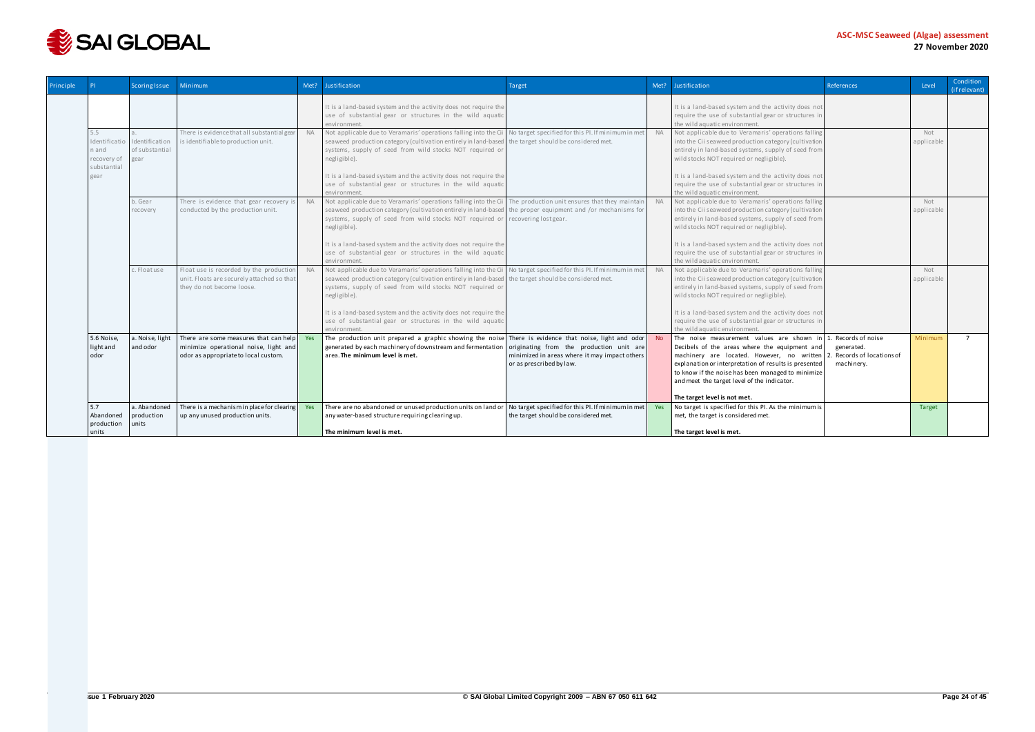| Principle | PI | Scoring Issue | Minimum | Met? | Justification | Target | Met? | Justification | References | Level | Condition (if relevant) |
|---|---|---|---|---|---|---|---|---|---|---|---|
| | | | | | It is a land-based system and the activity does not require the use of substantial gear or structures in the wild aquatic environment. | | | It is a land-based system and the activity does not require the use of substantial gear or structures in the wild aquatic environment. | | | |
| | 5.5 Identification and recovery of substantial gear | a. Identification of substantial gear | There is evidence that all substantial gear is identifiable to production unit. | NA | Not applicable due to Veramaris' operations falling into the Cii seaweed production category (cultivation entirely in land-based systems, supply of seed from wild stocks NOT required or negligible).<br><br>It is a land-based system and the activity does not require the use of substantial gear or structures in the wild aquatic environment. | No target specified for this PI. If minimum in met the target should be considered met. | NA | Not applicable due to Veramaris' operations falling into the Cii seaweed production category (cultivation entirely in land-based systems, supply of seed from wild stocks NOT required or negligible).<br><br>It is a land-based system and the activity does not require the use of substantial gear or structures in the wild aquatic environment. | | Not applicable | |
| | | b. Gear recovery | There is evidence that gear recovery is conducted by the production unit. | NA | Not applicable due to Veramaris' operations falling into the Cii seaweed production category (cultivation entirely in land-based systems, supply of seed from wild stocks NOT required or negligible).<br><br>It is a land-based system and the activity does not require the use of substantial gear or structures in the wild aquatic environment. | The production unit ensures that they maintain the proper equipment and /or mechanisms for recovering lost gear. | NA | Not applicable due to Veramaris' operations falling into the Cii seaweed production category (cultivation entirely in land-based systems, supply of seed from wild stocks NOT required or negligible).<br><br>It is a land-based system and the activity does not require the use of substantial gear or structures in the wild aquatic environment. | | Not applicable | |
| | | c. Float use | Float use is recorded by the production unit. Floats are securely attached so that they do not become loose. | NA | Not applicable due to Veramaris' operations falling into the Cii seaweed production category (cultivation entirely in land-based systems, supply of seed from wild stocks NOT required or negligible).<br><br>It is a land-based system and the activity does not require the use of substantial gear or structures in the wild aquatic environment. | No target specified for this PI. If minimum in met the target should be considered met. | NA | Not applicable due to Veramaris' operations falling into the Cii seaweed production category (cultivation entirely in land-based systems, supply of seed from wild stocks NOT required or negligible).<br><br>It is a land-based system and the activity does not require the use of substantial gear or structures in the wild aquatic environment. | | Not applicable | |
| | 5.6 Noise, light and odor | a. Noise, light and odor | There are some measures that can help minimize operational noise, light and odor as appropriate to local custom. | Yes | The production unit prepared a graphic showing the noise generated by each machinery of downstream and fermentation area. **The minimum level is met.** | There is evidence that noise, light and odor originating from the production unit are minimized in areas where it may impact others or as prescribed by law. | No | The noise measurement values are shown in Decibels of the areas where the equipment and machinery are located. However, no written explanation or interpretation of results is presented to know if the noise has been managed to minimize and meet the target level of the indicator.<br><br>**The target level is not met.** | 1. Records of noise generated.<br>2. Records of locations of machinery. | Minimum | 7 |
| | 5.7 Abandoned production units | a. Abandoned production units | There is a mechanism in place for clearing up any unused production units. | Yes | There are no abandoned or unused production units on land or any water-based structure requiring clearing up.<br><br>**The minimum level is met.** | No target specified for this PI. If minimum in met the target should be considered met. | Yes | No target is specified for this PI. As the minimum is met, the target is considered met.<br><br>**The target level is met.** | | Target | |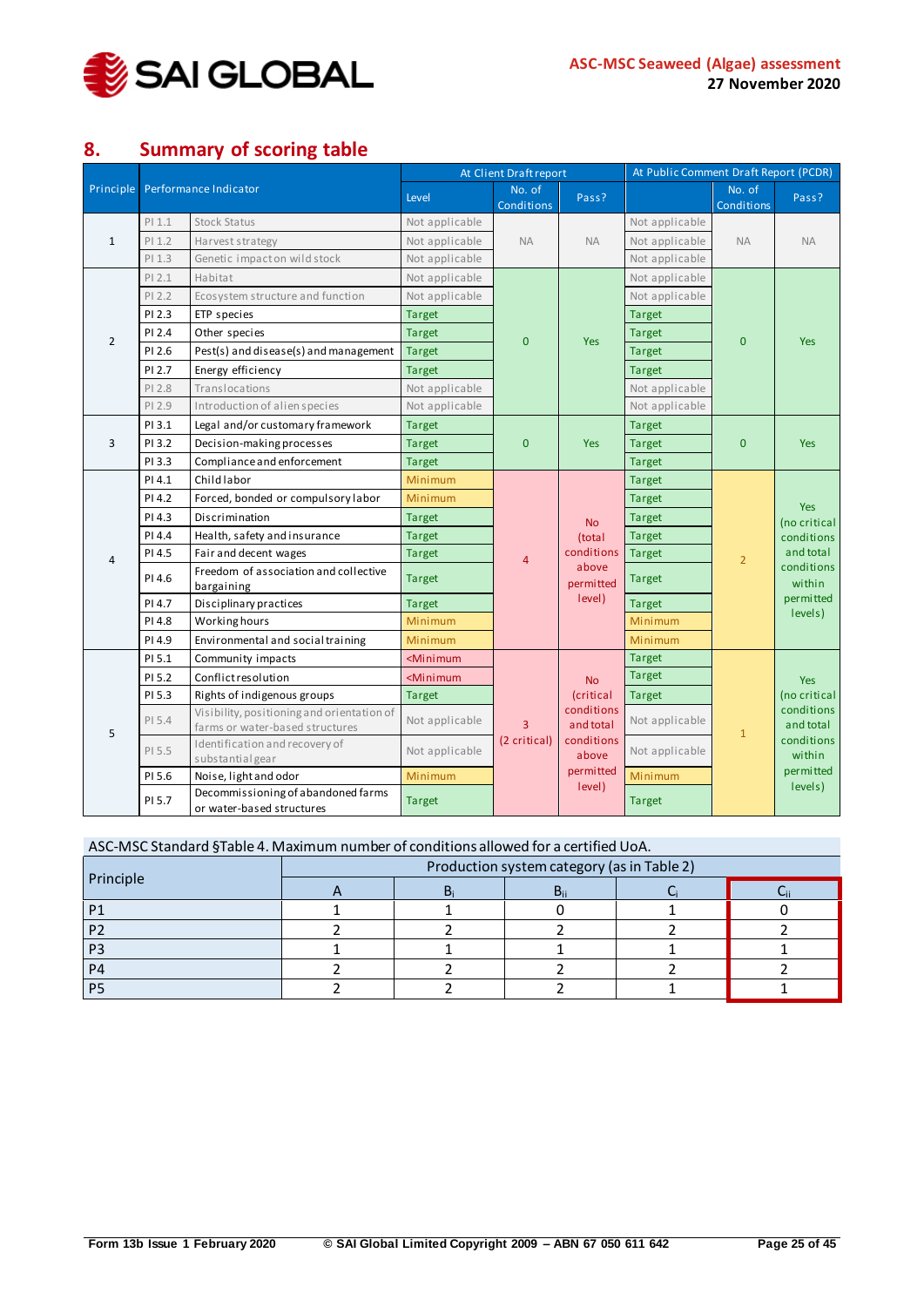## 8. Summary of scoring table

| Principle | Performance Indicator | | At Client Draft report | | | At Public Comment Draft Report (PCDR) | | |
|---|---|---|---|---|---|---|---|---|
| | | | Level | No. of Conditions | Pass? | | No. of Conditions | Pass? |
| 1 | PI 1.1 | Stock Status | Not applicable | NA | NA | Not applicable | NA | NA |
| | PI 1.2 | Harvest strategy | Not applicable | | | Not applicable | | |
| | PI 1.3 | Genetic impact on wild stock | Not applicable | | | Not applicable | | |
| 2 | PI 2.1 | Habitat | Not applicable | 0 | Yes | Not applicable | 0 | Yes |
| | PI 2.2 | Ecosystem structure and function | Not applicable | | | Not applicable | | |
| | PI 2.3 | ETP species | Target | | | Target | | |
| | PI 2.4 | Other species | Target | | | Target | | |
| | PI 2.6 | Pest(s) and disease(s) and management | Target | | | Target | | |
| | PI 2.7 | Energy efficiency | Target | | | Target | | |
| | PI 2.8 | Translocations | Not applicable | | | Not applicable | | |
| | PI 2.9 | Introduction of alien species | Not applicable | | | Not applicable | | |
| 3 | PI 3.1 | Legal and/or customary framework | Target | 0 | Yes | Target | 0 | Yes |
| | PI 3.2 | Decision-making processes | Target | | | Target | | |
| | PI 3.3 | Compliance and enforcement | Target | | | Target | | |
| 4 | PI 4.1 | Child labor | Minimum | 4 | No (total conditions above permitted level) | Target | 2 | Yes (no critical conditions and total conditions within permitted levels) |
| | PI 4.2 | Forced, bonded or compulsory labor | Minimum | | | Target | | |
| | PI 4.3 | Discrimination | Target | | | Target | | |
| | PI 4.4 | Health, safety and insurance | Target | | | Target | | |
| | PI 4.5 | Fair and decent wages | Target | | | Target | | |
| | PI 4.6 | Freedom of association and collective bargaining | Target | | | Target | | |
| | PI 4.7 | Disciplinary practices | Target | | | Target | | |
| | PI 4.8 | Working hours | Minimum | | | Minimum | | |
| | PI 4.9 | Environmental and social training | Minimum | | | Minimum | | |
| 5 | PI 5.1 | Community impacts | <Minimum | 3 (2 critical) | No (critical conditions and total conditions above permitted level) | Target | 1 | Yes (no critical conditions and total conditions within permitted levels) |
| | PI 5.2 | Conflict resolution | <Minimum | | | Target | | |
| | PI 5.3 | Rights of indigenous groups | Target | | | Target | | |
| | PI 5.4 | Visibility, positioning and orientation of farms or water-based structures | Not applicable | | | Not applicable | | |
| | PI 5.5 | Identification and recovery of substantial gear | Not applicable | | | Not applicable | | |
| | PI 5.6 | Noise, light and odor | Minimum | | | Minimum | | |
| | PI 5.7 | Decommissioning of abandoned farms or water-based structures | Target | | | Target | | |

ASC-MSC Standard §Table 4. Maximum number of conditions allowed for a certified UoA.

| Principle | Production system category (as in Table 2) | | | | |
|---|---|---|---|---|---|
| | A | $B_i$ | $B_{ii}$ | $C_i$ | $C_{ii}$ |
| P1 | 1 | 1 | 0 | 1 | 0 |
| P2 | 2 | 2 | 2 | 2 | 2 |
| P3 | 1 | 1 | 1 | 1 | 1 |
| P4 | 2 | 2 | 2 | 2 | 2 |
| P5 | 2 | 2 | 2 | 1 | 1 |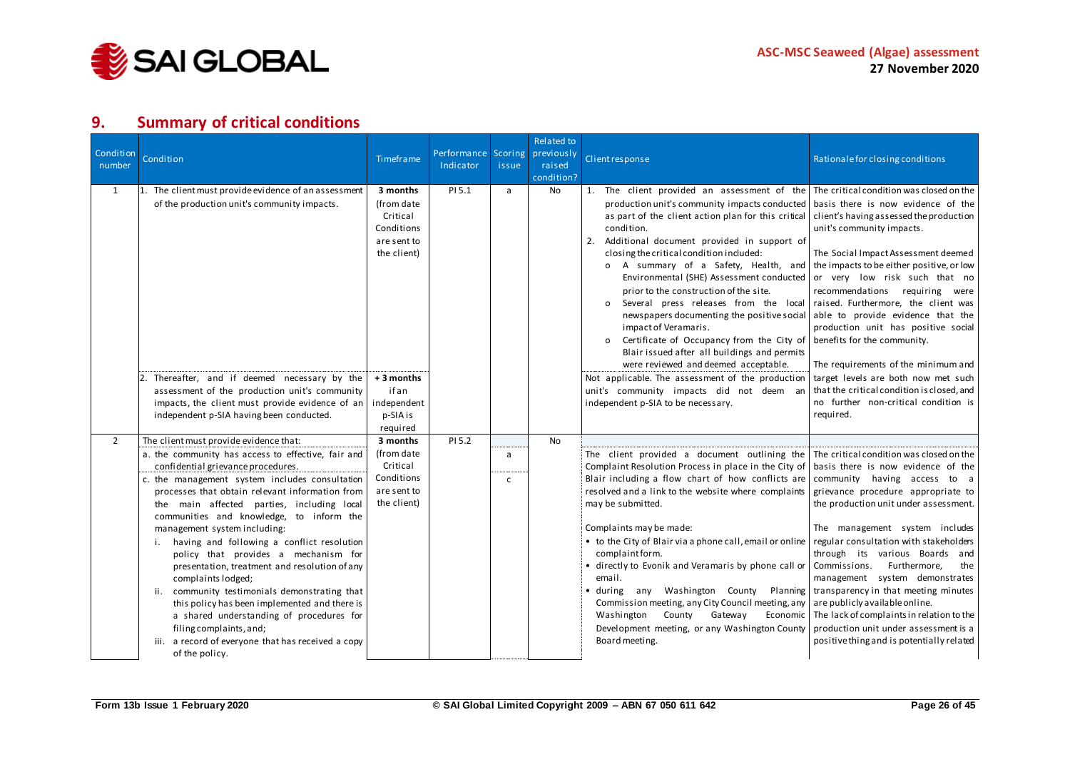## 9. Summary of critical conditions

| Condition number | Condition | Timeframe | Performance Indicator | Scoring issue | Related to previously raised condition? | Client response | Rationale for closing conditions |
|---|---|---|---|---|---|---|---|
| 1 | 1. The client must provide evidence of an assessment of the production unit's community impacts. | 3 months (from date Critical Conditions are sent to the client) | PI 5.1 | a | No | 1. The client provided an assessment of the production unit's community impacts conducted as part of the client action plan for this critical condition.<br>2. Additional document provided in support of closing the critical condition included:<br>o A summary of a Safety, Health, and Environmental (SHE) Assessment conducted prior to the construction of the site.<br>o Several press releases from the local newspapers documenting the positive social impact of Veramaris.<br>o Certificate of Occupancy from the City of Blair issued after all buildings and permits were reviewed and deemed acceptable. | The critical condition was closed on the basis there is now evidence of the client's having assessed the production unit's community impacts.<br><br>The Social Impact Assessment deemed the impacts to be either positive, or low or very low risk such that no recommendations requiring were raised. Furthermore, the client was able to provide evidence that the production unit has positive social benefits for the community.<br><br>The requirements of the minimum and target levels are both now met such that the critical condition is closed, and no further non-critical condition is required. |
| | 2. Thereafter, and if deemed necessary by the assessment of the production unit's community impacts, the client must provide evidence of an independent p-SIA having been conducted. | + 3 months if an independent p-SIA is required | | | | Not applicable. The assessment of the production unit's community impacts did not deem an independent p-SIA to be necessary. | |
| 2 | The client must provide evidence that: | 3 months (from date Critical Conditions are sent to the client) | PI 5.2 | | No | | |
| | a. the community has access to effective, fair and confidential grievance procedures. | | | a | | The client provided a document outlining the Complaint Resolution Process in place in the City of Blair including a flow chart of how conflicts are resolved and a link to the website where complaints may be submitted.<br><br>Complaints may be made:<br>• to the City of Blair via a phone call, email or online complaint form.<br>• directly to Evonik and Veramaris by phone call or email.<br>• during any Washington County Planning Commission meeting, any City Council meeting, any Washington County Gateway Economic Development meeting, or any Washington County Board meeting. | The critical condition was closed on the basis there is now evidence of the community having access to a grievance procedure appropriate to the production unit under assessment.<br><br>The management system includes regular consultation with stakeholders through its various Boards and Commissions. Furthermore, the management system demonstrates transparency in that meeting minutes are publicly available online.<br>The lack of complaints in relation to the production unit under assessment is a positive thing and is potentially related |
| | c. the management system includes consultation processes that obtain relevant information from the main affected parties, including local communities and knowledge, to inform the management system including:<br>i. having and following a conflict resolution policy that provides a mechanism for presentation, treatment and resolution of any complaints lodged;<br>ii. community testimonials demonstrating that this policy has been implemented and there is a shared understanding of procedures for filing complaints, and;<br>iii. a record of everyone that has received a copy of the policy. | | | c | | | |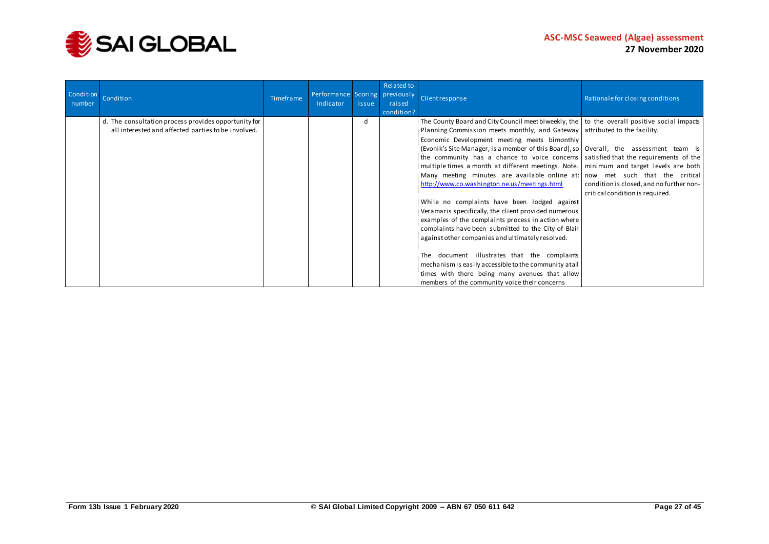| Condition number | Condition | Timeframe | Performance Indicator | Scoring issue | Related to previously raised condition? | Client response | Rationale for closing conditions |
|---|---|---|---|---|---|---|---|
| | d. The consultation process provides opportunity for all interested and affected parties to be involved. | | | d | | The County Board and City Council meet biweekly, the Planning Commission meets monthly, and Gateway Economic Development meeting meets bimonthly (Evonik's Site Manager, is a member of this Board), so the community has a chance to voice concerns multiple times a month at different meetings. Note. Many meeting minutes are available online at: [http://www.co.washington.ne.us/meetings.html](http://www.co.washington.ne.us/meetings.html)<br><br>While no complaints have been lodged against Veramaris specifically, the client provided numerous examples of the complaints process in action where complaints have been submitted to the City of Blair against other companies and ultimately resolved.<br><br>The document illustrates that the complaints mechanism is easily accessible to the community at all times with there being many avenues that allow members of the community voice their concerns | to the overall positive social impacts attributed to the facility.<br><br>Overall, the assessment team is satisfied that the requirements of the minimum and target levels are both now met such that the critical condition is closed, and no further non-critical condition is required. |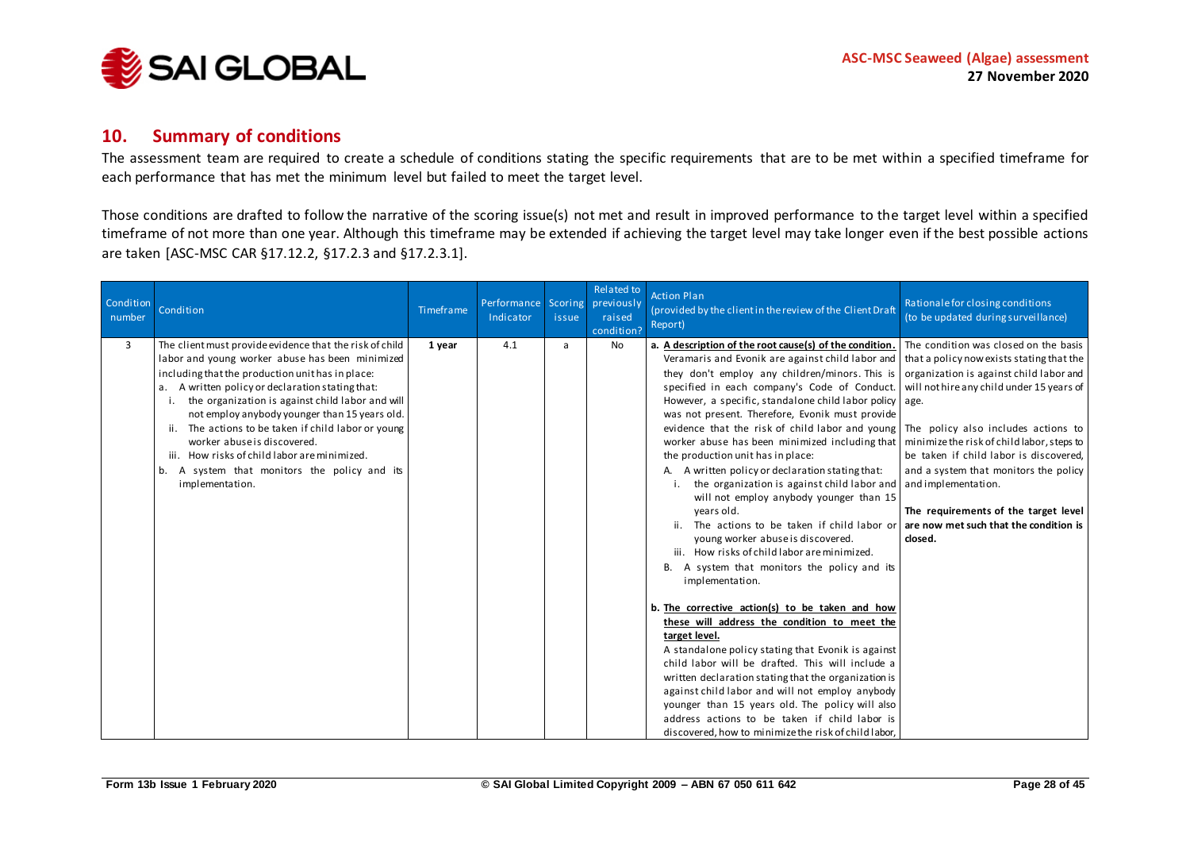## 10. Summary of conditions

The assessment team are required to create a schedule of conditions stating the specific requirements that are to be met within a specified timeframe for each performance that has met the minimum level but failed to meet the target level.

Those conditions are drafted to follow the narrative of the scoring issue(s) not met and result in improved performance to the target level within a specified timeframe of not more than one year. Although this timeframe may be extended if achieving the target level may take longer even if the best possible actions are taken [ASC-MSC CAR §17.12.2, §17.2.3 and §17.2.3.1].

| Condition number | Condition | Timeframe | Performance Indicator | Scoring issue | Related to previously raised condition? | Action Plan (provided by the client in the review of the Client Draft Report) | Rationale for closing conditions (to be updated during surveillance) |
|---|---|---|---|---|---|---|---|
| 3 | The client must provide evidence that the risk of child labor and young worker abuse has been minimized including that the production unit has in place:<br>a. A written policy or declaration stating that:<br>i. the organization is against child labor and will not employ anybody younger than 15 years old.<br>ii. The actions to be taken if child labor or young worker abuse is discovered.<br>iii. How risks of child labor are minimized.<br>b. A system that monitors the policy and its implementation. | **1 year** | 4.1 | a | No | **a. A description of the root cause(s) of the condition.**<br>Veramaris and Evonik are against child labor and they don't employ any children/minors. This is specified in each company's Code of Conduct. However, a specific, standalone child labor policy was not present. Therefore, Evonik must provide evidence that the risk of child labor and young worker abuse has been minimized including that the production unit has in place:<br>A. A written policy or declaration stating that:<br>i. the organization is against child labor and will not employ anybody younger than 15 years old.<br>ii. The actions to be taken if child labor or young worker abuse is discovered.<br>iii. How risks of child labor are minimized.<br>B. A system that monitors the policy and its implementation.<br><br>**b. The corrective action(s) to be taken and how these will address the condition to meet the target level.**<br>A standalone policy stating that Evonik is against child labor will be drafted. This will include a written declaration stating that the organization is against child labor and will not employ anybody younger than 15 years old. The policy will also address actions to be taken if child labor is discovered, how to minimize the risk of child labor, | The condition was closed on the basis that a policy now exists stating that the organization is against child labor and will not hire any child under 15 years of age.<br><br>The policy also includes actions to minimize the risk of child labor, steps to be taken if child labor is discovered, and a system that monitors the policy and implementation.<br><br>**The requirements of the target level are now met such that the condition is closed.** |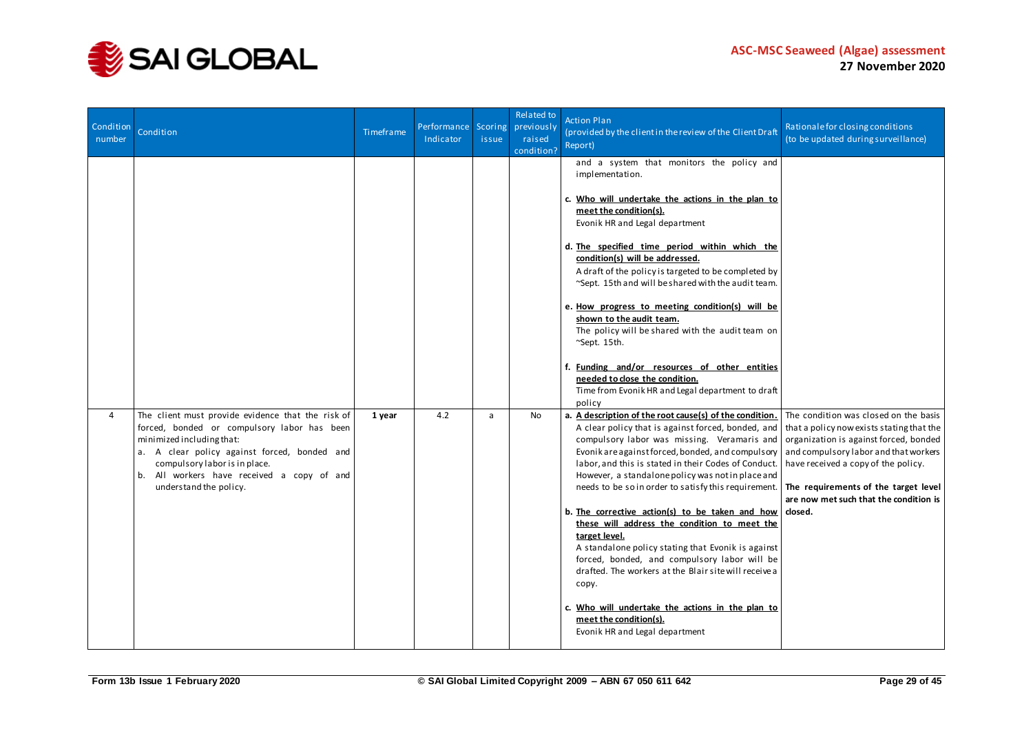| Condition number | Condition | Timeframe | Performance Indicator | Scoring issue | Related to previously raised condition? | Action Plan (provided by the client in the review of the Client Draft Report) | Rationale for closing conditions (to be updated during surveillance) |
|---|---|---|---|---|---|---|---|
| | | | | | | and a system that monitors the policy and implementation.<br><br>c. **<u>Who will undertake the actions in the plan to meet the condition(s).</u>**<br>Evonik HR and Legal department<br><br>d. **<u>The specified time period within which the condition(s) will be addressed.</u>**<br>A draft of the policy is targeted to be completed by ~Sept. 15th and will be shared with the audit team.<br><br>e. **<u>How progress to meeting condition(s) will be shown to the audit team.</u>**<br>The policy will be shared with the audit team on ~Sept. 15th.<br><br>f. **<u>Funding and/or resources of other entities needed to close the condition.</u>**<br>Time from Evonik HR and Legal department to draft policy | |
| 4 | The client must provide evidence that the risk of forced, bonded or compulsory labor has been minimized including that:<br>a. A clear policy against forced, bonded and compulsory labor is in place.<br>b. All workers have received a copy of and understand the policy. | **1 year** | 4.2 | a | No | a. **<u>A description of the root cause(s) of the condition.</u>**<br>A clear policy that is against forced, bonded, and compulsory labor was missing. Veramaris and Evonik are against forced, bonded, and compulsory labor, and this is stated in their Codes of Conduct. However, a standalone policy was not in place and needs to be so in order to satisfy this requirement.<br><br>b. **<u>The corrective action(s) to be taken and how these will address the condition to meet the target level.</u>**<br>A standalone policy stating that Evonik is against forced, bonded, and compulsory labor will be drafted. The workers at the Blair site will receive a copy.<br><br>c. **<u>Who will undertake the actions in the plan to meet the condition(s).</u>**<br>Evonik HR and Legal department | The condition was closed on the basis that a policy now exists stating that the organization is against forced, bonded and compulsory labor and that workers have received a copy of the policy.<br><br>**The requirements of the target level are now met such that the condition is closed.** |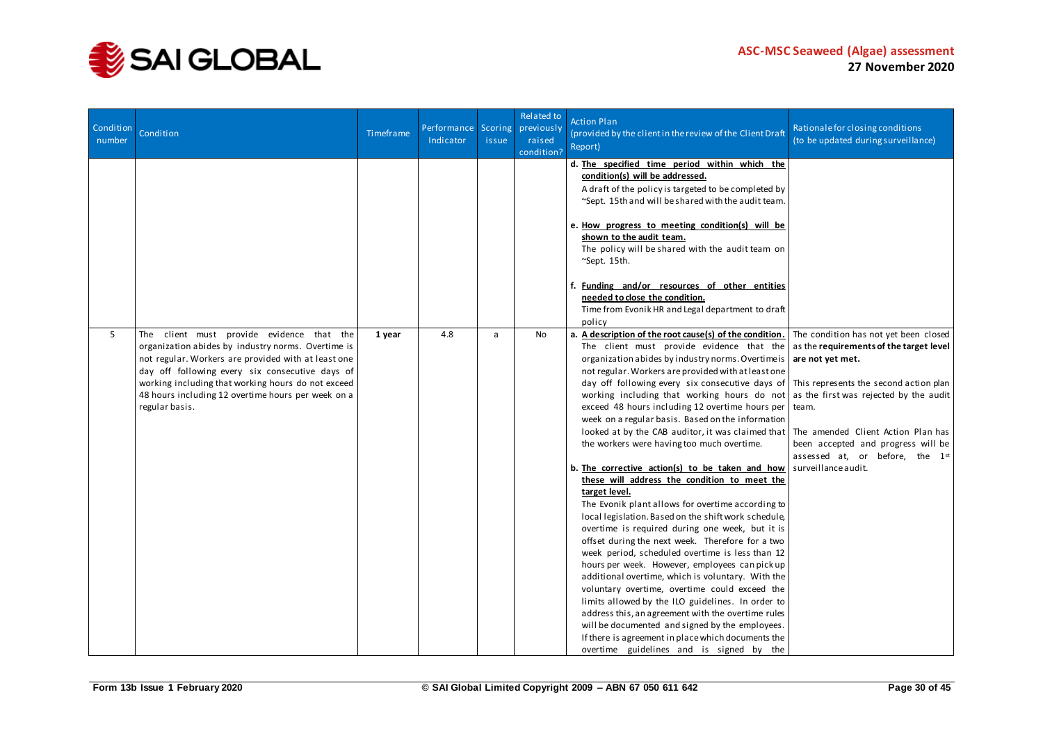| Condition number | Condition | Timeframe | Performance Indicator | Scoring issue | Related to previously raised condition? | Action Plan (provided by the client in the review of the Client Draft Report) | Rationale for closing conditions (to be updated during surveillance) |
|---|---|---|---|---|---|---|---|
| | | | | | | **d. The specified time period within which the condition(s) will be addressed.** A draft of the policy is targeted to be completed by ~Sept. 15th and will be shared with the audit team. **e. How progress to meeting condition(s) will be shown to the audit team.** The policy will be shared with the audit team on ~Sept. 15th. **f. Funding and/or resources of other entities needed to close the condition.** Time from Evonik HR and Legal department to draft policy | |
| 5 | The client must provide evidence that the organization abides by industry norms. Overtime is not regular. Workers are provided with at least one day off following every six consecutive days of working including that working hours do not exceed 48 hours including 12 overtime hours per week on a regular basis. | **1 year** | 4.8 | a | No | **a. A description of the root cause(s) of the condition.** The client must provide evidence that the organization abides by industry norms. Overtime is not regular. Workers are provided with at least one day off following every six consecutive days of working including that working hours do not exceed 48 hours including 12 overtime hours per week on a regular basis. Based on the information looked at by the CAB auditor, it was claimed that the workers were having too much overtime. **b. The corrective action(s) to be taken and how these will address the condition to meet the target level.** The Evonik plant allows for overtime according to local legislation. Based on the shift work schedule, overtime is required during one week, but it is offset during the next week. Therefore for a two week period, scheduled overtime is less than 12 hours per week. However, employees can pick up additional overtime, which is voluntary. With the voluntary overtime, overtime could exceed the limits allowed by the ILO guidelines. In order to address this, an agreement with the overtime rules will be documented and signed by the employees. If there is agreement in place which documents the overtime guidelines and is signed by the | The condition has not yet been closed as the **requirements of the target level are not yet met.** This represents the second action plan as the first was rejected by the audit team. The amended Client Action Plan has been accepted and progress will be assessed at, or before, the 1st surveillance audit. |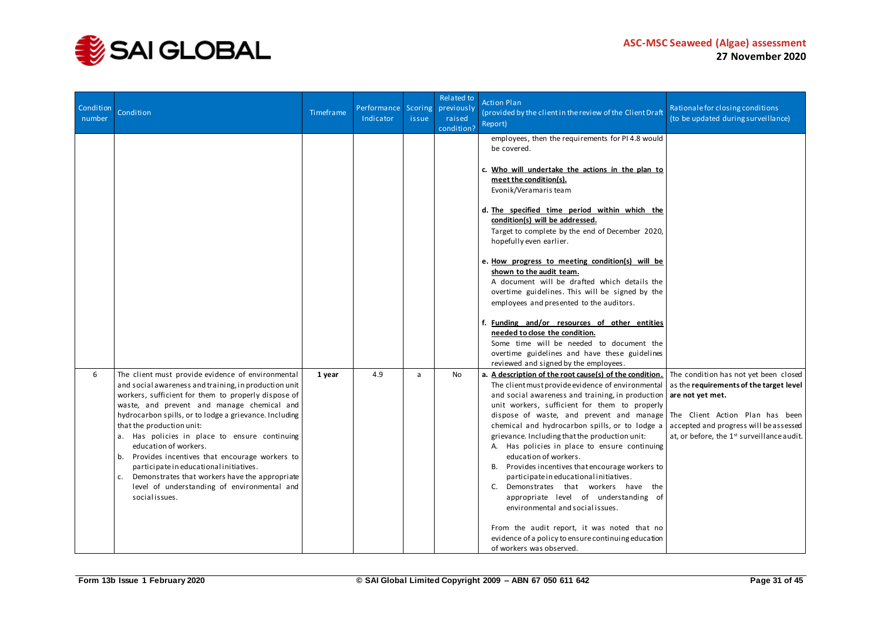| Condition number | Condition | Timeframe | Performance Indicator | Scoring issue | Related to previously raised condition? | Action Plan (provided by the client in the review of the Client Draft Report) | Rationale for closing conditions (to be updated during surveillance) |
|---|---|---|---|---|---|---|---|
| | | | | | | employees, then the requirements for PI 4.8 would be covered.<br><br>c. **<u>Who will undertake the actions in the plan to meet the condition(s).</u>**<br>Evonik/Veramaris team<br><br>d. **<u>The specified time period within which the condition(s) will be addressed.</u>**<br>Target to complete by the end of December 2020, hopefully even earlier.<br><br>e. **<u>How progress to meeting condition(s) will be shown to the audit team.</u>**<br>A document will be drafted which details the overtime guidelines. This will be signed by the employees and presented to the auditors.<br><br>f. **<u>Funding and/or resources of other entities needed to close the condition.</u>**<br>Some time will be needed to document the overtime guidelines and have these guidelines reviewed and signed by the employees. | |
| 6 | The client must provide evidence of environmental and social awareness and training, in production unit workers, sufficient for them to properly dispose of waste, and prevent and manage chemical and hydrocarbon spills, or to lodge a grievance. Including that the production unit:<br>a. Has policies in place to ensure continuing education of workers.<br>b. Provides incentives that encourage workers to participate in educational initiatives.<br>c. Demonstrates that workers have the appropriate level of understanding of environmental and social issues. | **1 year** | 4.9 | a | No | a. **<u>A description of the root cause(s) of the condition.</u>**<br>The client must provide evidence of environmental and social awareness and training, in production unit workers, sufficient for them to properly dispose of waste, and prevent and manage chemical and hydrocarbon spills, or to lodge a grievance. Including that the production unit:<br>A. Has policies in place to ensure continuing education of workers.<br>B. Provides incentives that encourage workers to participate in educational initiatives.<br>C. Demonstrates that workers have the appropriate level of understanding of environmental and social issues.<br><br>From the audit report, it was noted that no evidence of a policy to ensure continuing education of workers was observed. | The condition has not yet been closed as the **requirements of the target level are not yet met.**<br><br>The Client Action Plan has been accepted and progress will be assessed at, or before, the 1st surveillance audit. |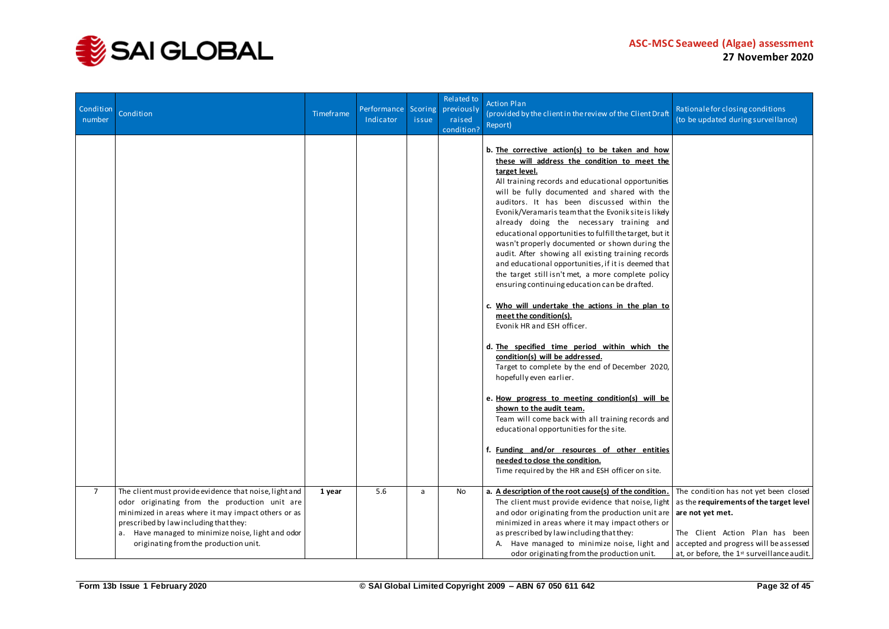| Condition number | Condition | Timeframe | Performance Indicator | Scoring issue | Related to previously raised condition? | Action Plan (provided by the client in the review of the Client Draft Report) | Rationale for closing conditions (to be updated during surveillance) |
|---|---|---|---|---|---|---|---|
| | | | | | | b. **The corrective action(s) to be taken and how these will address the condition to meet the target level.** All training records and educational opportunities will be fully documented and shared with the auditors. It has been discussed within the Evonik/Veramaris team that the Evonik site is likely already doing the necessary training and educational opportunities to fulfill the target, but it wasn't properly documented or shown during the audit. After showing all existing training records and educational opportunities, if it is deemed that the target still isn't met, a more complete policy ensuring continuing education can be drafted.<br><br>c. **Who will undertake the actions in the plan to meet the condition(s).** Evonik HR and ESH officer.<br><br>d. **The specified time period within which the condition(s) will be addressed.** Target to complete by the end of December 2020, hopefully even earlier.<br><br>e. **How progress to meeting condition(s) will be shown to the audit team.** Team will come back with all training records and educational opportunities for the site.<br><br>f. **Funding and/or resources of other entities needed to close the condition.** Time required by the HR and ESH officer on site. | |
| 7 | The client must provide evidence that noise, light and odor originating from the production unit are minimized in areas where it may impact others or as prescribed by law including that they:<br>a. Have managed to minimize noise, light and odor originating from the production unit. | **1 year** | 5.6 | a | No | a. **A description of the root cause(s) of the condition.** The client must provide evidence that noise, light and odor originating from the production unit are minimized in areas where it may impact others or as prescribed by law including that they:<br>A. Have managed to minimize noise, light and odor originating from the production unit. | The condition has not yet been closed as the **requirements of the target level are not yet met.**<br><br>The Client Action Plan has been accepted and progress will be assessed at, or before, the 1st surveillance audit. |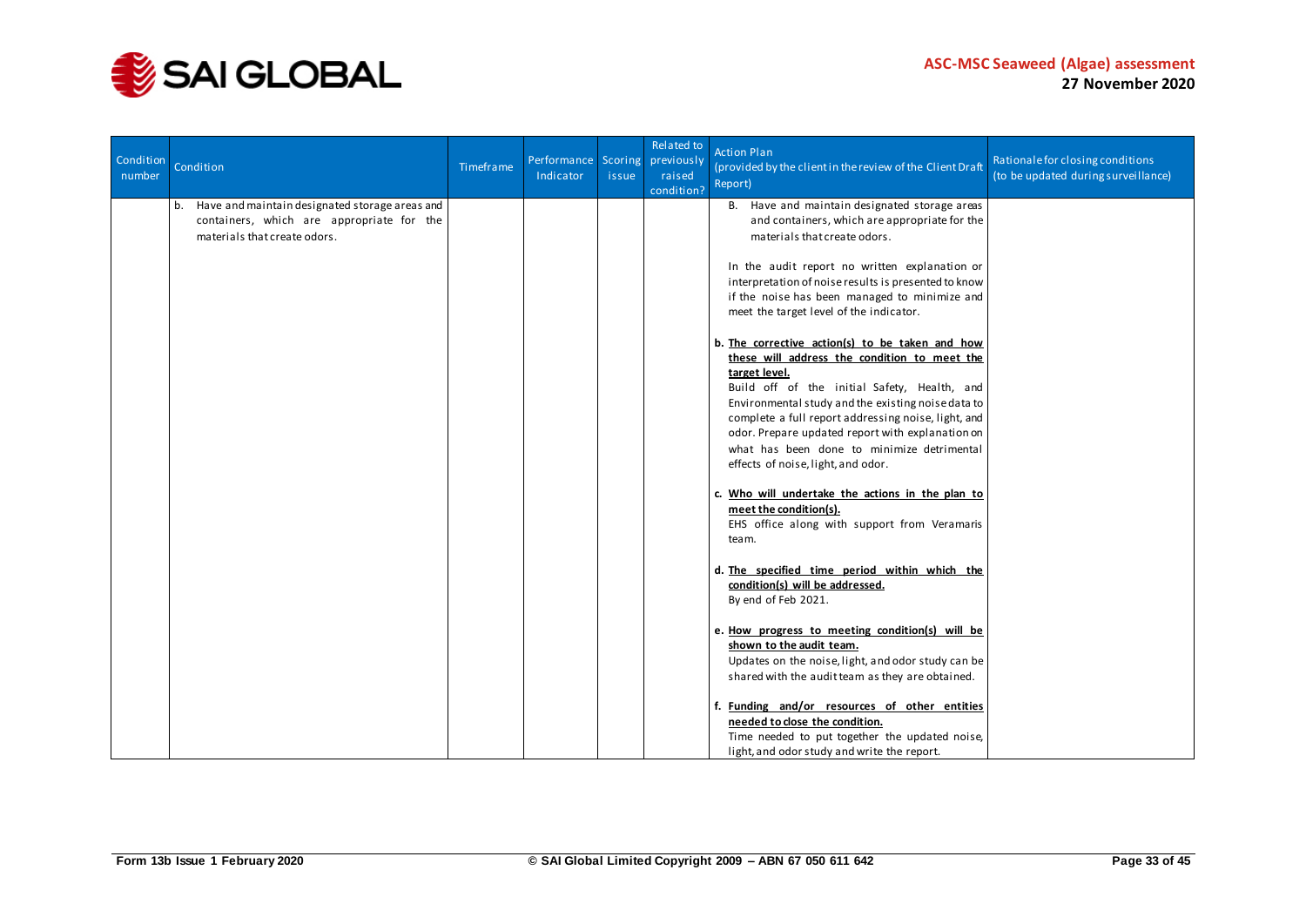| Condition number | Condition | Timeframe | Performance Indicator | Scoring issue | Related to previously raised condition? | Action Plan (provided by the client in the review of the Client Draft Report) | Rationale for closing conditions (to be updated during surveillance) |
|---|---|---|---|---|---|---|---|
| | b. Have and maintain designated storage areas and containers, which are appropriate for the materials that create odors. | | | | | B. Have and maintain designated storage areas and containers, which are appropriate for the materials that create odors.<br><br>In the audit report no written explanation or interpretation of noise results is presented to know if the noise has been managed to minimize and meet the target level of the indicator.<br><br>**b. The corrective action(s) to be taken and how these will address the condition to meet the target level.**<br>Build off of the initial Safety, Health, and Environmental study and the existing noise data to complete a full report addressing noise, light, and odor. Prepare updated report with explanation on what has been done to minimize detrimental effects of noise, light, and odor.<br><br>**c. Who will undertake the actions in the plan to meet the condition(s).**<br>EHS office along with support from Veramaris team.<br><br>**d. The specified time period within which the condition(s) will be addressed.**<br>By end of Feb 2021.<br><br>**e. How progress to meeting condition(s) will be shown to the audit team.**<br>Updates on the noise, light, and odor study can be shared with the audit team as they are obtained.<br><br>**f. Funding and/or resources of other entities needed to close the condition.**<br>Time needed to put together the updated noise, light, and odor study and write the report. | |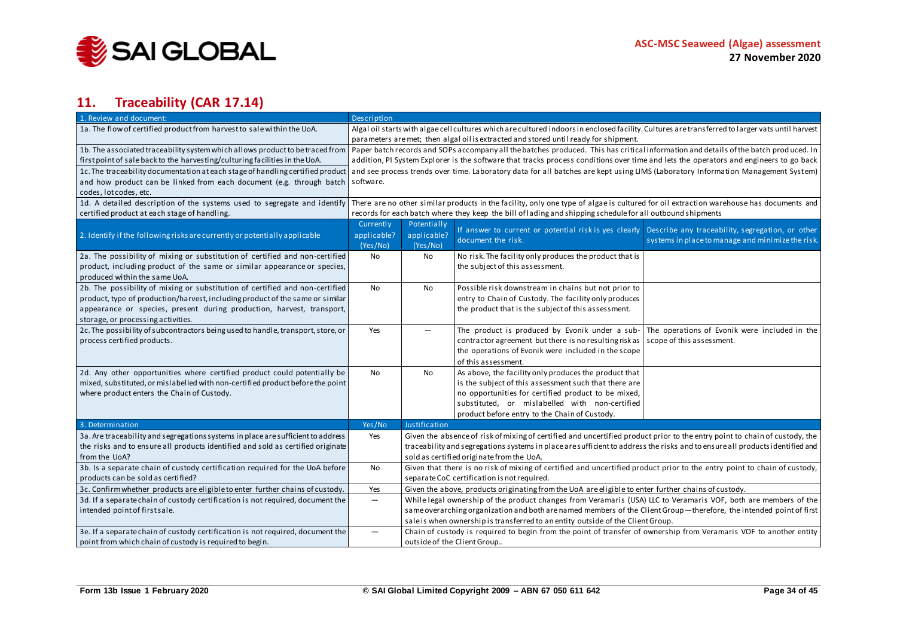## 11. Traceability (CAR 17.14)

| 1. Review and document: | Description | | | |
|---|---|---|---|---|
| 1a. The flow of certified product from harvest to sale within the UoA. | Algal oil starts with algae cell cultures which are cultured indoors in enclosed facility. Cultures are transferred to larger vats until harvest parameters are met; then algal oil is extracted and stored until ready for shipment. | | | |
| 1b. The associated traceability system which allows product to be traced from first point of sale back to the harvesting/culturing facilities in the UoA. 1c. The traceability documentation at each stage of handling certified product and how product can be linked from each document (e.g. through batch codes, lot codes, etc. | Paper batch records and SOPs accompany all the batches produced. This has critical information and details of the batch produced. In addition, PI System Explorer is the software that tracks process conditions over time and lets the operators and engineers to go back and see process trends over time. Laboratory data for all batches are kept using LIMS (Laboratory Information Management System) software. | | | |
| 1d. A detailed description of the systems used to segregate and identify certified product at each stage of handling. | There are no other similar products in the facility, only one type of algae is cultured for oil extraction warehouse has documents and records for each batch where they keep the bill of lading and shipping schedule for all outbound shipments | | | |
| 2. Identify if the following risks are currently or potentially applicable | Currently applicable? (Yes/No) | Potentially applicable? (Yes/No) | If answer to current or potential risk is yes clearly document the risk. | Describe any traceability, segregation, or other systems in place to manage and minimize the risk. |
| 2a. The possibility of mixing or substitution of certified and non-certified product, including product of the same or similar appearance or species, produced within the same UoA. | No | No | No risk. The facility only produces the product that is the subject of this assessment. | |
| 2b. The possibility of mixing or substitution of certified and non-certified product, type of production/harvest, including product of the same or similar appearance or species, present during production, harvest, transport, storage, or processing activities. | No | No | Possible risk downstream in chains but not prior to entry to Chain of Custody. The facility only produces the product that is the subject of this assessment. | |
| 2c. The possibility of subcontractors being used to handle, transport, store, or process certified products. | Yes | — | The product is produced by Evonik under a sub-contractor agreement but there is no resulting risk as the operations of Evonik were included in the scope of this assessment. | The operations of Evonik were included in the scope of this assessment. |
| 2d. Any other opportunities where certified product could potentially be mixed, substituted, or mislabelled with non-certified product before the point where product enters the Chain of Custody. | No | No | As above, the facility only produces the product that is the subject of this assessment such that there are no opportunities for certified product to be mixed, substituted, or mislabelled with non-certified product before entry to the Chain of Custody. | |
| 3. Determination | Yes/No | Justification | | |
| 3a. Are traceability and segregations systems in place are sufficient to address the risks and to ensure all products identified and sold as certified originate from the UoA? | Yes | Given the absence of risk of mixing of certified and uncertified product prior to the entry point to chain of custody, the traceability and segregations systems in place are sufficient to address the risks and to ensure all products identified and sold as certified originate from the UoA. | | |
| 3b. Is a separate chain of custody certification required for the UoA before products can be sold as certified? | No | Given that there is no risk of mixing of certified and uncertified product prior to the entry point to chain of custody, separate CoC certification is not required. | | |
| 3c. Confirm whether products are eligible to enter further chains of custody. | Yes | Given the above, products originating from the UoA are eligible to enter further chains of custody. | | |
| 3d. If a separate chain of custody certification is not required, document the intended point of first sale. | — | While legal ownership of the product changes from Veramaris (USA) LLC to Veramaris VOF, both are members of the same overarching organization and both are named members of the Client Group—therefore, the intended point of first sale is when ownership is transferred to an entity outside of the Client Group. | | |
| 3e. If a separate chain of custody certification is not required, document the point from which chain of custody is required to begin. | — | Chain of custody is required to begin from the point of transfer of ownership from Veramaris VOF to another entity outside of the Client Group.. | | |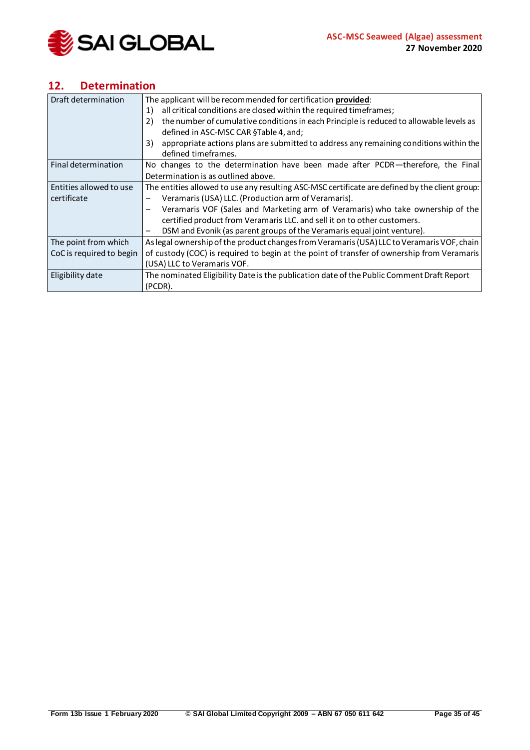## 12. Determination

| | |
|---|---|
| Draft determination | The applicant will be recommended for certification **provided**:<br>1) all critical conditions are closed within the required timeframes;<br>2) the number of cumulative conditions in each Principle is reduced to allowable levels as defined in ASC-MSC CAR §Table 4, and;<br>3) appropriate actions plans are submitted to address any remaining conditions within the defined timeframes. |
| Final determination | No changes to the determination have been made after PCDR—therefore, the Final Determination is as outlined above. |
| Entities allowed to use certificate | The entities allowed to use any resulting ASC-MSC certificate are defined by the client group:<br>– Veramaris (USA) LLC. (Production arm of Veramaris).<br>– Veramaris VOF (Sales and Marketing arm of Veramaris) who take ownership of the certified product from Veramaris LLC. and sell it on to other customers.<br>– DSM and Evonik (as parent groups of the Veramaris equal joint venture). |
| The point from which CoC is required to begin | As legal ownership of the product changes from Veramaris (USA) LLC to Veramaris VOF, chain of custody (COC) is required to begin at the point of transfer of ownership from Veramaris (USA) LLC to Veramaris VOF. |
| Eligibility date | The nominated Eligibility Date is the publication date of the Public Comment Draft Report (PCDR). |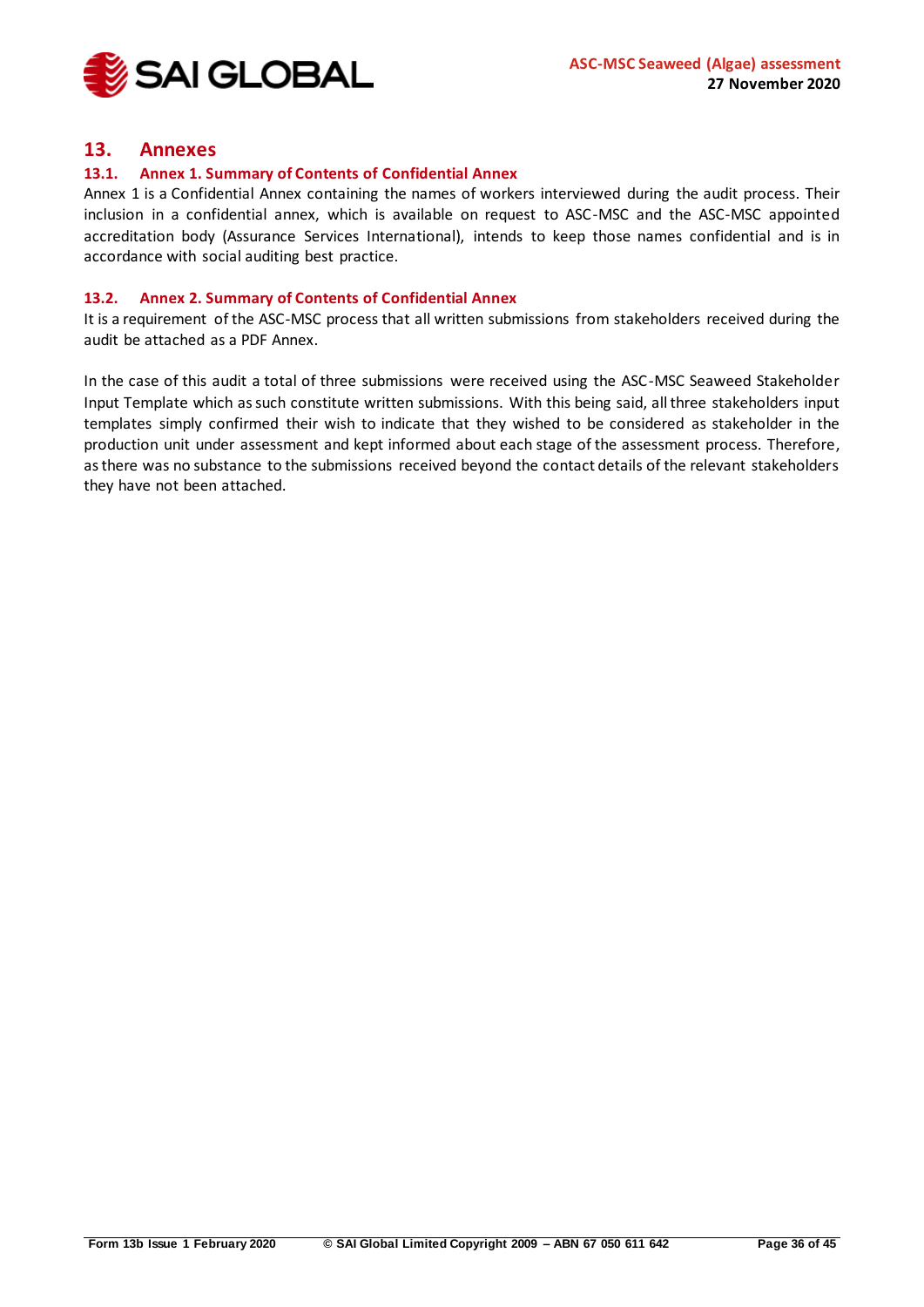## 13. Annexes

### 13.1. Annex 1. Summary of Contents of Confidential Annex

Annex 1 is a Confidential Annex containing the names of workers interviewed during the audit process. Their inclusion in a confidential annex, which is available on request to ASC-MSC and the ASC-MSC appointed accreditation body (Assurance Services International), intends to keep those names confidential and is in accordance with social auditing best practice.

### 13.2. Annex 2. Summary of Contents of Confidential Annex

It is a requirement of the ASC-MSC process that all written submissions from stakeholders received during the audit be attached as a PDF Annex.

In the case of this audit a total of three submissions were received using the ASC-MSC Seaweed Stakeholder Input Template which as such constitute written submissions. With this being said, all three stakeholders input templates simply confirmed their wish to indicate that they wished to be considered as stakeholder in the production unit under assessment and kept informed about each stage of the assessment process. Therefore, as there was no substance to the submissions received beyond the contact details of the relevant stakeholders they have not been attached.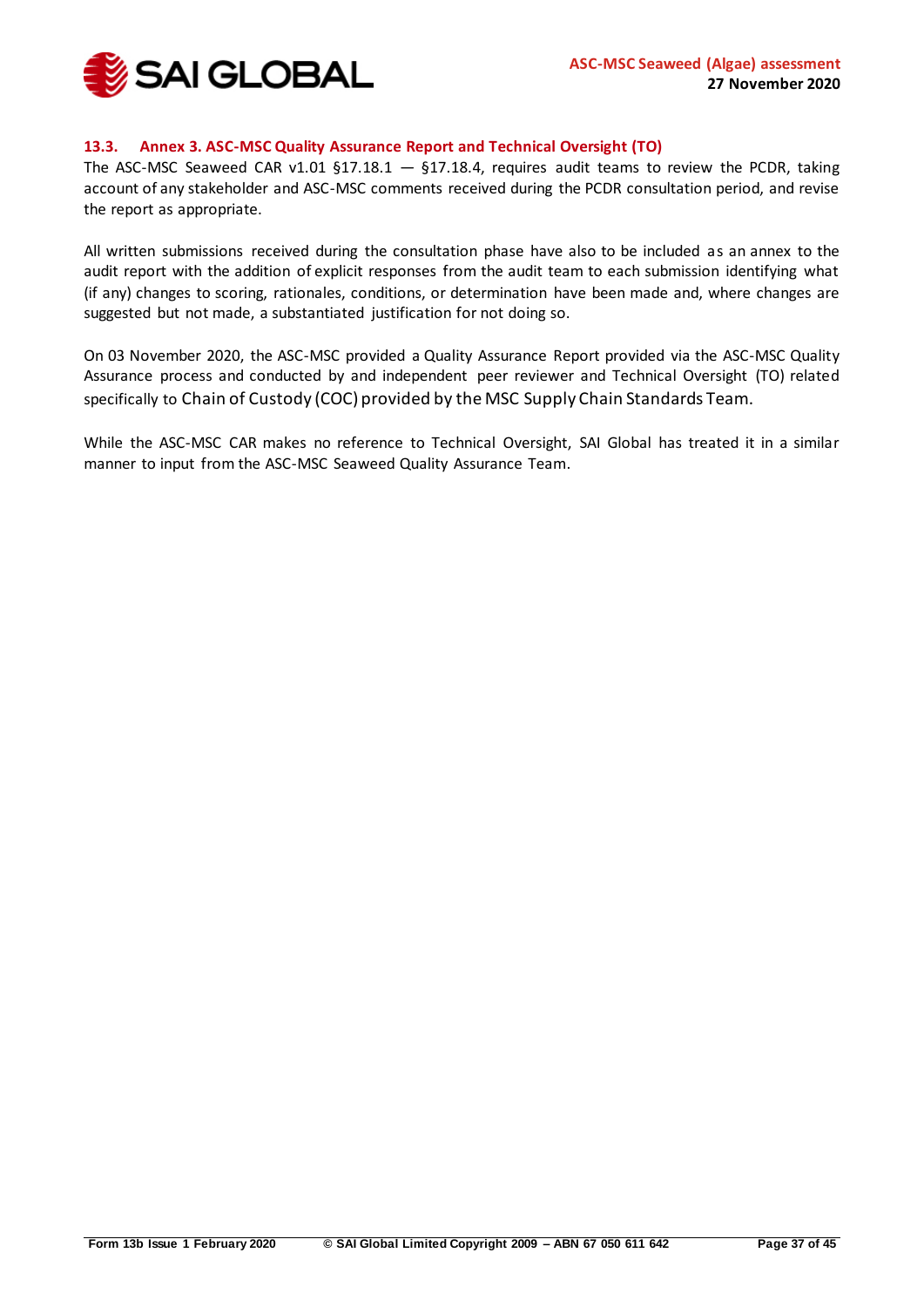### 13.3. Annex 3. ASC-MSC Quality Assurance Report and Technical Oversight (TO)

The ASC-MSC Seaweed CAR v1.01 §17.18.1 — §17.18.4, requires audit teams to review the PCDR, taking account of any stakeholder and ASC-MSC comments received during the PCDR consultation period, and revise the report as appropriate.

All written submissions received during the consultation phase have also to be included as an annex to the audit report with the addition of explicit responses from the audit team to each submission identifying what (if any) changes to scoring, rationales, conditions, or determination have been made and, where changes are suggested but not made, a substantiated justification for not doing so.

On 03 November 2020, the ASC-MSC provided a Quality Assurance Report provided via the ASC-MSC Quality Assurance process and conducted by and independent peer reviewer and Technical Oversight (TO) related specifically to Chain of Custody (COC) provided by the MSC Supply Chain Standards Team.

While the ASC-MSC CAR makes no reference to Technical Oversight, SAI Global has treated it in a similar manner to input from the ASC-MSC Seaweed Quality Assurance Team.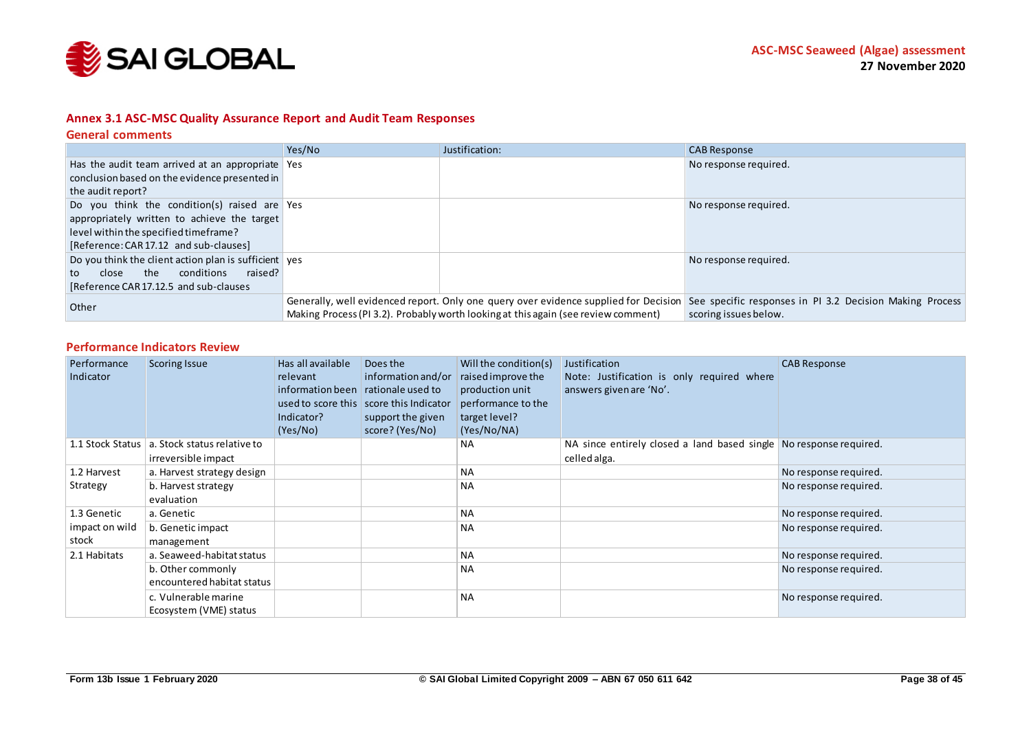## Annex 3.1 ASC-MSC Quality Assurance Report and Audit Team Responses

### General comments

| | Yes/No | Justification: | CAB Response |
|---|---|---|---|
| Has the audit team arrived at an appropriate conclusion based on the evidence presented in the audit report? | Yes | | No response required. |
| Do you think the condition(s) raised are appropriately written to achieve the target level within the specified timeframe? [Reference: CAR 17.12 and sub-clauses] | Yes | | No response required. |
| Do you think the client action plan is sufficient to close the conditions raised? [Reference CAR 17.12.5 and sub-clauses | yes | | No response required. |
| Other | Generally, well evidenced report. Only one query over evidence supplied for Decision Making Process (PI 3.2). Probably worth looking at this again (see review comment) | | See specific responses in PI 3.2 Decision Making Process scoring issues below. |

### Performance Indicators Review

| Performance Indicator | Scoring Issue | Has all available relevant information been used to score this Indicator? (Yes/No) | Does the information and/or rationale used to score this Indicator support the given score? (Yes/No) | Will the condition(s) raised improve the production unit performance to the target level? (Yes/No/NA) | Justification Note: Justification is only required where answers given are 'No'. | CAB Response |
|---|---|---|---|---|---|---|
| 1.1 Stock Status | a. Stock status relative to irreversible impact | | | NA | NA since entirely closed a land based single celled alga. | No response required. |
| 1.2 Harvest Strategy | a. Harvest strategy design | | | NA | | No response required. |
| | b. Harvest strategy evaluation | | | NA | | No response required. |
| 1.3 Genetic impact on wild stock | a. Genetic | | | NA | | No response required. |
| | b. Genetic impact management | | | NA | | No response required. |
| 2.1 Habitats | a. Seaweed-habitat status | | | NA | | No response required. |
| | b. Other commonly encountered habitat status | | | NA | | No response required. |
| | c. Vulnerable marine Ecosystem (VME) status | | | NA | | No response required. |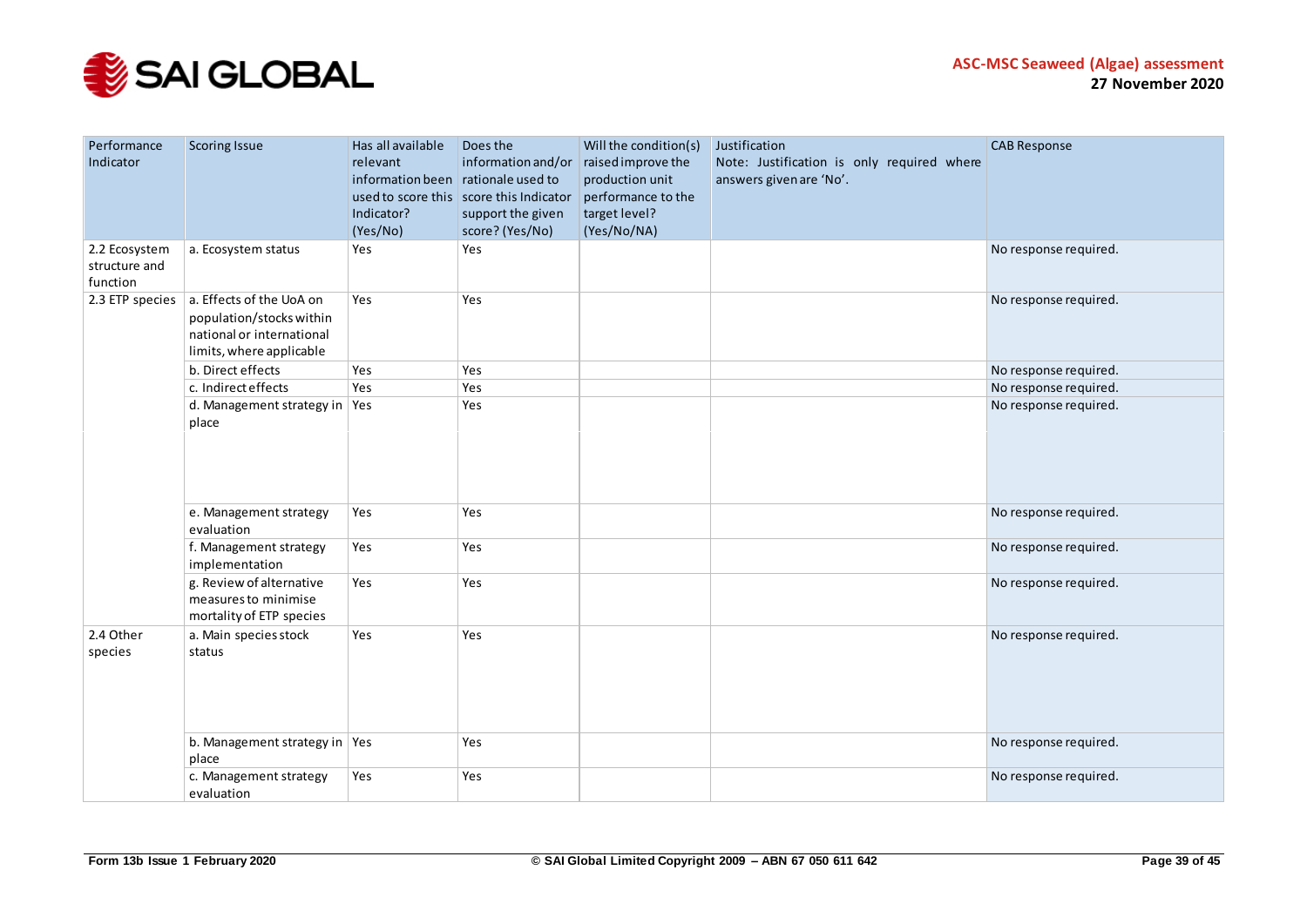| Performance Indicator | Scoring Issue | Has all available relevant information been used to score this Indicator? (Yes/No) | Does the information and/or rationale used to score this Indicator support the given score? (Yes/No) | Will the condition(s) raised improve the production unit performance to the target level? (Yes/No/NA) | Justification Note: Justification is only required where answers given are 'No'. | CAB Response |
|---|---|---|---|---|---|---|
| 2.2 Ecosystem structure and function | a. Ecosystem status | Yes | Yes | | | No response required. |
| 2.3 ETP species | a. Effects of the UoA on population/stocks within national or international limits, where applicable | Yes | Yes | | | No response required. |
| | b. Direct effects | Yes | Yes | | | No response required. |
| | c. Indirect effects | Yes | Yes | | | No response required. |
| | d. Management strategy in place | Yes | Yes | | | No response required. |
| | e. Management strategy evaluation | Yes | Yes | | | No response required. |
| | f. Management strategy implementation | Yes | Yes | | | No response required. |
| | g. Review of alternative measures to minimise mortality of ETP species | Yes | Yes | | | No response required. |
| 2.4 Other species | a. Main species stock status | Yes | Yes | | | No response required. |
| | b. Management strategy in place | Yes | Yes | | | No response required. |
| | c. Management strategy evaluation | Yes | Yes | | | No response required. |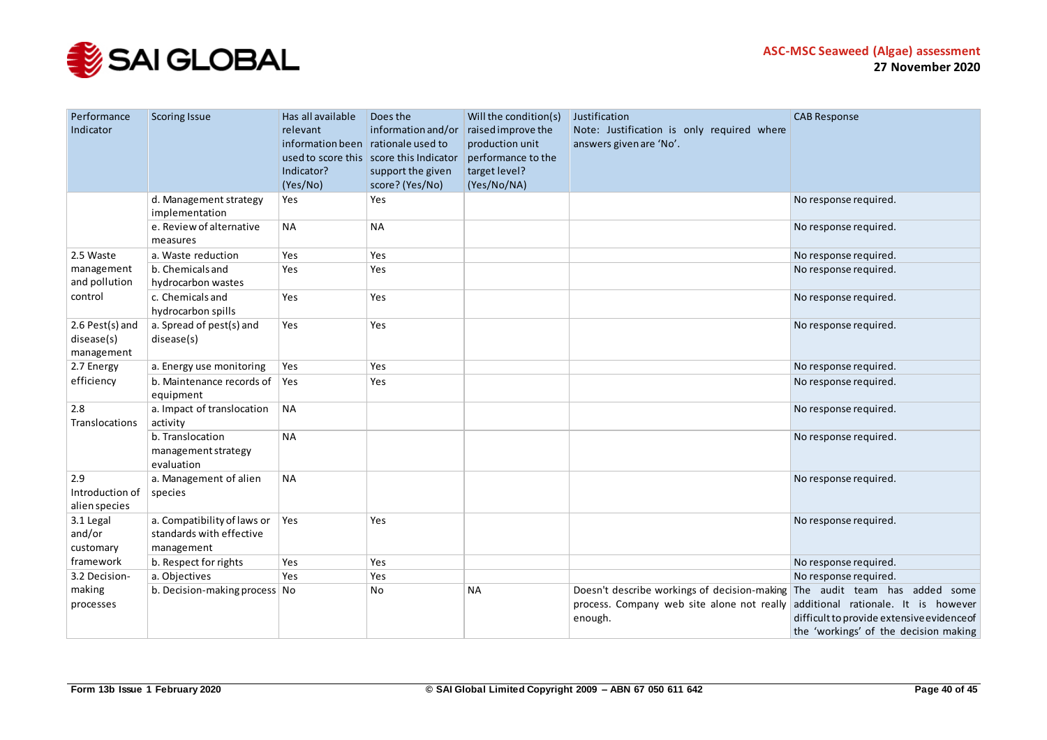| Performance Indicator | Scoring Issue | Has all available relevant information been used to score this Indicator? (Yes/No) | Does the information and/or rationale used to score this Indicator support the given score? (Yes/No) | Will the condition(s) raised improve the production unit performance to the target level? (Yes/No/NA) | Justification Note: Justification is only required where answers given are 'No'. | CAB Response |
|---|---|---|---|---|---|---|
| | d. Management strategy implementation | Yes | Yes | | | No response required. |
| | e. Review of alternative measures | NA | NA | | | No response required. |
| 2.5 Waste management and pollution control | a. Waste reduction | Yes | Yes | | | No response required. |
| | b. Chemicals and hydrocarbon wastes | Yes | Yes | | | No response required. |
| | c. Chemicals and hydrocarbon spills | Yes | Yes | | | No response required. |
| 2.6 Pest(s) and disease(s) management | a. Spread of pest(s) and disease(s) | Yes | Yes | | | No response required. |
| 2.7 Energy efficiency | a. Energy use monitoring | Yes | Yes | | | No response required. |
| | b. Maintenance records of equipment | Yes | Yes | | | No response required. |
| 2.8 Translocations | a. Impact of translocation activity | NA | | | | No response required. |
| | b. Translocation management strategy evaluation | NA | | | | No response required. |
| 2.9 Introduction of alien species | a. Management of alien species | NA | | | | No response required. |
| 3.1 Legal and/or customary framework | a. Compatibility of laws or standards with effective management | Yes | Yes | | | No response required. |
| | b. Respect for rights | Yes | Yes | | | No response required. |
| 3.2 Decision-making processes | a. Objectives | Yes | Yes | | | No response required. |
| | b. Decision-making process | No | No | NA | Doesn't describe workings of decision-making process. Company web site alone not really enough. | The audit team has added some additional rationale. It is however difficult to provide extensive evidence of the 'workings' of the decision making |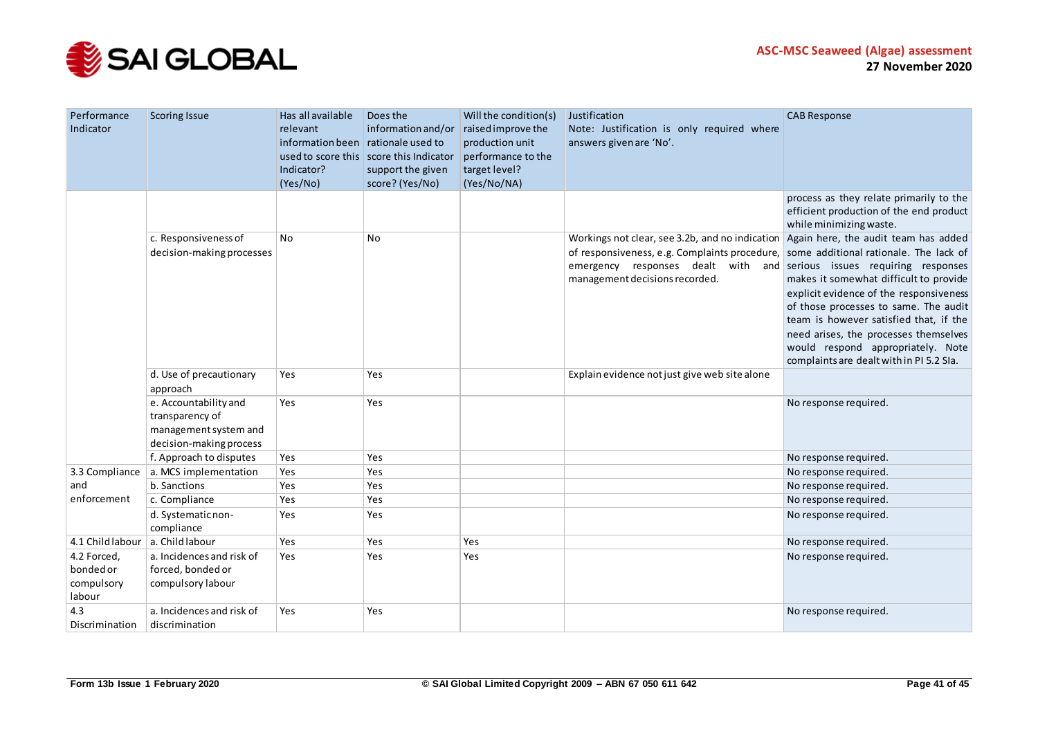| Performance Indicator | Scoring Issue | Has all available relevant information been used to score this Indicator? (Yes/No) | Does the information and/or rationale used to score this Indicator support the given score? (Yes/No) | Will the condition(s) raised improve the production unit performance to the target level? (Yes/No/NA) | Justification Note: Justification is only required where answers given are 'No'. | CAB Response |
|---|---|---|---|---|---|---|
| | | | | | | process as they relate primarily to the efficient production of the end product while minimizing waste. |
| | c. Responsiveness of decision-making processes | No | No | | Workings not clear, see 3.2b, and no indication of responsiveness, e.g. Complaints procedure, emergency responses dealt with and management decisions recorded. | Again here, the audit team has added some additional rationale. The lack of serious issues requiring responses makes it somewhat difficult to provide explicit evidence of the responsiveness of those processes to same. The audit team is however satisfied that, if the need arises, the processes themselves would respond appropriately. Note complaints are dealt with in PI 5.2 SIa. |
| | d. Use of precautionary approach | Yes | Yes | | Explain evidence not just give web site alone | |
| | e. Accountability and transparency of management system and decision-making process | Yes | Yes | | | No response required. |
| | f. Approach to disputes | Yes | Yes | | | No response required. |
| 3.3 Compliance and enforcement | a. MCS implementation | Yes | Yes | | | No response required. |
| | b. Sanctions | Yes | Yes | | | No response required. |
| | c. Compliance | Yes | Yes | | | No response required. |
| | d. Systematic non-compliance | Yes | Yes | | | No response required. |
| 4.1 Child labour | a. Child labour | Yes | Yes | Yes | | No response required. |
| 4.2 Forced, bonded or compulsory labour | a. Incidences and risk of forced, bonded or compulsory labour | Yes | Yes | Yes | | No response required. |
| 4.3 Discrimination | a. Incidences and risk of discrimination | Yes | Yes | | | No response required. |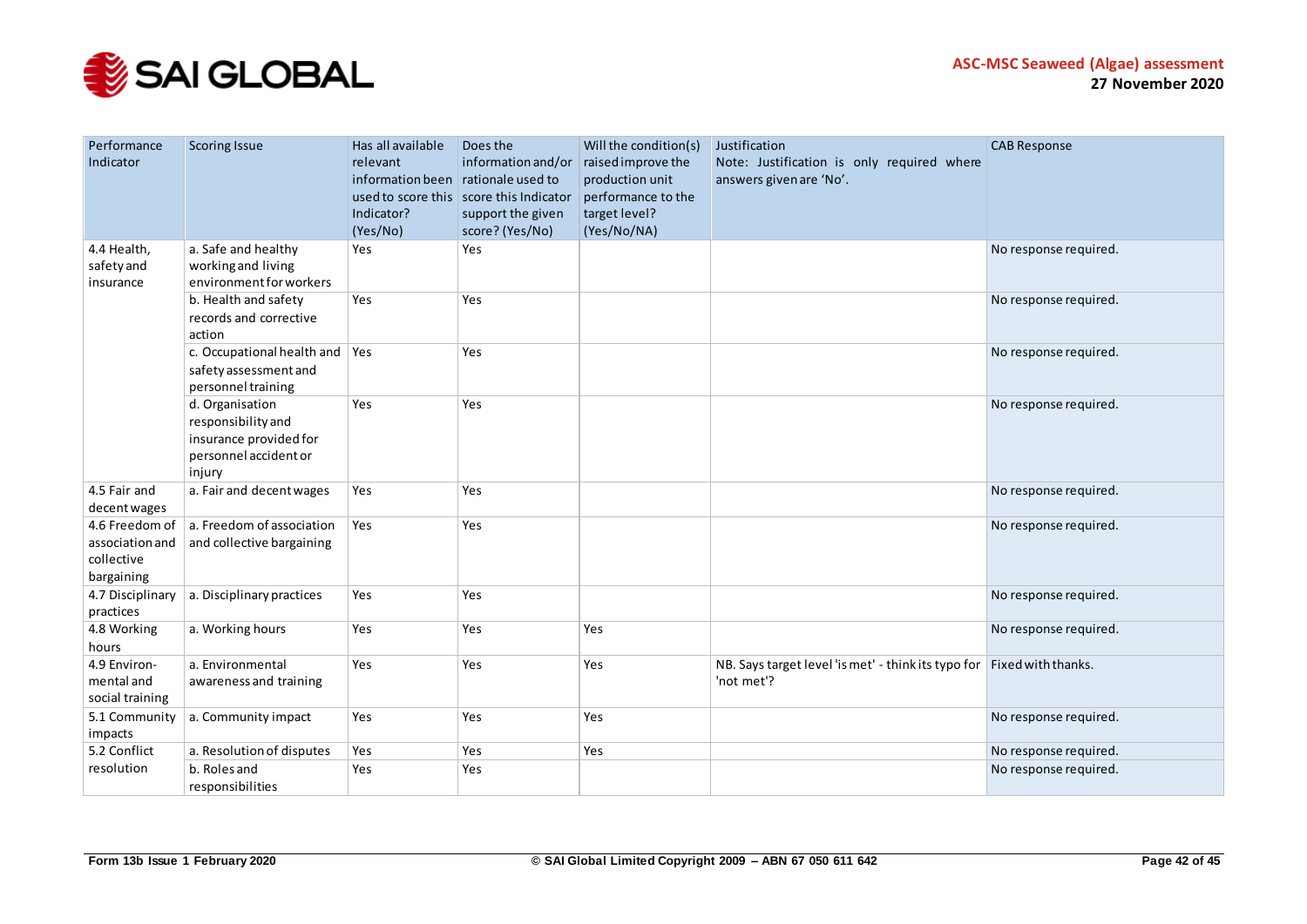| Performance Indicator | Scoring Issue | Has all available relevant information been used to score this Indicator? (Yes/No) | Does the information and/or rationale used to score this Indicator support the given score? (Yes/No) | Will the condition(s) raised improve the production unit performance to the target level? (Yes/No/NA) | Justification Note: Justification is only required where answers given are 'No'. | CAB Response |
|---|---|---|---|---|---|---|
| 4.4 Health, safety and insurance | a. Safe and healthy working and living environment for workers | Yes | Yes | | | No response required. |
| | b. Health and safety records and corrective action | Yes | Yes | | | No response required. |
| | c. Occupational health and safety assessment and personnel training | Yes | Yes | | | No response required. |
| | d. Organisation responsibility and insurance provided for personnel accident or injury | Yes | Yes | | | No response required. |
| 4.5 Fair and decent wages | a. Fair and decent wages | Yes | Yes | | | No response required. |
| 4.6 Freedom of association and collective bargaining | a. Freedom of association and collective bargaining | Yes | Yes | | | No response required. |
| 4.7 Disciplinary practices | a. Disciplinary practices | Yes | Yes | | | No response required. |
| 4.8 Working hours | a. Working hours | Yes | Yes | Yes | | No response required. |
| 4.9 Environ-mental and social training | a. Environmental awareness and training | Yes | Yes | Yes | NB. Says target level 'is met' - think its typo for 'not met'? | Fixed with thanks. |
| 5.1 Community impacts | a. Community impact | Yes | Yes | Yes | | No response required. |
| 5.2 Conflict resolution | a. Resolution of disputes | Yes | Yes | Yes | | No response required. |
| | b. Roles and responsibilities | Yes | Yes | | | No response required. |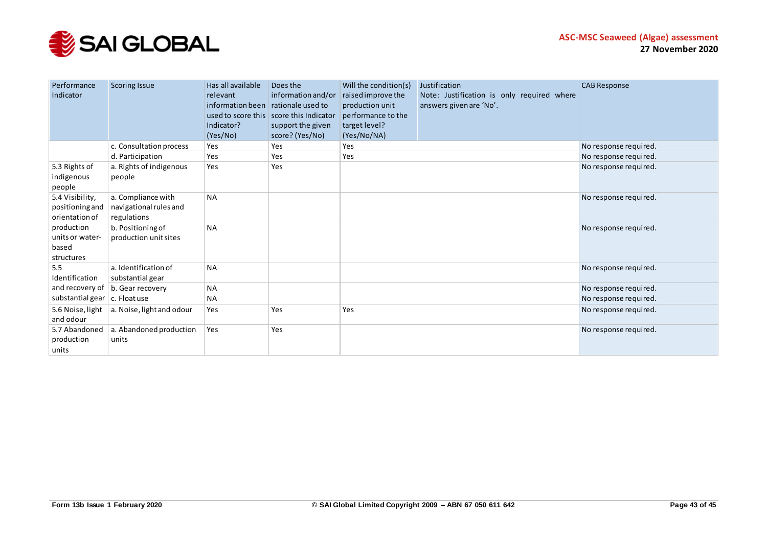| Performance Indicator | Scoring Issue | Has all available relevant information been used to score this Indicator? (Yes/No) | Does the information and/or rationale used to score this Indicator support the given score? (Yes/No) | Will the condition(s) raised improve the production unit performance to the target level? (Yes/No/NA) | Justification Note: Justification is only required where answers given are 'No'. | CAB Response |
|---|---|---|---|---|---|---|
| | c. Consultation process | Yes | Yes | Yes | | No response required. |
| | d. Participation | Yes | Yes | Yes | | No response required. |
| 5.3 Rights of indigenous people | a. Rights of indigenous people | Yes | Yes | | | No response required. |
| 5.4 Visibility, positioning and orientation of production units or water-based structures | a. Compliance with navigational rules and regulations | NA | | | | No response required. |
| | b. Positioning of production unit sites | NA | | | | No response required. |
| 5.5 Identification and recovery of substantial gear | a. Identification of substantial gear | NA | | | | No response required. |
| | b. Gear recovery | NA | | | | No response required. |
| | c. Float use | NA | | | | No response required. |
| 5.6 Noise, light and odour | a. Noise, light and odour | Yes | Yes | Yes | | No response required. |
| 5.7 Abandoned production units | a. Abandoned production units | Yes | Yes | | | No response required. |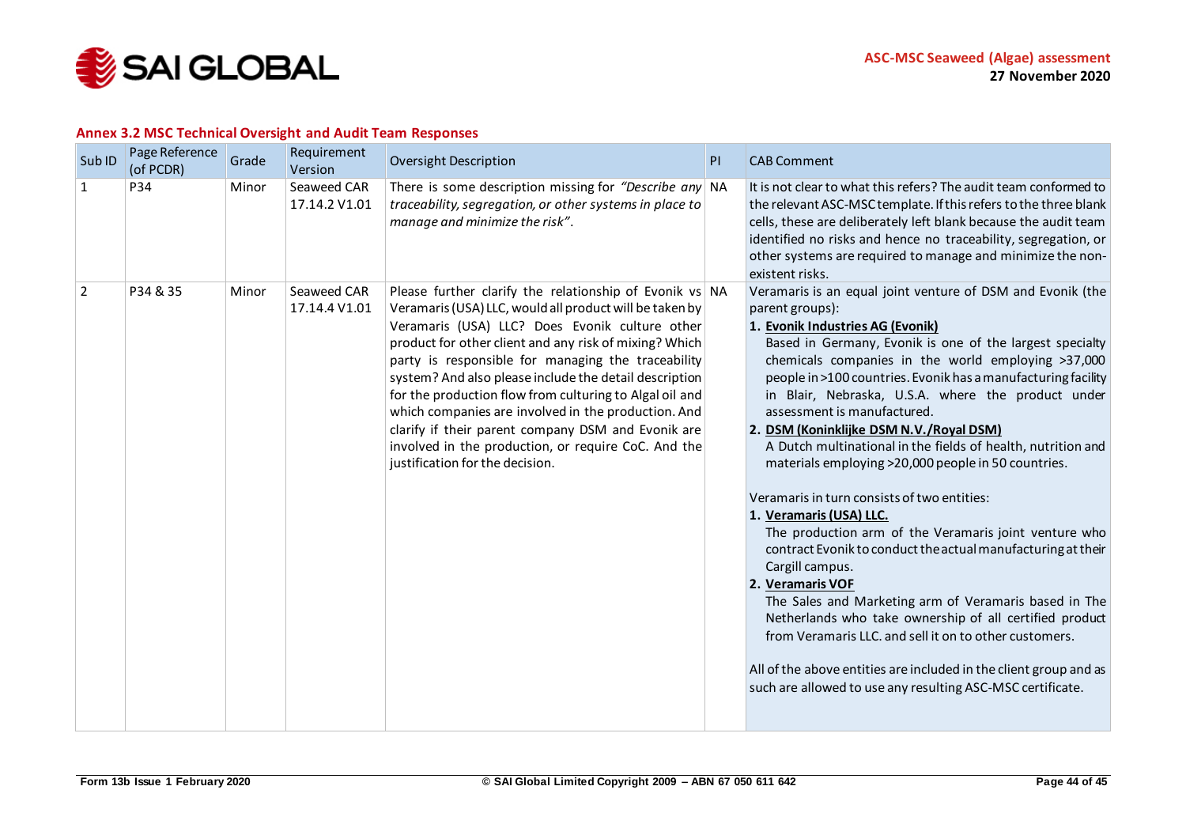### Annex 3.2 MSC Technical Oversight and Audit Team Responses

| Sub ID | Page Reference (of PCDR) | Grade | Requirement Version | Oversight Description | PI | CAB Comment |
|---|---|---|---|---|---|---|
| 1 | P34 | Minor | Seaweed CAR 17.14.2 V1.01 | There is some description missing for *"Describe any traceability, segregation, or other systems in place to manage and minimize the risk"*. | NA | It is not clear to what this refers? The audit team conformed to the relevant ASC-MSC template. If this refers to the three blank cells, these are deliberately left blank because the audit team identified no risks and hence no traceability, segregation, or other systems are required to manage and minimize the non-existent risks. |
| 2 | P34 & 35 | Minor | Seaweed CAR 17.14.4 V1.01 | Please further clarify the relationship of Evonik vs Veramaris (USA) LLC, would all product will be taken by Veramaris (USA) LLC? Does Evonik culture other product for other client and any risk of mixing? Which party is responsible for managing the traceability system? And also please include the detail description for the production flow from culturing to Algal oil and which companies are involved in the production. And clarify if their parent company DSM and Evonik are involved in the production, or require CoC. And the justification for the decision. | NA | Veramaris is an equal joint venture of DSM and Evonik (the parent groups):<br>**1. Evonik Industries AG (Evonik)**<br>Based in Germany, Evonik is one of the largest specialty chemicals companies in the world employing >37,000 people in >100 countries. Evonik has a manufacturing facility in Blair, Nebraska, U.S.A. where the product under assessment is manufactured.<br>**2. DSM (Koninklijke DSM N.V./Royal DSM)**<br>A Dutch multinational in the fields of health, nutrition and materials employing >20,000 people in 50 countries.<br><br>Veramaris in turn consists of two entities:<br>**1. Veramaris (USA) LLC.**<br>The production arm of the Veramaris joint venture who contract Evonik to conduct the actual manufacturing at their Cargill campus.<br>**2. Veramaris VOF**<br>The Sales and Marketing arm of Veramaris based in The Netherlands who take ownership of all certified product from Veramaris LLC. and sell it on to other customers.<br><br>All of the above entities are included in the client group and as such are allowed to use any resulting ASC-MSC certificate. |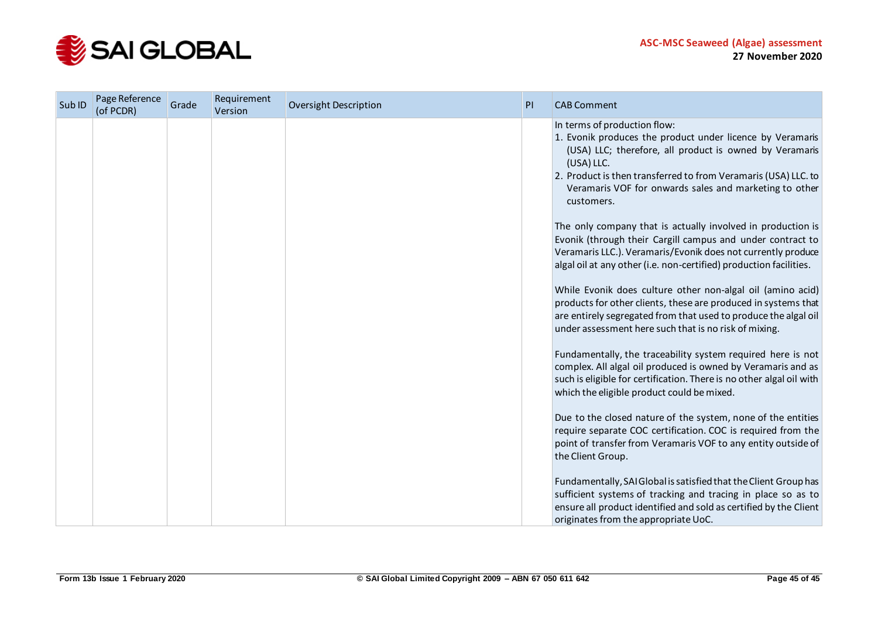| Sub ID | Page Reference (of PCDR) | Grade | Requirement Version | Oversight Description | PI | CAB Comment |
|---|---|---|---|---|---|---|
| | | | | | | In terms of production flow:<br>1. Evonik produces the product under licence by Veramaris (USA) LLC; therefore, all product is owned by Veramaris (USA) LLC.<br>2. Product is then transferred to from Veramaris (USA) LLC. to Veramaris VOF for onwards sales and marketing to other customers.<br><br>The only company that is actually involved in production is Evonik (through their Cargill campus and under contract to Veramaris LLC.). Veramaris/Evonik does not currently produce algal oil at any other (i.e. non-certified) production facilities.<br><br>While Evonik does culture other non-algal oil (amino acid) products for other clients, these are produced in systems that are entirely segregated from that used to produce the algal oil under assessment here such that is no risk of mixing.<br><br>Fundamentally, the traceability system required here is not complex. All algal oil produced is owned by Veramaris and as such is eligible for certification. There is no other algal oil with which the eligible product could be mixed.<br><br>Due to the closed nature of the system, none of the entities require separate COC certification. COC is required from the point of transfer from Veramaris VOF to any entity outside of the Client Group.<br><br>Fundamentally, SAI Global is satisfied that the Client Group has sufficient systems of tracking and tracing in place so as to ensure all product identified and sold as certified by the Client originates from the appropriate UoC. |